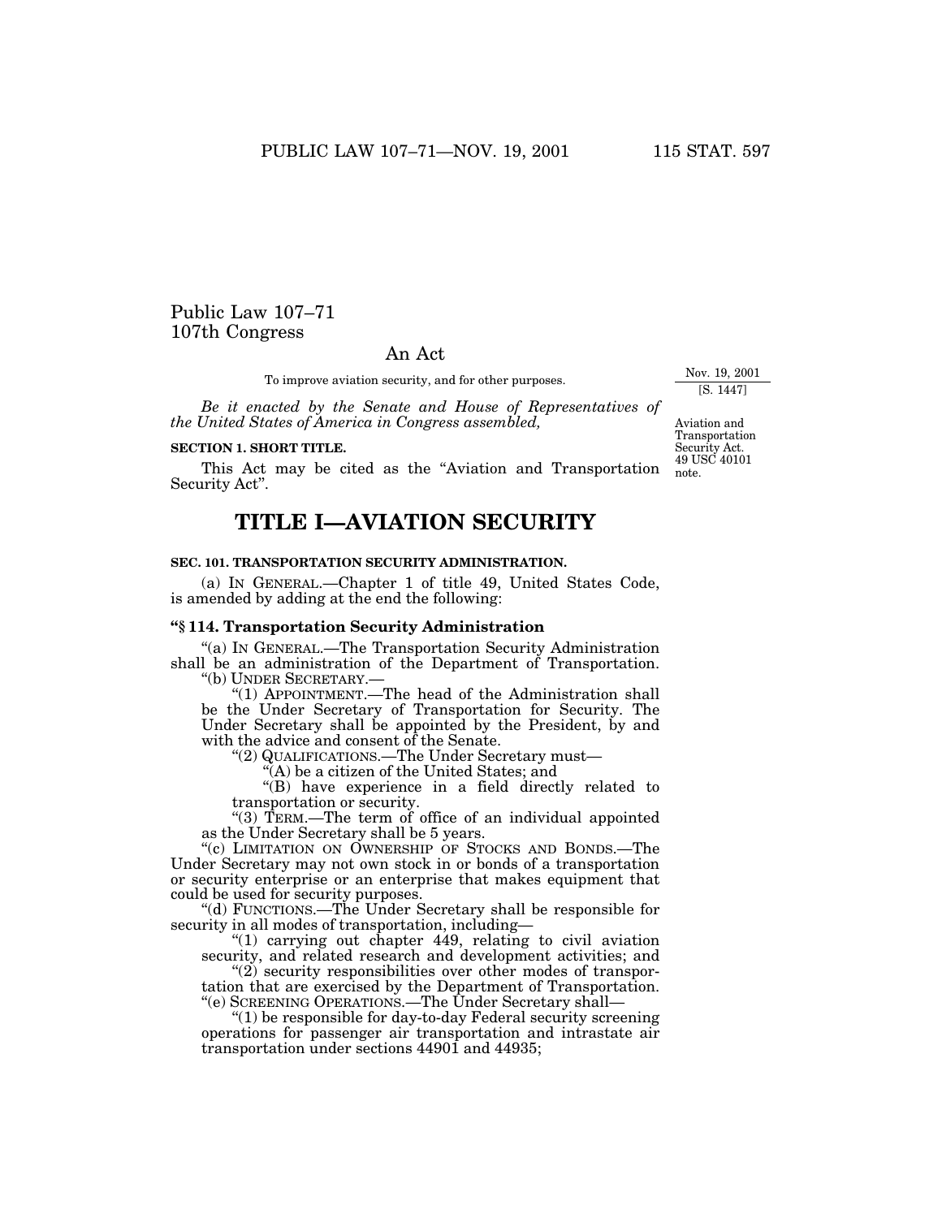# Public Law 107–71
107th Congress

## An Act

To improve aviation security, and for other purposes.

Nov. 19, 2001
[S. 1447]

*Be it enacted by the Senate and House of Representatives of the United States of America in Congress assembled,*

Aviation and Transportation Security Act. 49 USC 40101 note.

**SECTION 1. SHORT TITLE.**

This Act may be cited as the "Aviation and Transportation Security Act".

# TITLE I—AVIATION SECURITY

**SEC. 101. TRANSPORTATION SECURITY ADMINISTRATION.**

(a) IN GENERAL.—Chapter 1 of title 49, United States Code, is amended by adding at the end the following:

**"§ 114. Transportation Security Administration**

"(a) IN GENERAL.—The Transportation Security Administration shall be an administration of the Department of Transportation.

"(b) UNDER SECRETARY.—

"(1) APPOINTMENT.—The head of the Administration shall be the Under Secretary of Transportation for Security. The Under Secretary shall be appointed by the President, by and with the advice and consent of the Senate.

"(2) QUALIFICATIONS.—The Under Secretary must—

"(A) be a citizen of the United States; and

"(B) have experience in a field directly related to transportation or security.

"(3) TERM.—The term of office of an individual appointed as the Under Secretary shall be 5 years.

"(c) LIMITATION ON OWNERSHIP OF STOCKS AND BONDS.—The Under Secretary may not own stock in or bonds of a transportation or security enterprise or an enterprise that makes equipment that could be used for security purposes.

"(d) FUNCTIONS.—The Under Secretary shall be responsible for security in all modes of transportation, including—

"(1) carrying out chapter 449, relating to civil aviation security, and related research and development activities; and

"(2) security responsibilities over other modes of transportation that are exercised by the Department of Transportation.

"(e) SCREENING OPERATIONS.—The Under Secretary shall—

"(1) be responsible for day-to-day Federal security screening operations for passenger air transportation and intrastate air transportation under sections 44901 and 44935;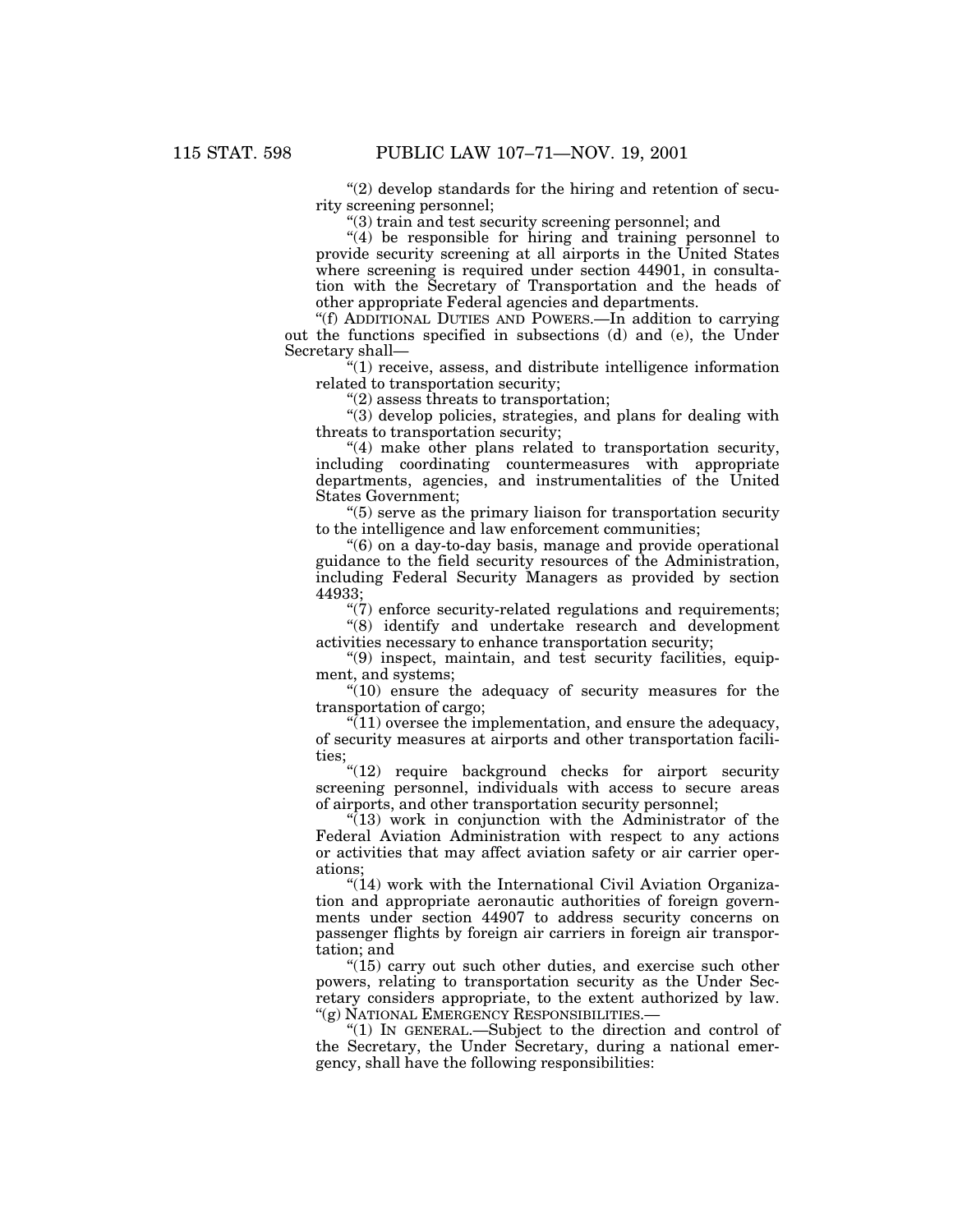"(2) develop standards for the hiring and retention of security screening personnel;

"(3) train and test security screening personnel; and

"(4) be responsible for hiring and training personnel to provide security screening at all airports in the United States where screening is required under section 44901, in consultation with the Secretary of Transportation and the heads of other appropriate Federal agencies and departments.

"(f) ADDITIONAL DUTIES AND POWERS.—In addition to carrying out the functions specified in subsections (d) and (e), the Under Secretary shall—

"(1) receive, assess, and distribute intelligence information related to transportation security;

"(2) assess threats to transportation;

"(3) develop policies, strategies, and plans for dealing with threats to transportation security;

"(4) make other plans related to transportation security, including coordinating countermeasures with appropriate departments, agencies, and instrumentalities of the United States Government;

"(5) serve as the primary liaison for transportation security to the intelligence and law enforcement communities;

"(6) on a day-to-day basis, manage and provide operational guidance to the field security resources of the Administration, including Federal Security Managers as provided by section 44933;

"(7) enforce security-related regulations and requirements;

"(8) identify and undertake research and development activities necessary to enhance transportation security;

"(9) inspect, maintain, and test security facilities, equipment, and systems;

"(10) ensure the adequacy of security measures for the transportation of cargo;

"(11) oversee the implementation, and ensure the adequacy, of security measures at airports and other transportation facilities;

"(12) require background checks for airport security screening personnel, individuals with access to secure areas of airports, and other transportation security personnel;

"(13) work in conjunction with the Administrator of the Federal Aviation Administration with respect to any actions or activities that may affect aviation safety or air carrier operations;

"(14) work with the International Civil Aviation Organization and appropriate aeronautic authorities of foreign governments under section 44907 to address security concerns on passenger flights by foreign air carriers in foreign air transportation; and

"(15) carry out such other duties, and exercise such other powers, relating to transportation security as the Under Secretary considers appropriate, to the extent authorized by law.

"(g) NATIONAL EMERGENCY RESPONSIBILITIES.—

"(1) IN GENERAL.—Subject to the direction and control of the Secretary, the Under Secretary, during a national emergency, shall have the following responsibilities: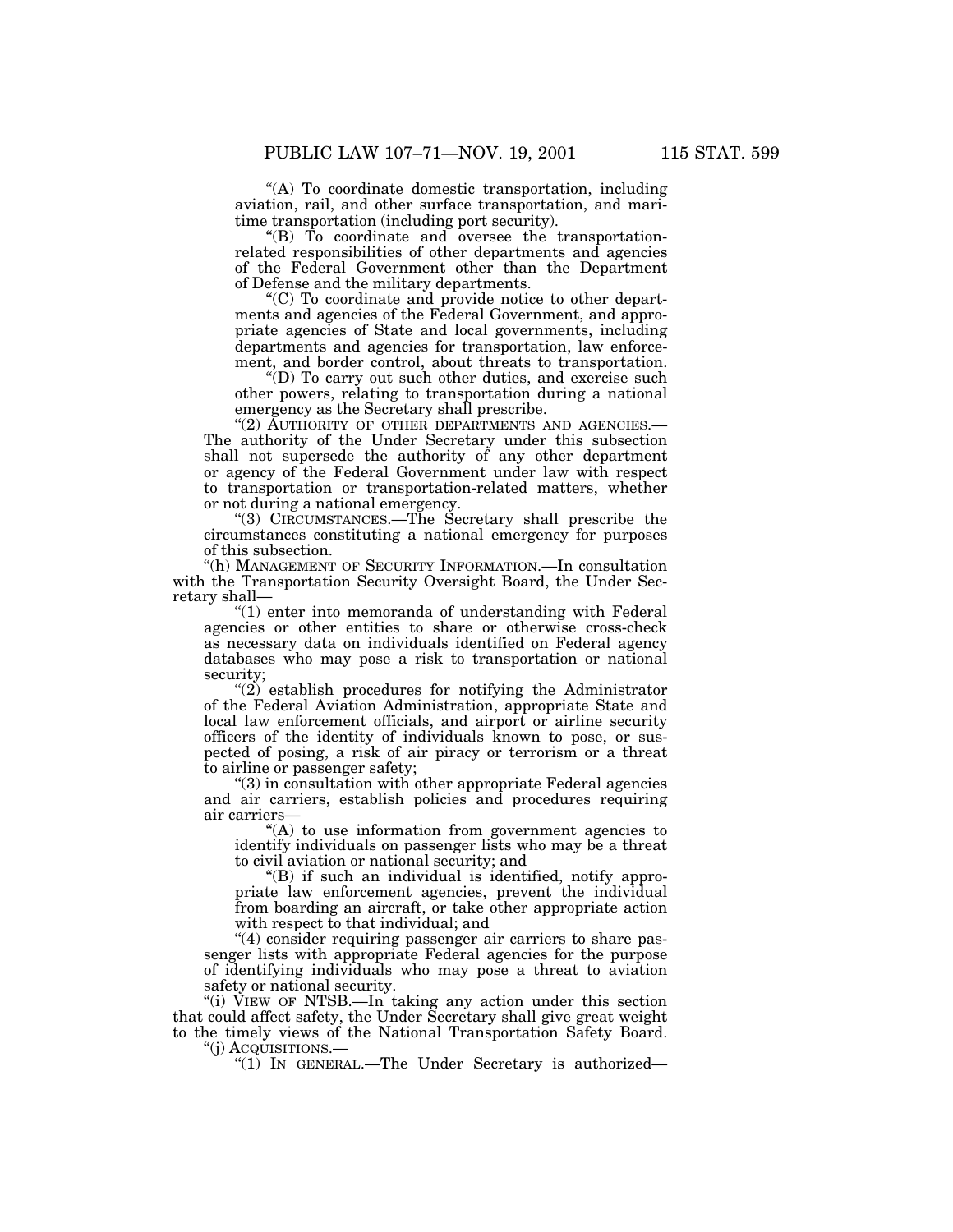"(A) To coordinate domestic transportation, including aviation, rail, and other surface transportation, and maritime transportation (including port security).

"(B) To coordinate and oversee the transportation-related responsibilities of other departments and agencies of the Federal Government other than the Department of Defense and the military departments.

"(C) To coordinate and provide notice to other departments and agencies of the Federal Government, and appropriate agencies of State and local governments, including departments and agencies for transportation, law enforcement, and border control, about threats to transportation.

"(D) To carry out such other duties, and exercise such other powers, relating to transportation during a national emergency as the Secretary shall prescribe.

"(2) AUTHORITY OF OTHER DEPARTMENTS AND AGENCIES.—The authority of the Under Secretary under this subsection shall not supersede the authority of any other department or agency of the Federal Government under law with respect to transportation or transportation-related matters, whether or not during a national emergency.

"(3) CIRCUMSTANCES.—The Secretary shall prescribe the circumstances constituting a national emergency for purposes of this subsection.

"(h) MANAGEMENT OF SECURITY INFORMATION.—In consultation with the Transportation Security Oversight Board, the Under Secretary shall—

"(1) enter into memoranda of understanding with Federal agencies or other entities to share or otherwise cross-check as necessary data on individuals identified on Federal agency databases who may pose a risk to transportation or national security;

"(2) establish procedures for notifying the Administrator of the Federal Aviation Administration, appropriate State and local law enforcement officials, and airport or airline security officers of the identity of individuals known to pose, or suspected of posing, a risk of air piracy or terrorism or a threat to airline or passenger safety;

"(3) in consultation with other appropriate Federal agencies and air carriers, establish policies and procedures requiring air carriers—

"(A) to use information from government agencies to identify individuals on passenger lists who may be a threat to civil aviation or national security; and

"(B) if such an individual is identified, notify appropriate law enforcement agencies, prevent the individual from boarding an aircraft, or take other appropriate action with respect to that individual; and

"(4) consider requiring passenger air carriers to share passenger lists with appropriate Federal agencies for the purpose of identifying individuals who may pose a threat to aviation safety or national security.

"(i) VIEW OF NTSB.—In taking any action under this section that could affect safety, the Under Secretary shall give great weight to the timely views of the National Transportation Safety Board.

"(j) ACQUISITIONS.—

"(1) IN GENERAL.—The Under Secretary is authorized—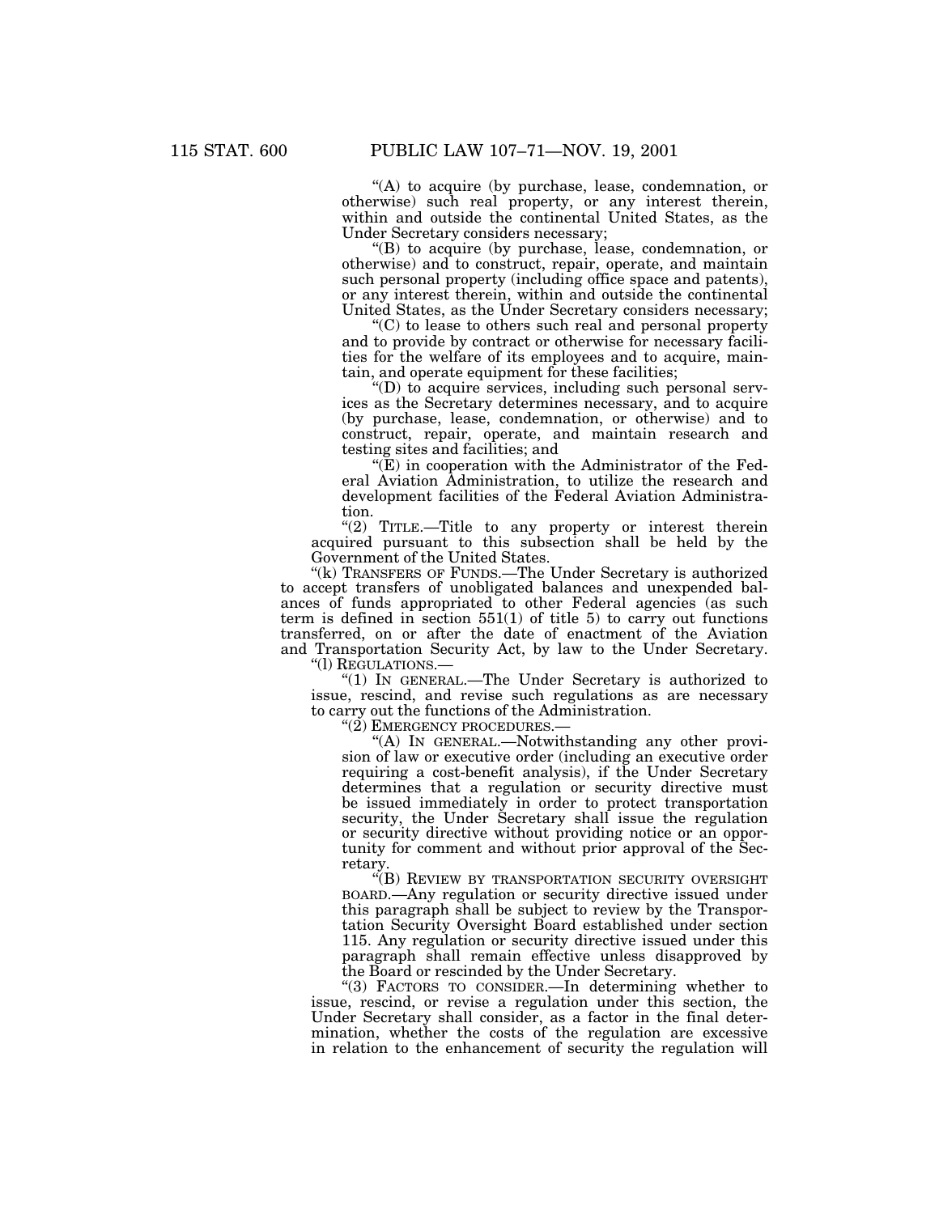"(A) to acquire (by purchase, lease, condemnation, or otherwise) such real property, or any interest therein, within and outside the continental United States, as the Under Secretary considers necessary;

"(B) to acquire (by purchase, lease, condemnation, or otherwise) and to construct, repair, operate, and maintain such personal property (including office space and patents), or any interest therein, within and outside the continental United States, as the Under Secretary considers necessary;

"(C) to lease to others such real and personal property and to provide by contract or otherwise for necessary facilities for the welfare of its employees and to acquire, maintain, and operate equipment for these facilities;

"(D) to acquire services, including such personal services as the Secretary determines necessary, and to acquire (by purchase, lease, condemnation, or otherwise) and to construct, repair, operate, and maintain research and testing sites and facilities; and

"(E) in cooperation with the Administrator of the Federal Aviation Administration, to utilize the research and development facilities of the Federal Aviation Administration.

"(2) TITLE.—Title to any property or interest therein acquired pursuant to this subsection shall be held by the Government of the United States.

"(k) TRANSFERS OF FUNDS.—The Under Secretary is authorized to accept transfers of unobligated balances and unexpended balances of funds appropriated to other Federal agencies (as such term is defined in section 551(1) of title 5) to carry out functions transferred, on or after the date of enactment of the Aviation and Transportation Security Act, by law to the Under Secretary.

"(l) REGULATIONS.—

"(1) IN GENERAL.—The Under Secretary is authorized to issue, rescind, and revise such regulations as are necessary to carry out the functions of the Administration.

"(2) EMERGENCY PROCEDURES.—

"(A) IN GENERAL.—Notwithstanding any other provision of law or executive order (including an executive order requiring a cost-benefit analysis), if the Under Secretary determines that a regulation or security directive must be issued immediately in order to protect transportation security, the Under Secretary shall issue the regulation or security directive without providing notice or an opportunity for comment and without prior approval of the Secretary.

"(B) REVIEW BY TRANSPORTATION SECURITY OVERSIGHT BOARD.—Any regulation or security directive issued under this paragraph shall be subject to review by the Transportation Security Oversight Board established under section 115. Any regulation or security directive issued under this paragraph shall remain effective unless disapproved by the Board or rescinded by the Under Secretary.

"(3) FACTORS TO CONSIDER.—In determining whether to issue, rescind, or revise a regulation under this section, the Under Secretary shall consider, as a factor in the final determination, whether the costs of the regulation are excessive in relation to the enhancement of security the regulation will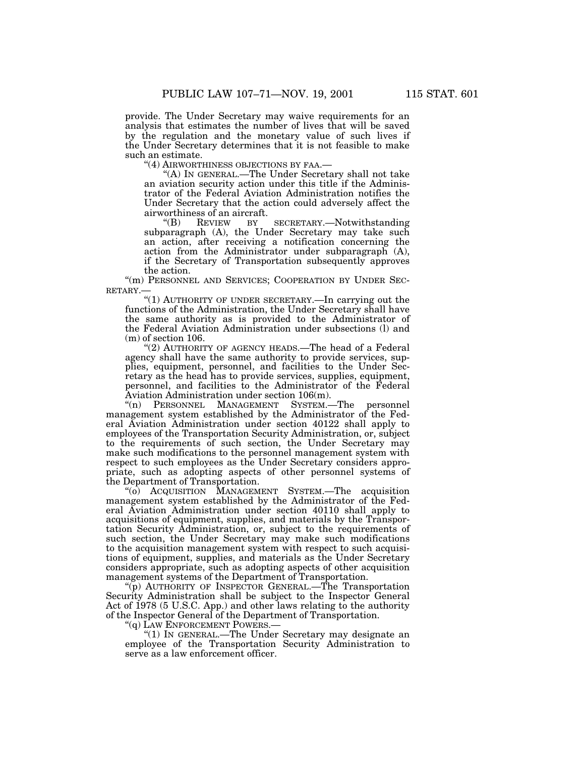provide. The Under Secretary may waive requirements for an analysis that estimates the number of lives that will be saved by the regulation and the monetary value of such lives if the Under Secretary determines that it is not feasible to make such an estimate.

"(4) AIRWORTHINESS OBJECTIONS BY FAA.—

"(A) IN GENERAL.—The Under Secretary shall not take an aviation security action under this title if the Administrator of the Federal Aviation Administration notifies the Under Secretary that the action could adversely affect the airworthiness of an aircraft.

"(B) REVIEW BY SECRETARY.—Notwithstanding subparagraph (A), the Under Secretary may take such an action, after receiving a notification concerning the action from the Administrator under subparagraph (A), if the Secretary of Transportation subsequently approves the action.

"(m) PERSONNEL AND SERVICES; COOPERATION BY UNDER SECRETARY.—

"(1) AUTHORITY OF UNDER SECRETARY.—In carrying out the functions of the Administration, the Under Secretary shall have the same authority as is provided to the Administrator of the Federal Aviation Administration under subsections (l) and (m) of section 106.

"(2) AUTHORITY OF AGENCY HEADS.—The head of a Federal agency shall have the same authority to provide services, supplies, equipment, personnel, and facilities to the Under Secretary as the head has to provide services, supplies, equipment, personnel, and facilities to the Administrator of the Federal Aviation Administration under section 106(m).

"(n) PERSONNEL MANAGEMENT SYSTEM.—The personnel management system established by the Administrator of the Federal Aviation Administration under section 40122 shall apply to employees of the Transportation Security Administration, or, subject to the requirements of such section, the Under Secretary may make such modifications to the personnel management system with respect to such employees as the Under Secretary considers appropriate, such as adopting aspects of other personnel systems of the Department of Transportation.

"(o) ACQUISITION MANAGEMENT SYSTEM.—The acquisition management system established by the Administrator of the Federal Aviation Administration under section 40110 shall apply to acquisitions of equipment, supplies, and materials by the Transportation Security Administration, or, subject to the requirements of such section, the Under Secretary may make such modifications to the acquisition management system with respect to such acquisitions of equipment, supplies, and materials as the Under Secretary considers appropriate, such as adopting aspects of other acquisition management systems of the Department of Transportation.

"(p) AUTHORITY OF INSPECTOR GENERAL.—The Transportation Security Administration shall be subject to the Inspector General Act of 1978 (5 U.S.C. App.) and other laws relating to the authority of the Inspector General of the Department of Transportation.

"(q) LAW ENFORCEMENT POWERS.—

"(1) IN GENERAL.—The Under Secretary may designate an employee of the Transportation Security Administration to serve as a law enforcement officer.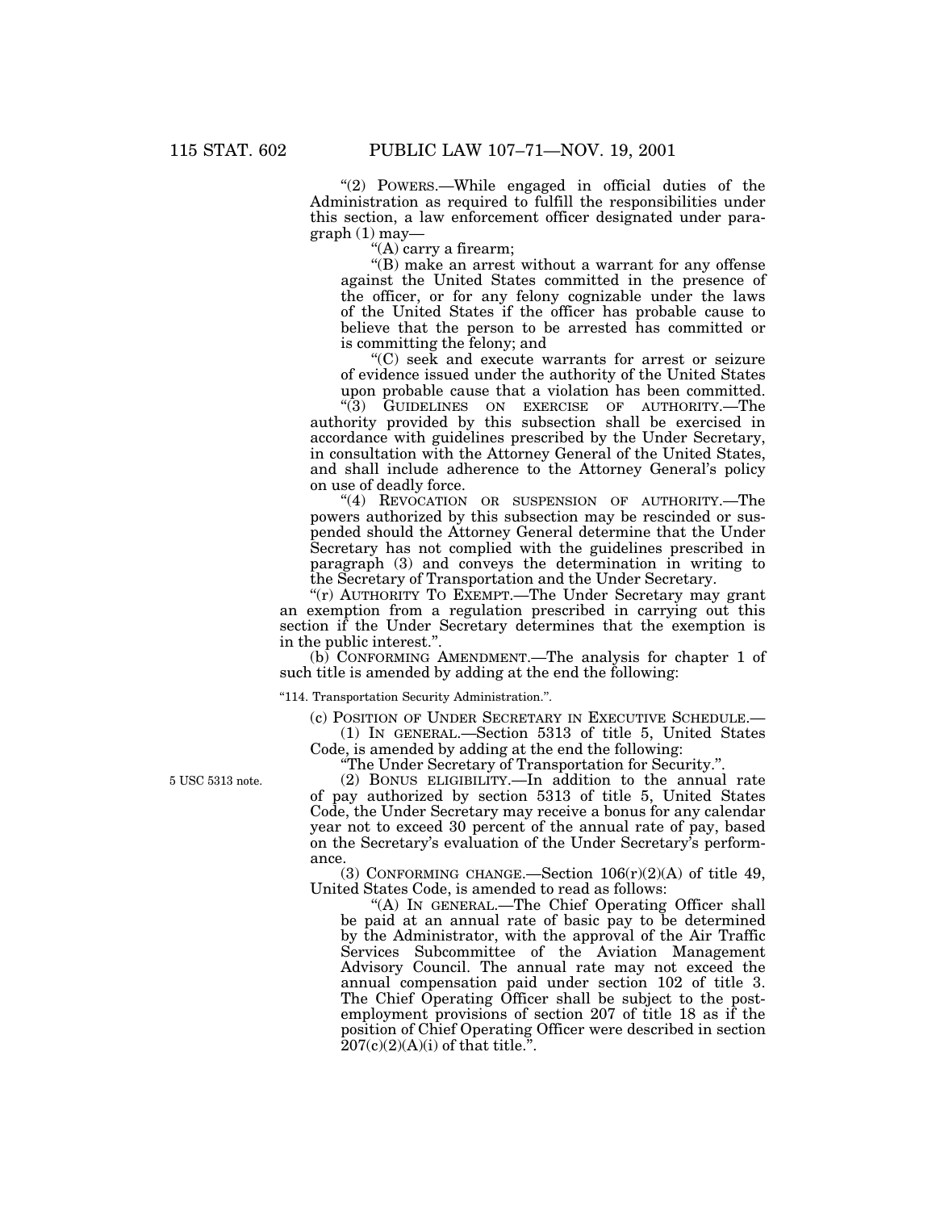"(2) POWERS.—While engaged in official duties of the Administration as required to fulfill the responsibilities under this section, a law enforcement officer designated under paragraph (1) may—

"(A) carry a firearm;

"(B) make an arrest without a warrant for any offense against the United States committed in the presence of the officer, or for any felony cognizable under the laws of the United States if the officer has probable cause to believe that the person to be arrested has committed or is committing the felony; and

"(C) seek and execute warrants for arrest or seizure of evidence issued under the authority of the United States upon probable cause that a violation has been committed.

"(3) GUIDELINES ON EXERCISE OF AUTHORITY.—The authority provided by this subsection shall be exercised in accordance with guidelines prescribed by the Under Secretary, in consultation with the Attorney General of the United States, and shall include adherence to the Attorney General's policy on use of deadly force.

"(4) REVOCATION OR SUSPENSION OF AUTHORITY.—The powers authorized by this subsection may be rescinded or suspended should the Attorney General determine that the Under Secretary has not complied with the guidelines prescribed in paragraph (3) and conveys the determination in writing to the Secretary of Transportation and the Under Secretary.

"(r) AUTHORITY TO EXEMPT.—The Under Secretary may grant an exemption from a regulation prescribed in carrying out this section if the Under Secretary determines that the exemption is in the public interest.".

(b) CONFORMING AMENDMENT.—The analysis for chapter 1 of such title is amended by adding at the end the following:

"114. Transportation Security Administration.".

(c) POSITION OF UNDER SECRETARY IN EXECUTIVE SCHEDULE.—

(1) IN GENERAL.—Section 5313 of title 5, United States Code, is amended by adding at the end the following:

"The Under Secretary of Transportation for Security.".

5 USC 5313 note.

(2) BONUS ELIGIBILITY.—In addition to the annual rate of pay authorized by section 5313 of title 5, United States Code, the Under Secretary may receive a bonus for any calendar year not to exceed 30 percent of the annual rate of pay, based on the Secretary's evaluation of the Under Secretary's performance.

(3) CONFORMING CHANGE.—Section 106(r)(2)(A) of title 49, United States Code, is amended to read as follows:

"(A) IN GENERAL.—The Chief Operating Officer shall be paid at an annual rate of basic pay to be determined by the Administrator, with the approval of the Air Traffic Services Subcommittee of the Aviation Management Advisory Council. The annual rate may not exceed the annual compensation paid under section 102 of title 3. The Chief Operating Officer shall be subject to the post-employment provisions of section 207 of title 18 as if the position of Chief Operating Officer were described in section 207(c)(2)(A)(i) of that title.".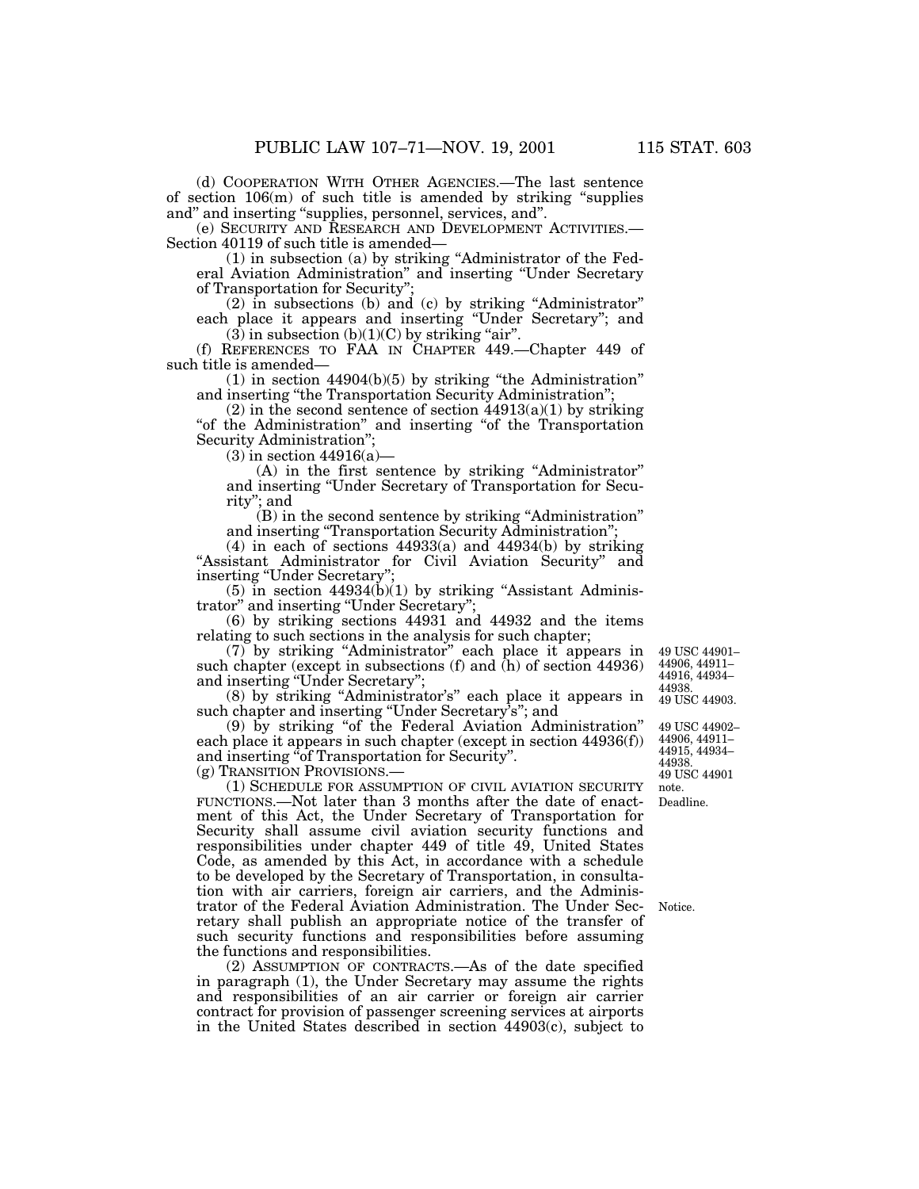(d) COOPERATION WITH OTHER AGENCIES.—The last sentence of section 106(m) of such title is amended by striking "supplies and" and inserting "supplies, personnel, services, and".

(e) SECURITY AND RESEARCH AND DEVELOPMENT ACTIVITIES.—Section 40119 of such title is amended—

(1) in subsection (a) by striking "Administrator of the Federal Aviation Administration" and inserting "Under Secretary of Transportation for Security";

(2) in subsections (b) and (c) by striking "Administrator" each place it appears and inserting "Under Secretary"; and

(3) in subsection (b)(1)(C) by striking "air".

(f) REFERENCES TO FAA IN CHAPTER 449.—Chapter 449 of such title is amended—

(1) in section 44904(b)(5) by striking "the Administration" and inserting "the Transportation Security Administration";

(2) in the second sentence of section 44913(a)(1) by striking "of the Administration" and inserting "of the Transportation Security Administration";

(3) in section 44916(a)—

(A) in the first sentence by striking "Administrator" and inserting "Under Secretary of Transportation for Security"; and

(B) in the second sentence by striking "Administration" and inserting "Transportation Security Administration";

(4) in each of sections 44933(a) and 44934(b) by striking "Assistant Administrator for Civil Aviation Security" and inserting "Under Secretary";

(5) in section 44934(b)(1) by striking "Assistant Administrator" and inserting "Under Secretary";

(6) by striking sections 44931 and 44932 and the items relating to such sections in the analysis for such chapter;

49 USC 44901–44906, 44911–44916, 44934–44938.

(7) by striking "Administrator" each place it appears in such chapter (except in subsections (f) and (h) of section 44936) and inserting "Under Secretary";

49 USC 44903.

(8) by striking "Administrator's" each place it appears in such chapter and inserting "Under Secretary's"; and

49 USC 44902–44906, 44911–44915, 44934–44938.

(9) by striking "of the Federal Aviation Administration" each place it appears in such chapter (except in section 44936(f)) and inserting "of Transportation for Security".

49 USC 44901 note.

(g) TRANSITION PROVISIONS.—

Deadline.

(1) SCHEDULE FOR ASSUMPTION OF CIVIL AVIATION SECURITY FUNCTIONS.—Not later than 3 months after the date of enactment of this Act, the Under Secretary of Transportation for Security shall assume civil aviation security functions and responsibilities under chapter 449 of title 49, United States Code, as amended by this Act, in accordance with a schedule to be developed by the Secretary of Transportation, in consultation with air carriers, foreign air carriers, and the Administrator of the Federal Aviation Administration. The Under Secretary shall publish an appropriate notice of the transfer of such security functions and responsibilities before assuming the functions and responsibilities.

Notice.

(2) ASSUMPTION OF CONTRACTS.—As of the date specified in paragraph (1), the Under Secretary may assume the rights and responsibilities of an air carrier or foreign air carrier contract for provision of passenger screening services at airports in the United States described in section 44903(c), subject to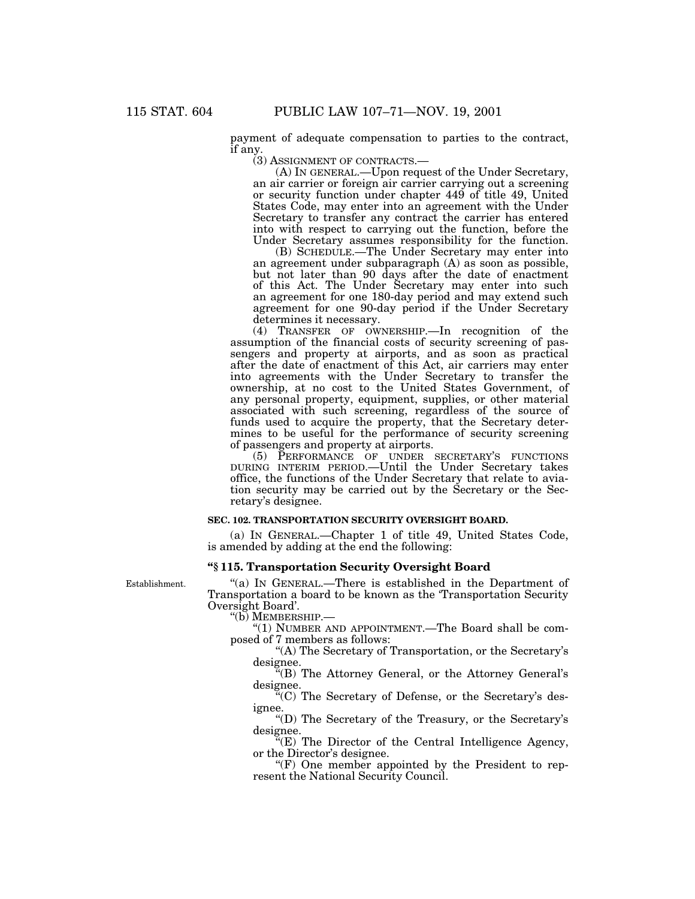payment of adequate compensation to parties to the contract, if any.

(3) ASSIGNMENT OF CONTRACTS.—

(A) IN GENERAL.—Upon request of the Under Secretary, an air carrier or foreign air carrier carrying out a screening or security function under chapter 449 of title 49, United States Code, may enter into an agreement with the Under Secretary to transfer any contract the carrier has entered into with respect to carrying out the function, before the Under Secretary assumes responsibility for the function.

(B) SCHEDULE.—The Under Secretary may enter into an agreement under subparagraph (A) as soon as possible, but not later than 90 days after the date of enactment of this Act. The Under Secretary may enter into such an agreement for one 180-day period and may extend such agreement for one 90-day period if the Under Secretary determines it necessary.

(4) TRANSFER OF OWNERSHIP.—In recognition of the assumption of the financial costs of security screening of passengers and property at airports, and as soon as practical after the date of enactment of this Act, air carriers may enter into agreements with the Under Secretary to transfer the ownership, at no cost to the United States Government, of any personal property, equipment, supplies, or other material associated with such screening, regardless of the source of funds used to acquire the property, that the Secretary determines to be useful for the performance of security screening of passengers and property at airports.

(5) PERFORMANCE OF UNDER SECRETARY'S FUNCTIONS DURING INTERIM PERIOD.—Until the Under Secretary takes office, the functions of the Under Secretary that relate to aviation security may be carried out by the Secretary or the Secretary's designee.

**SEC. 102. TRANSPORTATION SECURITY OVERSIGHT BOARD.**

(a) IN GENERAL.—Chapter 1 of title 49, United States Code, is amended by adding at the end the following:

**"§ 115. Transportation Security Oversight Board**

Establishment.

"(a) IN GENERAL.—There is established in the Department of Transportation a board to be known as the 'Transportation Security Oversight Board'.

"(b) MEMBERSHIP.—

"(1) NUMBER AND APPOINTMENT.—The Board shall be composed of 7 members as follows:

"(A) The Secretary of Transportation, or the Secretary's designee.

"(B) The Attorney General, or the Attorney General's designee.

"(C) The Secretary of Defense, or the Secretary's designee.

"(D) The Secretary of the Treasury, or the Secretary's designee.

"(E) The Director of the Central Intelligence Agency, or the Director's designee.

"(F) One member appointed by the President to represent the National Security Council.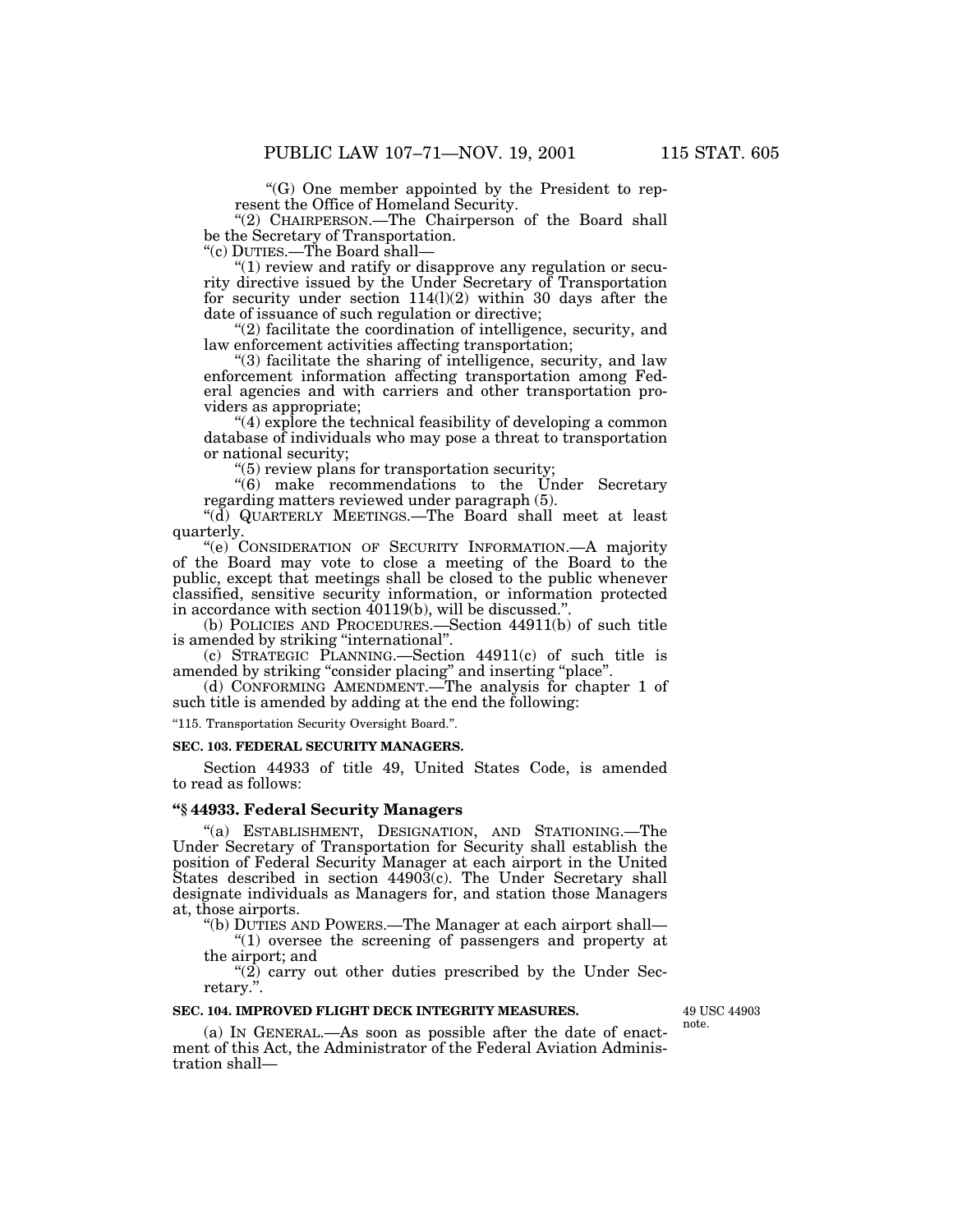"(G) One member appointed by the President to represent the Office of Homeland Security.

"(2) CHAIRPERSON.—The Chairperson of the Board shall be the Secretary of Transportation.

"(c) DUTIES.—The Board shall—

"(1) review and ratify or disapprove any regulation or security directive issued by the Under Secretary of Transportation for security under section 114(l)(2) within 30 days after the date of issuance of such regulation or directive;

"(2) facilitate the coordination of intelligence, security, and law enforcement activities affecting transportation;

"(3) facilitate the sharing of intelligence, security, and law enforcement information affecting transportation among Federal agencies and with carriers and other transportation providers as appropriate;

"(4) explore the technical feasibility of developing a common database of individuals who may pose a threat to transportation or national security;

"(5) review plans for transportation security;

"(6) make recommendations to the Under Secretary regarding matters reviewed under paragraph (5).

"(d) QUARTERLY MEETINGS.—The Board shall meet at least quarterly.

"(e) CONSIDERATION OF SECURITY INFORMATION.—A majority of the Board may vote to close a meeting of the Board to the public, except that meetings shall be closed to the public whenever classified, sensitive security information, or information protected in accordance with section 40119(b), will be discussed.".

(b) POLICIES AND PROCEDURES.—Section 44911(b) of such title is amended by striking "international".

(c) STRATEGIC PLANNING.—Section 44911(c) of such title is amended by striking "consider placing" and inserting "place".

(d) CONFORMING AMENDMENT.—The analysis for chapter 1 of such title is amended by adding at the end the following:

"115. Transportation Security Oversight Board.".

**SEC. 103. FEDERAL SECURITY MANAGERS.**

Section 44933 of title 49, United States Code, is amended to read as follows:

### "§ 44933. Federal Security Managers

"(a) ESTABLISHMENT, DESIGNATION, AND STATIONING.—The Under Secretary of Transportation for Security shall establish the position of Federal Security Manager at each airport in the United States described in section 44903(c). The Under Secretary shall designate individuals as Managers for, and station those Managers at, those airports.

"(b) DUTIES AND POWERS.—The Manager at each airport shall—

"(1) oversee the screening of passengers and property at the airport; and

"(2) carry out other duties prescribed by the Under Secretary.".

**SEC. 104. IMPROVED FLIGHT DECK INTEGRITY MEASURES.**

49 USC 44903 note.

(a) IN GENERAL.—As soon as possible after the date of enactment of this Act, the Administrator of the Federal Aviation Administration shall—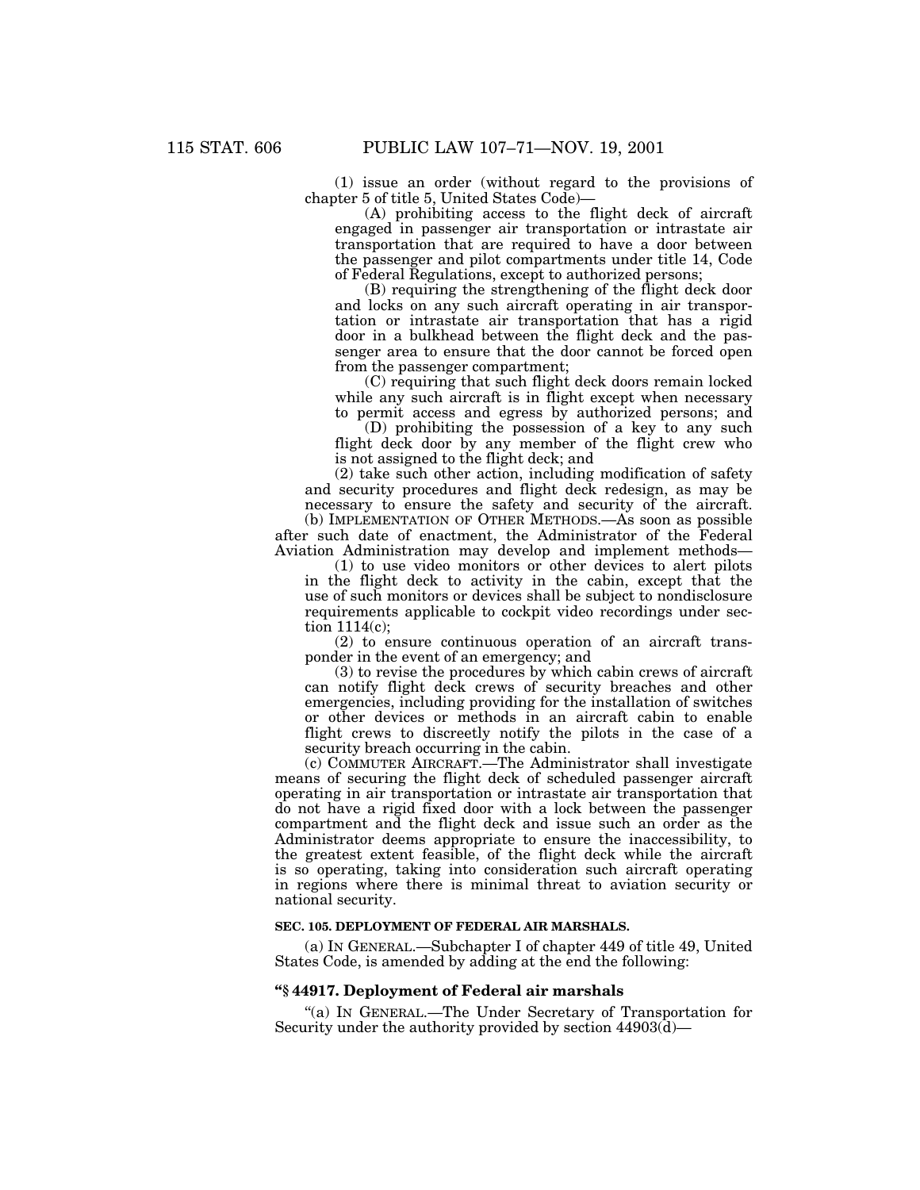(1) issue an order (without regard to the provisions of chapter 5 of title 5, United States Code)—

(A) prohibiting access to the flight deck of aircraft engaged in passenger air transportation or intrastate air transportation that are required to have a door between the passenger and pilot compartments under title 14, Code of Federal Regulations, except to authorized persons;

(B) requiring the strengthening of the flight deck door and locks on any such aircraft operating in air transportation or intrastate air transportation that has a rigid door in a bulkhead between the flight deck and the passenger area to ensure that the door cannot be forced open from the passenger compartment;

(C) requiring that such flight deck doors remain locked while any such aircraft is in flight except when necessary to permit access and egress by authorized persons; and

(D) prohibiting the possession of a key to any such flight deck door by any member of the flight crew who is not assigned to the flight deck; and

(2) take such other action, including modification of safety and security procedures and flight deck redesign, as may be necessary to ensure the safety and security of the aircraft.

(b) IMPLEMENTATION OF OTHER METHODS.—As soon as possible after such date of enactment, the Administrator of the Federal Aviation Administration may develop and implement methods—

(1) to use video monitors or other devices to alert pilots in the flight deck to activity in the cabin, except that the use of such monitors or devices shall be subject to nondisclosure requirements applicable to cockpit video recordings under section 1114(c);

(2) to ensure continuous operation of an aircraft transponder in the event of an emergency; and

(3) to revise the procedures by which cabin crews of aircraft can notify flight deck crews of security breaches and other emergencies, including providing for the installation of switches or other devices or methods in an aircraft cabin to enable flight crews to discreetly notify the pilots in the case of a security breach occurring in the cabin.

(c) COMMUTER AIRCRAFT.—The Administrator shall investigate means of securing the flight deck of scheduled passenger aircraft operating in air transportation or intrastate air transportation that do not have a rigid fixed door with a lock between the passenger compartment and the flight deck and issue such an order as the Administrator deems appropriate to ensure the inaccessibility, to the greatest extent feasible, of the flight deck while the aircraft is so operating, taking into consideration such aircraft operating in regions where there is minimal threat to aviation security or national security.

**SEC. 105. DEPLOYMENT OF FEDERAL AIR MARSHALS.**

(a) IN GENERAL.—Subchapter I of chapter 449 of title 49, United States Code, is amended by adding at the end the following:

**"§ 44917. Deployment of Federal air marshals**

"(a) IN GENERAL.—The Under Secretary of Transportation for Security under the authority provided by section 44903(d)—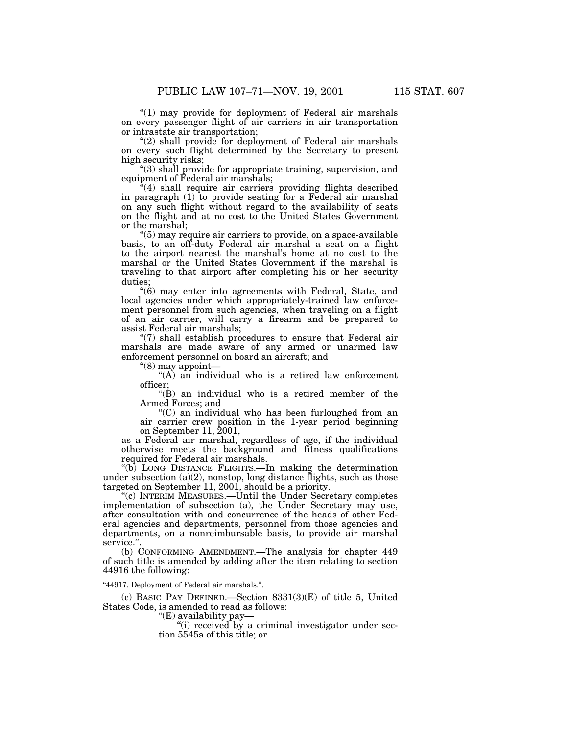"(1) may provide for deployment of Federal air marshals on every passenger flight of air carriers in air transportation or intrastate air transportation;

"(2) shall provide for deployment of Federal air marshals on every such flight determined by the Secretary to present high security risks;

"(3) shall provide for appropriate training, supervision, and equipment of Federal air marshals;

"(4) shall require air carriers providing flights described in paragraph (1) to provide seating for a Federal air marshal on any such flight without regard to the availability of seats on the flight and at no cost to the United States Government or the marshal;

"(5) may require air carriers to provide, on a space-available basis, to an off-duty Federal air marshal a seat on a flight to the airport nearest the marshal's home at no cost to the marshal or the United States Government if the marshal is traveling to that airport after completing his or her security duties;

"(6) may enter into agreements with Federal, State, and local agencies under which appropriately-trained law enforcement personnel from such agencies, when traveling on a flight of an air carrier, will carry a firearm and be prepared to assist Federal air marshals;

"(7) shall establish procedures to ensure that Federal air marshals are made aware of any armed or unarmed law enforcement personnel on board an aircraft; and

"(8) may appoint—

"(A) an individual who is a retired law enforcement officer;

"(B) an individual who is a retired member of the Armed Forces; and

"(C) an individual who has been furloughed from an air carrier crew position in the 1-year period beginning on September 11, 2001,

as a Federal air marshal, regardless of age, if the individual otherwise meets the background and fitness qualifications required for Federal air marshals.

"(b) LONG DISTANCE FLIGHTS.—In making the determination under subsection (a)(2), nonstop, long distance flights, such as those targeted on September 11, 2001, should be a priority.

"(c) INTERIM MEASURES.—Until the Under Secretary completes implementation of subsection (a), the Under Secretary may use, after consultation with and concurrence of the heads of other Federal agencies and departments, personnel from those agencies and departments, on a nonreimbursable basis, to provide air marshal service.".

(b) CONFORMING AMENDMENT.—The analysis for chapter 449 of such title is amended by adding after the item relating to section 44916 the following:

"44917. Deployment of Federal air marshals.".

(c) BASIC PAY DEFINED.—Section 8331(3)(E) of title 5, United States Code, is amended to read as follows:

"(E) availability pay—

"(i) received by a criminal investigator under section 5545a of this title; or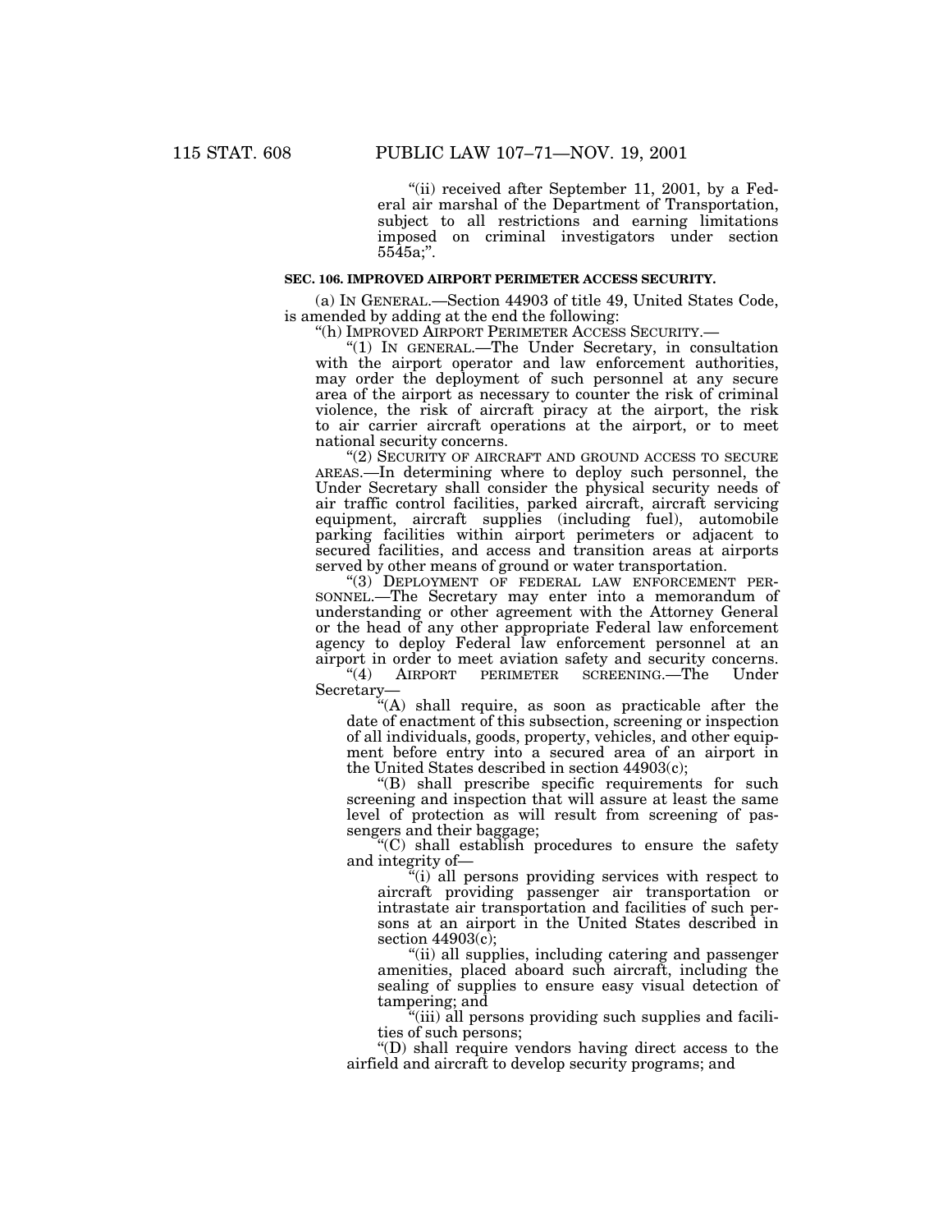"(ii) received after September 11, 2001, by a Federal air marshal of the Department of Transportation, subject to all restrictions and earning limitations imposed on criminal investigators under section 5545a;".

**SEC. 106. IMPROVED AIRPORT PERIMETER ACCESS SECURITY.**

(a) IN GENERAL.—Section 44903 of title 49, United States Code, is amended by adding at the end the following:

"(h) IMPROVED AIRPORT PERIMETER ACCESS SECURITY.—

"(1) IN GENERAL.—The Under Secretary, in consultation with the airport operator and law enforcement authorities, may order the deployment of such personnel at any secure area of the airport as necessary to counter the risk of criminal violence, the risk of aircraft piracy at the airport, the risk to air carrier aircraft operations at the airport, or to meet national security concerns.

"(2) SECURITY OF AIRCRAFT AND GROUND ACCESS TO SECURE AREAS.—In determining where to deploy such personnel, the Under Secretary shall consider the physical security needs of air traffic control facilities, parked aircraft, aircraft servicing equipment, aircraft supplies (including fuel), automobile parking facilities within airport perimeters or adjacent to secured facilities, and access and transition areas at airports served by other means of ground or water transportation.

"(3) DEPLOYMENT OF FEDERAL LAW ENFORCEMENT PERSONNEL.—The Secretary may enter into a memorandum of understanding or other agreement with the Attorney General or the head of any other appropriate Federal law enforcement agency to deploy Federal law enforcement personnel at an airport in order to meet aviation safety and security concerns.

"(4) AIRPORT PERIMETER SCREENING.—The Under Secretary—

"(A) shall require, as soon as practicable after the date of enactment of this subsection, screening or inspection of all individuals, goods, property, vehicles, and other equipment before entry into a secured area of an airport in the United States described in section 44903(c);

"(B) shall prescribe specific requirements for such screening and inspection that will assure at least the same level of protection as will result from screening of passengers and their baggage;

"(C) shall establish procedures to ensure the safety and integrity of—

"(i) all persons providing services with respect to aircraft providing passenger air transportation or intrastate air transportation and facilities of such persons at an airport in the United States described in section 44903(c);

"(ii) all supplies, including catering and passenger amenities, placed aboard such aircraft, including the sealing of supplies to ensure easy visual detection of tampering; and

"(iii) all persons providing such supplies and facilities of such persons;

"(D) shall require vendors having direct access to the airfield and aircraft to develop security programs; and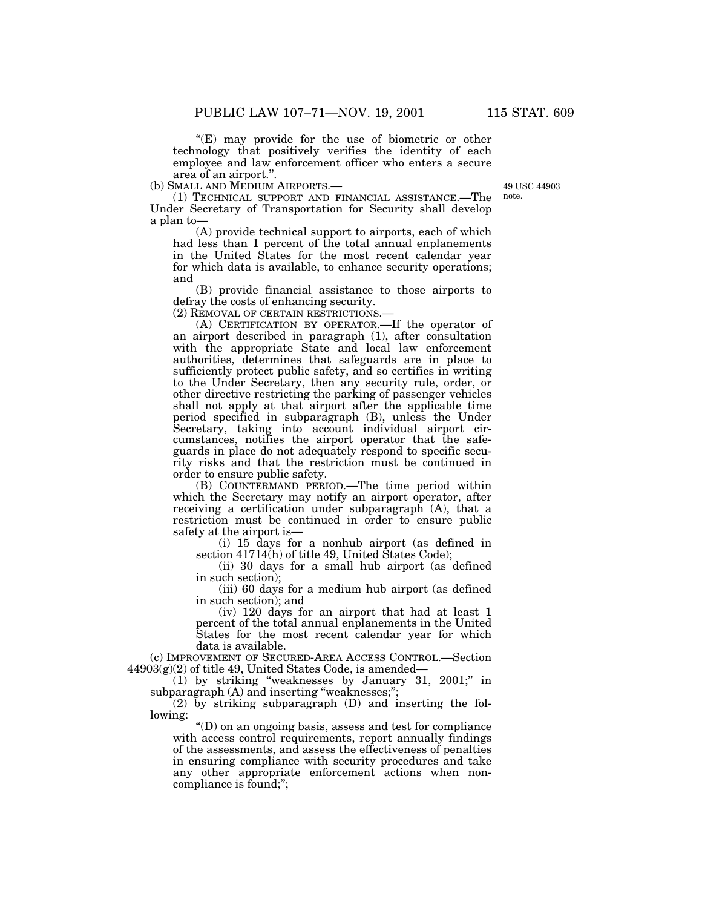"(E) may provide for the use of biometric or other technology that positively verifies the identity of each employee and law enforcement officer who enters a secure area of an airport.".

(b) SMALL AND MEDIUM AIRPORTS.—

49 USC 44903 note.

(1) TECHNICAL SUPPORT AND FINANCIAL ASSISTANCE.—The Under Secretary of Transportation for Security shall develop a plan to—

(A) provide technical support to airports, each of which had less than 1 percent of the total annual enplanements in the United States for the most recent calendar year for which data is available, to enhance security operations; and

(B) provide financial assistance to those airports to defray the costs of enhancing security.

(2) REMOVAL OF CERTAIN RESTRICTIONS.—

(A) CERTIFICATION BY OPERATOR.—If the operator of an airport described in paragraph (1), after consultation with the appropriate State and local law enforcement authorities, determines that safeguards are in place to sufficiently protect public safety, and so certifies in writing to the Under Secretary, then any security rule, order, or other directive restricting the parking of passenger vehicles shall not apply at that airport after the applicable time period specified in subparagraph (B), unless the Under Secretary, taking into account individual airport circumstances, notifies the airport operator that the safeguards in place do not adequately respond to specific security risks and that the restriction must be continued in order to ensure public safety.

(B) COUNTERMAND PERIOD.—The time period within which the Secretary may notify an airport operator, after receiving a certification under subparagraph (A), that a restriction must be continued in order to ensure public safety at the airport is—

(i) 15 days for a nonhub airport (as defined in section 41714(h) of title 49, United States Code);

(ii) 30 days for a small hub airport (as defined in such section);

(iii) 60 days for a medium hub airport (as defined in such section); and

(iv) 120 days for an airport that had at least 1 percent of the total annual enplanements in the United States for the most recent calendar year for which data is available.

(c) IMPROVEMENT OF SECURED-AREA ACCESS CONTROL.—Section 44903(g)(2) of title 49, United States Code, is amended—

(1) by striking "weaknesses by January 31, 2001;" in subparagraph (A) and inserting "weaknesses;";

(2) by striking subparagraph (D) and inserting the following:

"(D) on an ongoing basis, assess and test for compliance with access control requirements, report annually findings of the assessments, and assess the effectiveness of penalties in ensuring compliance with security procedures and take any other appropriate enforcement actions when noncompliance is found;";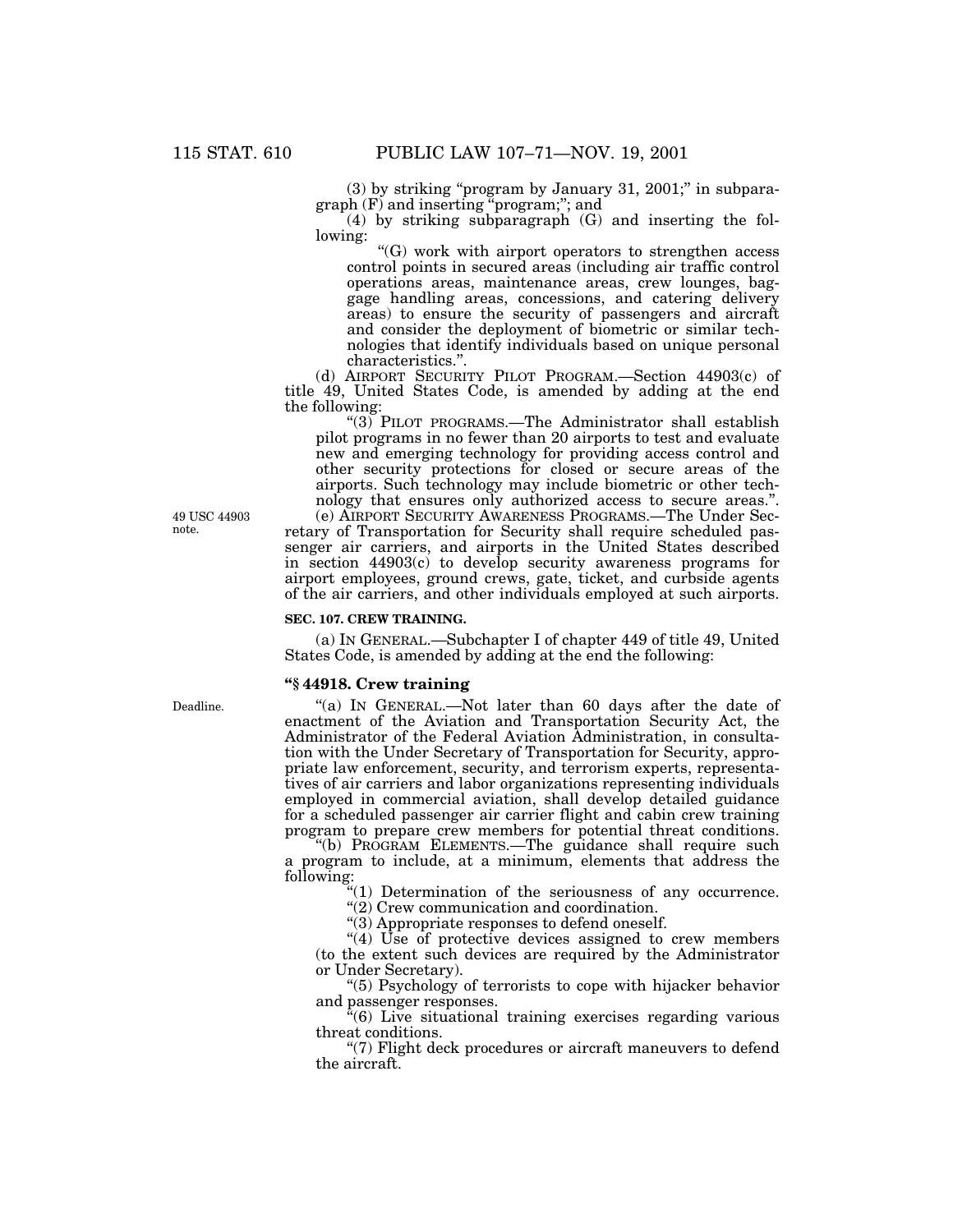(3) by striking "program by January 31, 2001;" in subparagraph (F) and inserting "program;"; and

(4) by striking subparagraph (G) and inserting the following:

"(G) work with airport operators to strengthen access control points in secured areas (including air traffic control operations areas, maintenance areas, crew lounges, baggage handling areas, concessions, and catering delivery areas) to ensure the security of passengers and aircraft and consider the deployment of biometric or similar technologies that identify individuals based on unique personal characteristics.".

(d) AIRPORT SECURITY PILOT PROGRAM.—Section 44903(c) of title 49, United States Code, is amended by adding at the end the following:

"(3) PILOT PROGRAMS.—The Administrator shall establish pilot programs in no fewer than 20 airports to test and evaluate new and emerging technology for providing access control and other security protections for closed or secure areas of the airports. Such technology may include biometric or other technology that ensures only authorized access to secure areas.".

49 USC 44903 note.

(e) AIRPORT SECURITY AWARENESS PROGRAMS.—The Under Secretary of Transportation for Security shall require scheduled passenger air carriers, and airports in the United States described in section 44903(c) to develop security awareness programs for airport employees, ground crews, gate, ticket, and curbside agents of the air carriers, and other individuals employed at such airports.

**SEC. 107. CREW TRAINING.**

(a) IN GENERAL.—Subchapter I of chapter 449 of title 49, United States Code, is amended by adding at the end the following:

**"§ 44918. Crew training**

Deadline.

"(a) IN GENERAL.—Not later than 60 days after the date of enactment of the Aviation and Transportation Security Act, the Administrator of the Federal Aviation Administration, in consultation with the Under Secretary of Transportation for Security, appropriate law enforcement, security, and terrorism experts, representatives of air carriers and labor organizations representing individuals employed in commercial aviation, shall develop detailed guidance for a scheduled passenger air carrier flight and cabin crew training program to prepare crew members for potential threat conditions.

"(b) PROGRAM ELEMENTS.—The guidance shall require such a program to include, at a minimum, elements that address the following:

"(1) Determination of the seriousness of any occurrence.

"(2) Crew communication and coordination.

"(3) Appropriate responses to defend oneself.

"(4) Use of protective devices assigned to crew members (to the extent such devices are required by the Administrator or Under Secretary).

"(5) Psychology of terrorists to cope with hijacker behavior and passenger responses.

"(6) Live situational training exercises regarding various threat conditions.

"(7) Flight deck procedures or aircraft maneuvers to defend the aircraft.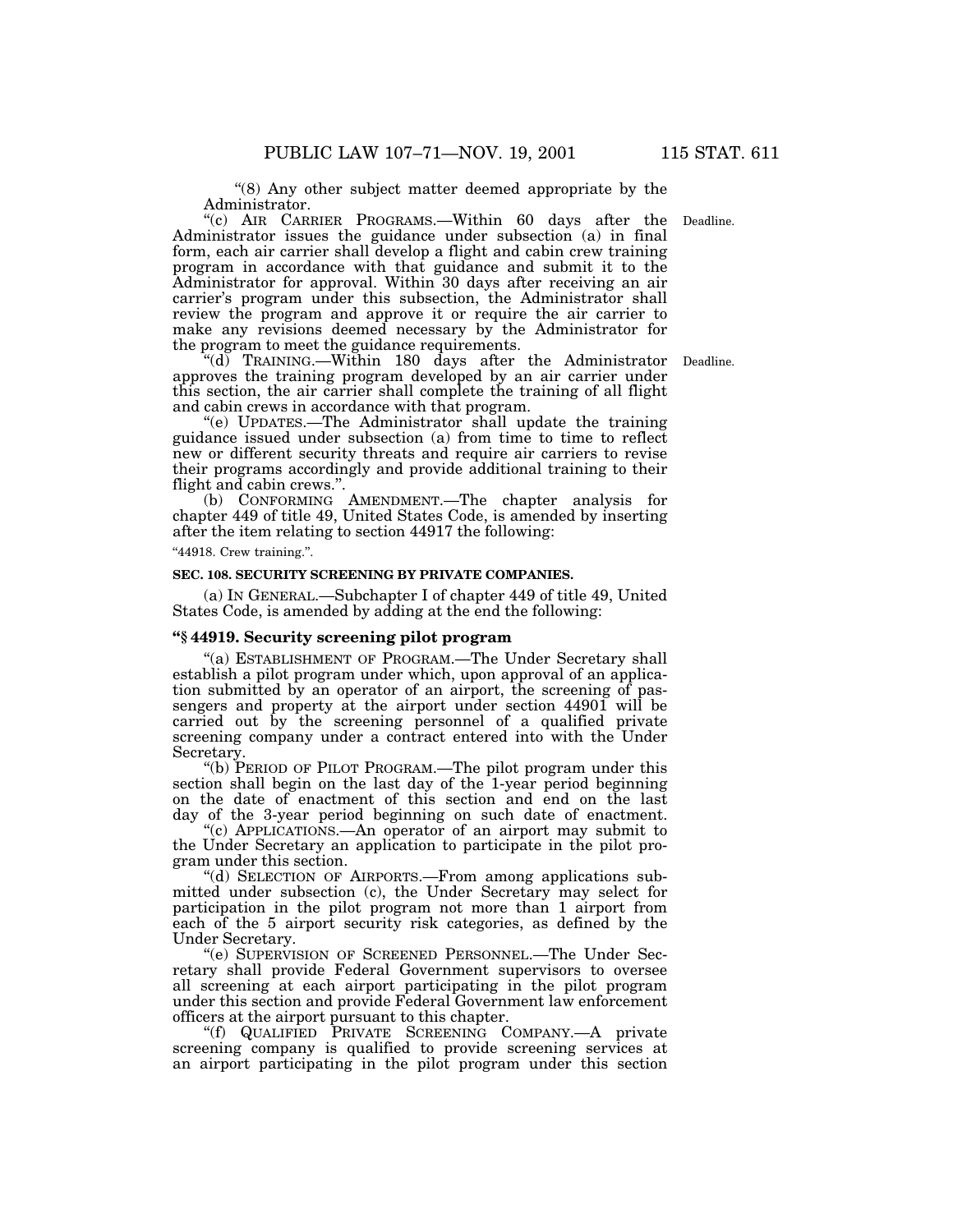"(8) Any other subject matter deemed appropriate by the Administrator.

"(c) AIR CARRIER PROGRAMS.—Within 60 days after the Administrator issues the guidance under subsection (a) in final form, each air carrier shall develop a flight and cabin crew training program in accordance with that guidance and submit it to the Administrator for approval. Within 30 days after receiving an air carrier's program under this subsection, the Administrator shall review the program and approve it or require the air carrier to make any revisions deemed necessary by the Administrator for the program to meet the guidance requirements.

Deadline.

"(d) TRAINING.—Within 180 days after the Administrator approves the training program developed by an air carrier under this section, the air carrier shall complete the training of all flight and cabin crews in accordance with that program.

Deadline.

"(e) UPDATES.—The Administrator shall update the training guidance issued under subsection (a) from time to time to reflect new or different security threats and require air carriers to revise their programs accordingly and provide additional training to their flight and cabin crews.".

(b) CONFORMING AMENDMENT.—The chapter analysis for chapter 449 of title 49, United States Code, is amended by inserting after the item relating to section 44917 the following:

"44918. Crew training.".

**SEC. 108. SECURITY SCREENING BY PRIVATE COMPANIES.**

(a) IN GENERAL.—Subchapter I of chapter 449 of title 49, United States Code, is amended by adding at the end the following:

### "§ 44919. Security screening pilot program

"(a) ESTABLISHMENT OF PROGRAM.—The Under Secretary shall establish a pilot program under which, upon approval of an application submitted by an operator of an airport, the screening of passengers and property at the airport under section 44901 will be carried out by the screening personnel of a qualified private screening company under a contract entered into with the Under Secretary.

"(b) PERIOD OF PILOT PROGRAM.—The pilot program under this section shall begin on the last day of the 1-year period beginning on the date of enactment of this section and end on the last day of the 3-year period beginning on such date of enactment.

"(c) APPLICATIONS.—An operator of an airport may submit to the Under Secretary an application to participate in the pilot program under this section.

"(d) SELECTION OF AIRPORTS.—From among applications submitted under subsection (c), the Under Secretary may select for participation in the pilot program not more than 1 airport from each of the 5 airport security risk categories, as defined by the Under Secretary.

"(e) SUPERVISION OF SCREENED PERSONNEL.—The Under Secretary shall provide Federal Government supervisors to oversee all screening at each airport participating in the pilot program under this section and provide Federal Government law enforcement officers at the airport pursuant to this chapter.

"(f) QUALIFIED PRIVATE SCREENING COMPANY.—A private screening company is qualified to provide screening services at an airport participating in the pilot program under this section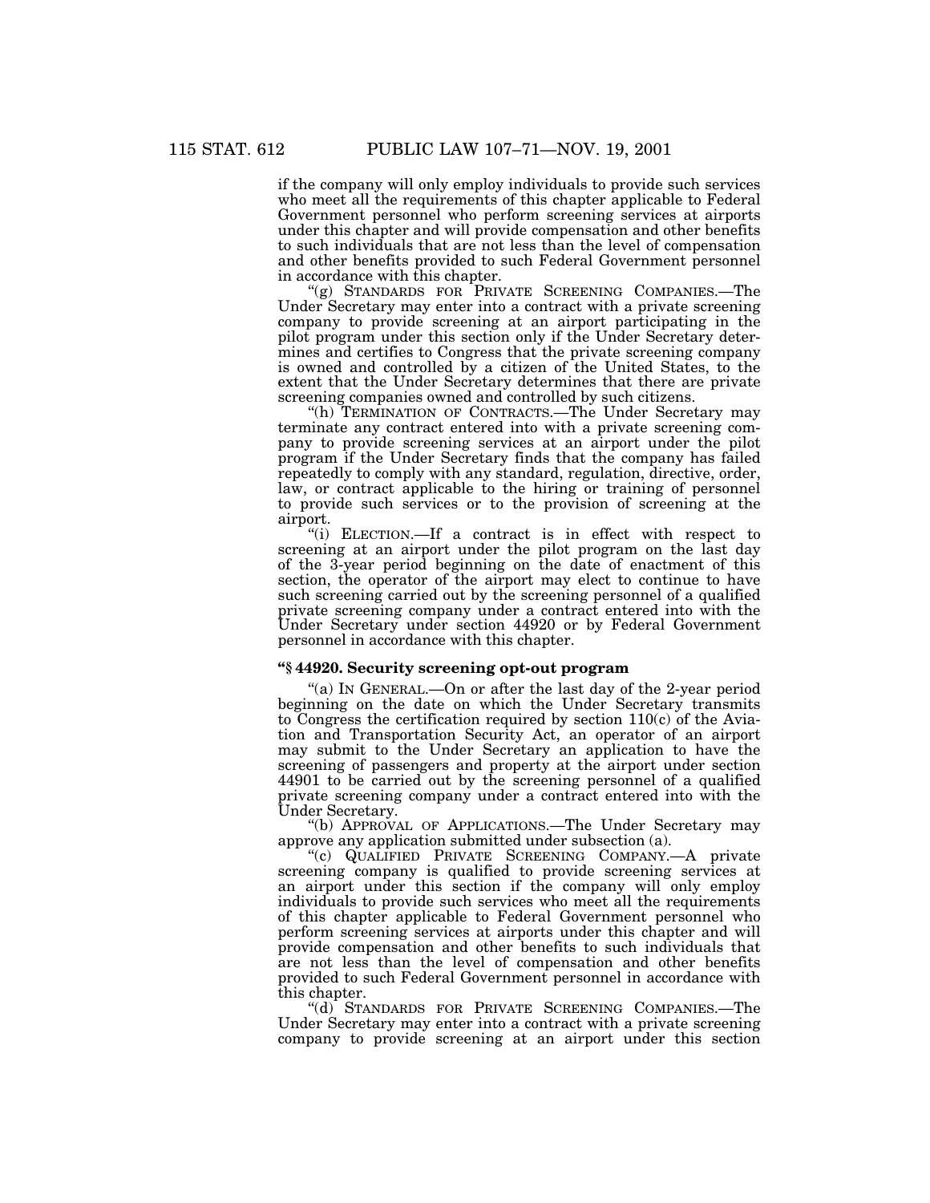if the company will only employ individuals to provide such services who meet all the requirements of this chapter applicable to Federal Government personnel who perform screening services at airports under this chapter and will provide compensation and other benefits to such individuals that are not less than the level of compensation and other benefits provided to such Federal Government personnel in accordance with this chapter.

"(g) STANDARDS FOR PRIVATE SCREENING COMPANIES.—The Under Secretary may enter into a contract with a private screening company to provide screening at an airport participating in the pilot program under this section only if the Under Secretary determines and certifies to Congress that the private screening company is owned and controlled by a citizen of the United States, to the extent that the Under Secretary determines that there are private screening companies owned and controlled by such citizens.

"(h) TERMINATION OF CONTRACTS.—The Under Secretary may terminate any contract entered into with a private screening company to provide screening services at an airport under the pilot program if the Under Secretary finds that the company has failed repeatedly to comply with any standard, regulation, directive, order, law, or contract applicable to the hiring or training of personnel to provide such services or to the provision of screening at the airport.

"(i) ELECTION.—If a contract is in effect with respect to screening at an airport under the pilot program on the last day of the 3-year period beginning on the date of enactment of this section, the operator of the airport may elect to continue to have such screening carried out by the screening personnel of a qualified private screening company under a contract entered into with the Under Secretary under section 44920 or by Federal Government personnel in accordance with this chapter.

**"§ 44920. Security screening opt-out program**

"(a) IN GENERAL.—On or after the last day of the 2-year period beginning on the date on which the Under Secretary transmits to Congress the certification required by section 110(c) of the Aviation and Transportation Security Act, an operator of an airport may submit to the Under Secretary an application to have the screening of passengers and property at the airport under section 44901 to be carried out by the screening personnel of a qualified private screening company under a contract entered into with the Under Secretary.

"(b) APPROVAL OF APPLICATIONS.—The Under Secretary may approve any application submitted under subsection (a).

"(c) QUALIFIED PRIVATE SCREENING COMPANY.—A private screening company is qualified to provide screening services at an airport under this section if the company will only employ individuals to provide such services who meet all the requirements of this chapter applicable to Federal Government personnel who perform screening services at airports under this chapter and will provide compensation and other benefits to such individuals that are not less than the level of compensation and other benefits provided to such Federal Government personnel in accordance with this chapter.

"(d) STANDARDS FOR PRIVATE SCREENING COMPANIES.—The Under Secretary may enter into a contract with a private screening company to provide screening at an airport under this section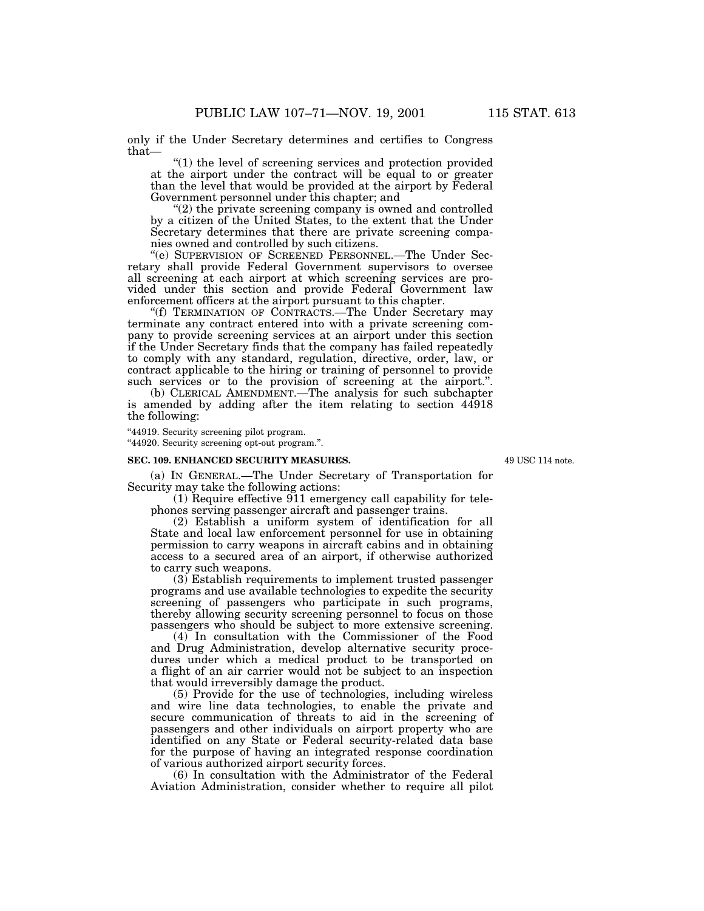only if the Under Secretary determines and certifies to Congress that—

"(1) the level of screening services and protection provided at the airport under the contract will be equal to or greater than the level that would be provided at the airport by Federal Government personnel under this chapter; and

"(2) the private screening company is owned and controlled by a citizen of the United States, to the extent that the Under Secretary determines that there are private screening companies owned and controlled by such citizens.

"(e) SUPERVISION OF SCREENED PERSONNEL.—The Under Secretary shall provide Federal Government supervisors to oversee all screening at each airport at which screening services are provided under this section and provide Federal Government law enforcement officers at the airport pursuant to this chapter.

"(f) TERMINATION OF CONTRACTS.—The Under Secretary may terminate any contract entered into with a private screening company to provide screening services at an airport under this section if the Under Secretary finds that the company has failed repeatedly to comply with any standard, regulation, directive, order, law, or contract applicable to the hiring or training of personnel to provide such services or to the provision of screening at the airport.".

(b) CLERICAL AMENDMENT.—The analysis for such subchapter is amended by adding after the item relating to section 44918 the following:

"44919. Security screening pilot program.
"44920. Security screening opt-out program.".

**SEC. 109. ENHANCED SECURITY MEASURES.**

49 USC 114 note.

(a) IN GENERAL.—The Under Secretary of Transportation for Security may take the following actions:

(1) Require effective 911 emergency call capability for telephones serving passenger aircraft and passenger trains.

(2) Establish a uniform system of identification for all State and local law enforcement personnel for use in obtaining permission to carry weapons in aircraft cabins and in obtaining access to a secured area of an airport, if otherwise authorized to carry such weapons.

(3) Establish requirements to implement trusted passenger programs and use available technologies to expedite the security screening of passengers who participate in such programs, thereby allowing security screening personnel to focus on those passengers who should be subject to more extensive screening.

(4) In consultation with the Commissioner of the Food and Drug Administration, develop alternative security procedures under which a medical product to be transported on a flight of an air carrier would not be subject to an inspection that would irreversibly damage the product.

(5) Provide for the use of technologies, including wireless and wire line data technologies, to enable the private and secure communication of threats to aid in the screening of passengers and other individuals on airport property who are identified on any State or Federal security-related data base for the purpose of having an integrated response coordination of various authorized airport security forces.

(6) In consultation with the Administrator of the Federal Aviation Administration, consider whether to require all pilot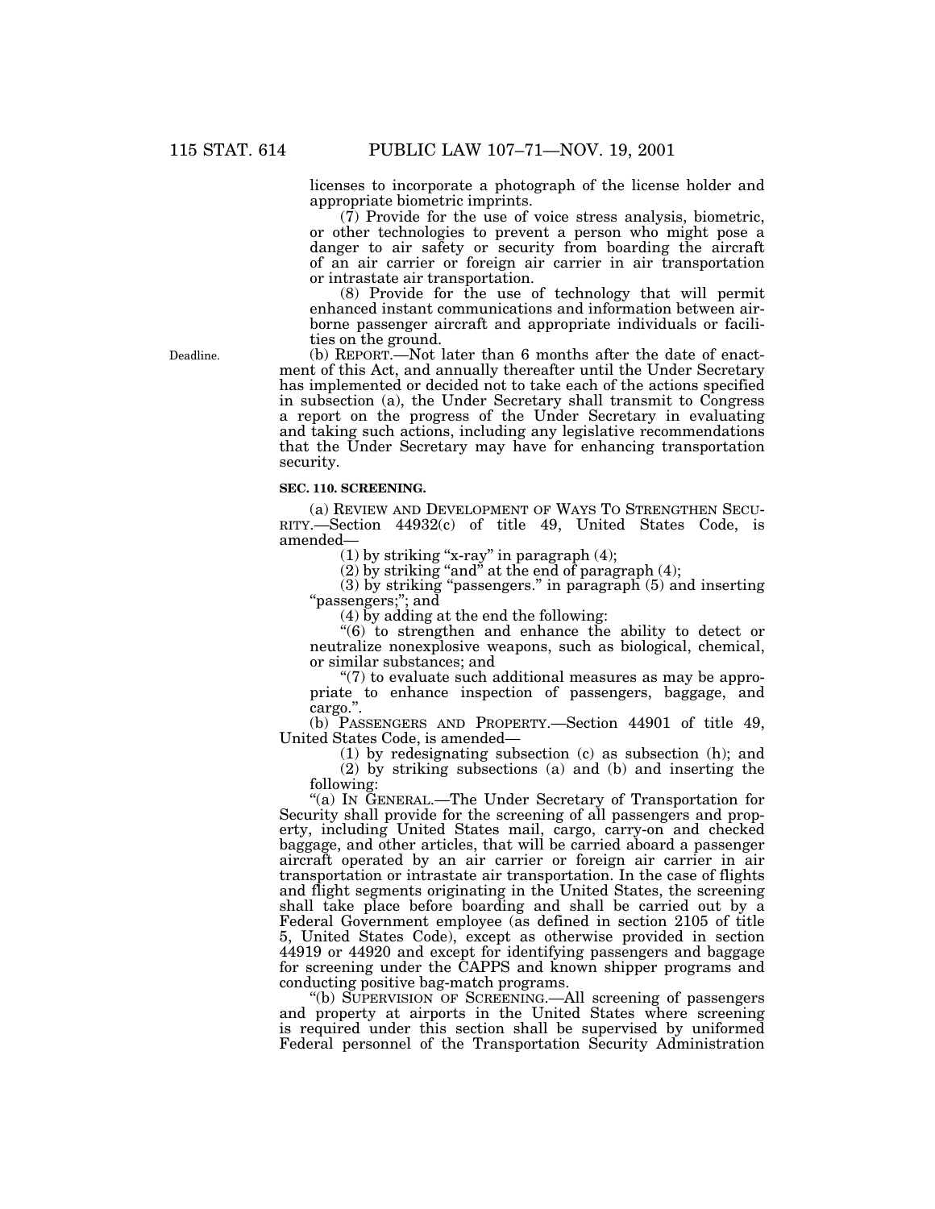licenses to incorporate a photograph of the license holder and appropriate biometric imprints.

(7) Provide for the use of voice stress analysis, biometric, or other technologies to prevent a person who might pose a danger to air safety or security from boarding the aircraft of an air carrier or foreign air carrier in air transportation or intrastate air transportation.

(8) Provide for the use of technology that will permit enhanced instant communications and information between airborne passenger aircraft and appropriate individuals or facilities on the ground.

Deadline.

(b) REPORT.—Not later than 6 months after the date of enactment of this Act, and annually thereafter until the Under Secretary has implemented or decided not to take each of the actions specified in subsection (a), the Under Secretary shall transmit to Congress a report on the progress of the Under Secretary in evaluating and taking such actions, including any legislative recommendations that the Under Secretary may have for enhancing transportation security.

**SEC. 110. SCREENING.**

(a) REVIEW AND DEVELOPMENT OF WAYS TO STRENGTHEN SECURITY.—Section 44932(c) of title 49, United States Code, is amended—

(1) by striking "x-ray" in paragraph (4);

(2) by striking "and" at the end of paragraph (4);

(3) by striking "passengers." in paragraph (5) and inserting "passengers;"; and

(4) by adding at the end the following:

"(6) to strengthen and enhance the ability to detect or neutralize nonexplosive weapons, such as biological, chemical, or similar substances; and

"(7) to evaluate such additional measures as may be appropriate to enhance inspection of passengers, baggage, and cargo.".

(b) PASSENGERS AND PROPERTY.—Section 44901 of title 49, United States Code, is amended—

(1) by redesignating subsection (c) as subsection (h); and

(2) by striking subsections (a) and (b) and inserting the following:

"(a) IN GENERAL.—The Under Secretary of Transportation for Security shall provide for the screening of all passengers and property, including United States mail, cargo, carry-on and checked baggage, and other articles, that will be carried aboard a passenger aircraft operated by an air carrier or foreign air carrier in air transportation or intrastate air transportation. In the case of flights and flight segments originating in the United States, the screening shall take place before boarding and shall be carried out by a Federal Government employee (as defined in section 2105 of title 5, United States Code), except as otherwise provided in section 44919 or 44920 and except for identifying passengers and baggage for screening under the CAPPS and known shipper programs and conducting positive bag-match programs.

"(b) SUPERVISION OF SCREENING.—All screening of passengers and property at airports in the United States where screening is required under this section shall be supervised by uniformed Federal personnel of the Transportation Security Administration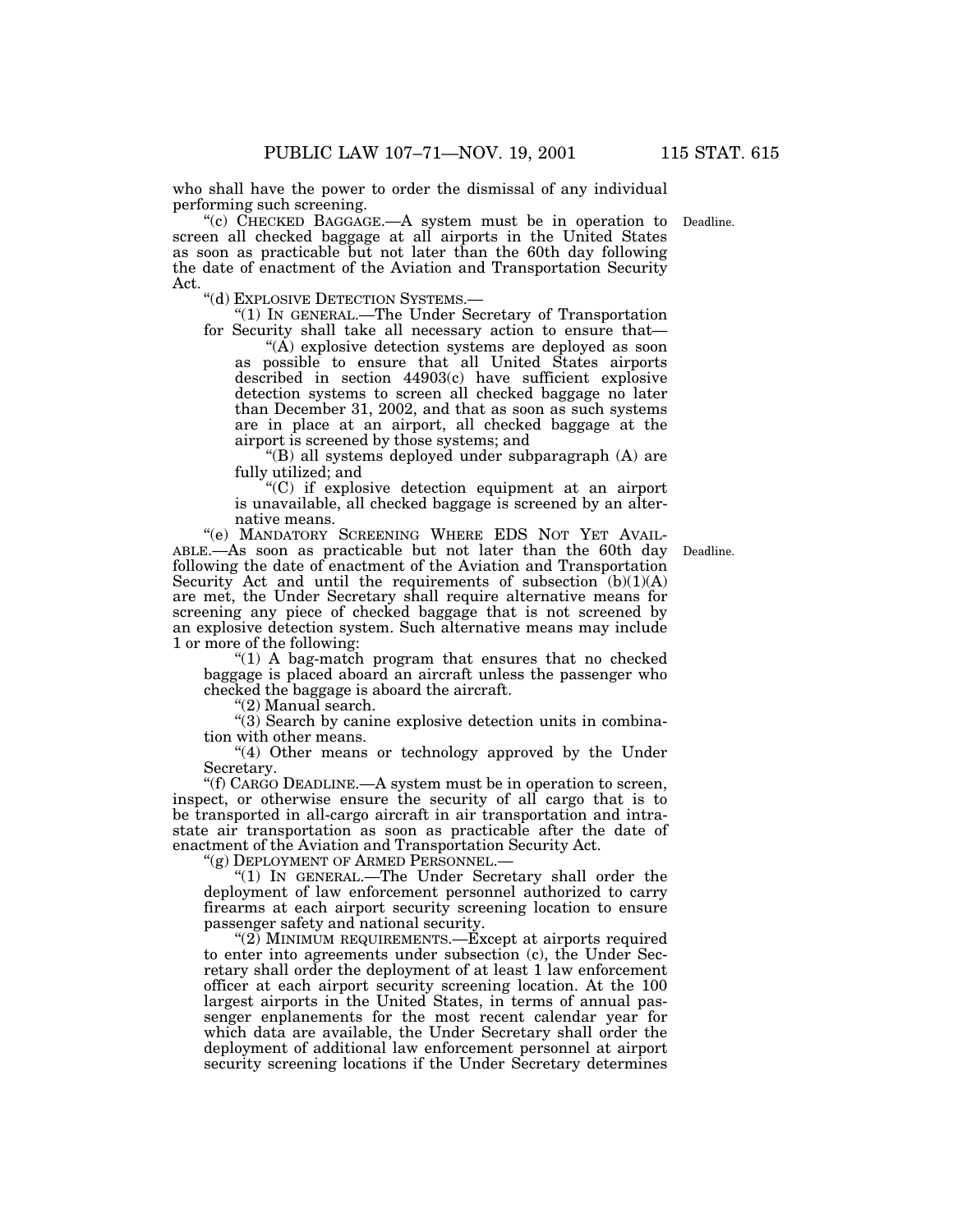who shall have the power to order the dismissal of any individual performing such screening.

"(c) CHECKED BAGGAGE.—A system must be in operation to screen all checked baggage at all airports in the United States as soon as practicable but not later than the 60th day following the date of enactment of the Aviation and Transportation Security Act.

Deadline.

"(d) EXPLOSIVE DETECTION SYSTEMS.—

"(1) IN GENERAL.—The Under Secretary of Transportation for Security shall take all necessary action to ensure that—

"(A) explosive detection systems are deployed as soon as possible to ensure that all United States airports described in section 44903(c) have sufficient explosive detection systems to screen all checked baggage no later than December 31, 2002, and that as soon as such systems are in place at an airport, all checked baggage at the airport is screened by those systems; and

"(B) all systems deployed under subparagraph (A) are fully utilized; and

"(C) if explosive detection equipment at an airport is unavailable, all checked baggage is screened by an alternative means.

"(e) MANDATORY SCREENING WHERE EDS NOT YET AVAILABLE.—As soon as practicable but not later than the 60th day following the date of enactment of the Aviation and Transportation Security Act and until the requirements of subsection (b)(1)(A) are met, the Under Secretary shall require alternative means for screening any piece of checked baggage that is not screened by an explosive detection system. Such alternative means may include 1 or more of the following:

Deadline.

"(1) A bag-match program that ensures that no checked baggage is placed aboard an aircraft unless the passenger who checked the baggage is aboard the aircraft.

"(2) Manual search.

"(3) Search by canine explosive detection units in combination with other means.

"(4) Other means or technology approved by the Under Secretary.

"(f) CARGO DEADLINE.—A system must be in operation to screen, inspect, or otherwise ensure the security of all cargo that is to be transported in all-cargo aircraft in air transportation and intrastate air transportation as soon as practicable after the date of enactment of the Aviation and Transportation Security Act.

"(g) DEPLOYMENT OF ARMED PERSONNEL.—

"(1) IN GENERAL.—The Under Secretary shall order the deployment of law enforcement personnel authorized to carry firearms at each airport security screening location to ensure passenger safety and national security.

"(2) MINIMUM REQUIREMENTS.—Except at airports required to enter into agreements under subsection (c), the Under Secretary shall order the deployment of at least 1 law enforcement officer at each airport security screening location. At the 100 largest airports in the United States, in terms of annual passenger enplanements for the most recent calendar year for which data are available, the Under Secretary shall order the deployment of additional law enforcement personnel at airport security screening locations if the Under Secretary determines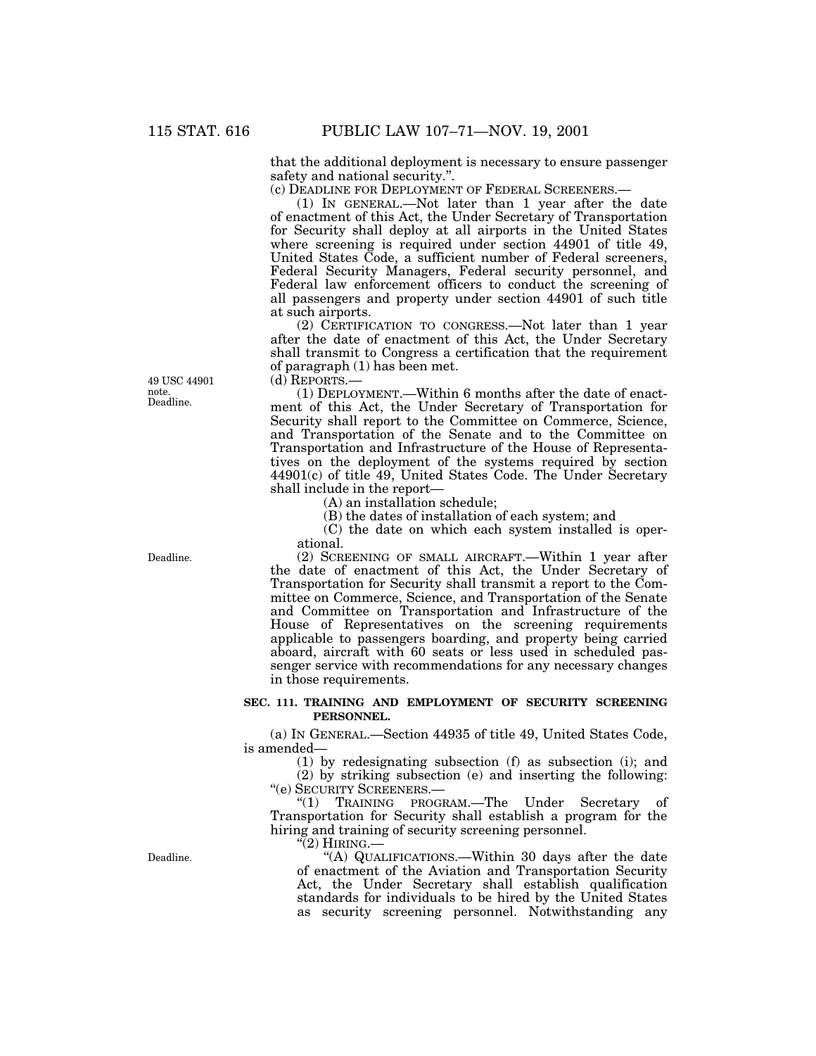that the additional deployment is necessary to ensure passenger safety and national security.".

(c) DEADLINE FOR DEPLOYMENT OF FEDERAL SCREENERS.—

(1) IN GENERAL.—Not later than 1 year after the date of enactment of this Act, the Under Secretary of Transportation for Security shall deploy at all airports in the United States where screening is required under section 44901 of title 49, United States Code, a sufficient number of Federal screeners, Federal Security Managers, Federal security personnel, and Federal law enforcement officers to conduct the screening of all passengers and property under section 44901 of such title at such airports.

(2) CERTIFICATION TO CONGRESS.—Not later than 1 year after the date of enactment of this Act, the Under Secretary shall transmit to Congress a certification that the requirement of paragraph (1) has been met.

49 USC 44901 note. Deadline.

(d) REPORTS.—

(1) DEPLOYMENT.—Within 6 months after the date of enactment of this Act, the Under Secretary of Transportation for Security shall report to the Committee on Commerce, Science, and Transportation of the Senate and to the Committee on Transportation and Infrastructure of the House of Representatives on the deployment of the systems required by section 44901(c) of title 49, United States Code. The Under Secretary shall include in the report—

(A) an installation schedule;

(B) the dates of installation of each system; and

(C) the date on which each system installed is operational.

Deadline.

(2) SCREENING OF SMALL AIRCRAFT.—Within 1 year after the date of enactment of this Act, the Under Secretary of Transportation for Security shall transmit a report to the Committee on Commerce, Science, and Transportation of the Senate and Committee on Transportation and Infrastructure of the House of Representatives on the screening requirements applicable to passengers boarding, and property being carried aboard, aircraft with 60 seats or less used in scheduled passenger service with recommendations for any necessary changes in those requirements.

## SEC. 111. TRAINING AND EMPLOYMENT OF SECURITY SCREENING PERSONNEL.

(a) IN GENERAL.—Section 44935 of title 49, United States Code, is amended—

(1) by redesignating subsection (f) as subsection (i); and

(2) by striking subsection (e) and inserting the following:

"(e) SECURITY SCREENERS.—

"(1) TRAINING PROGRAM.—The Under Secretary of Transportation for Security shall establish a program for the hiring and training of security screening personnel.

"(2) HIRING.—

Deadline.

"(A) QUALIFICATIONS.—Within 30 days after the date of enactment of the Aviation and Transportation Security Act, the Under Secretary shall establish qualification standards for individuals to be hired by the United States as security screening personnel. Notwithstanding any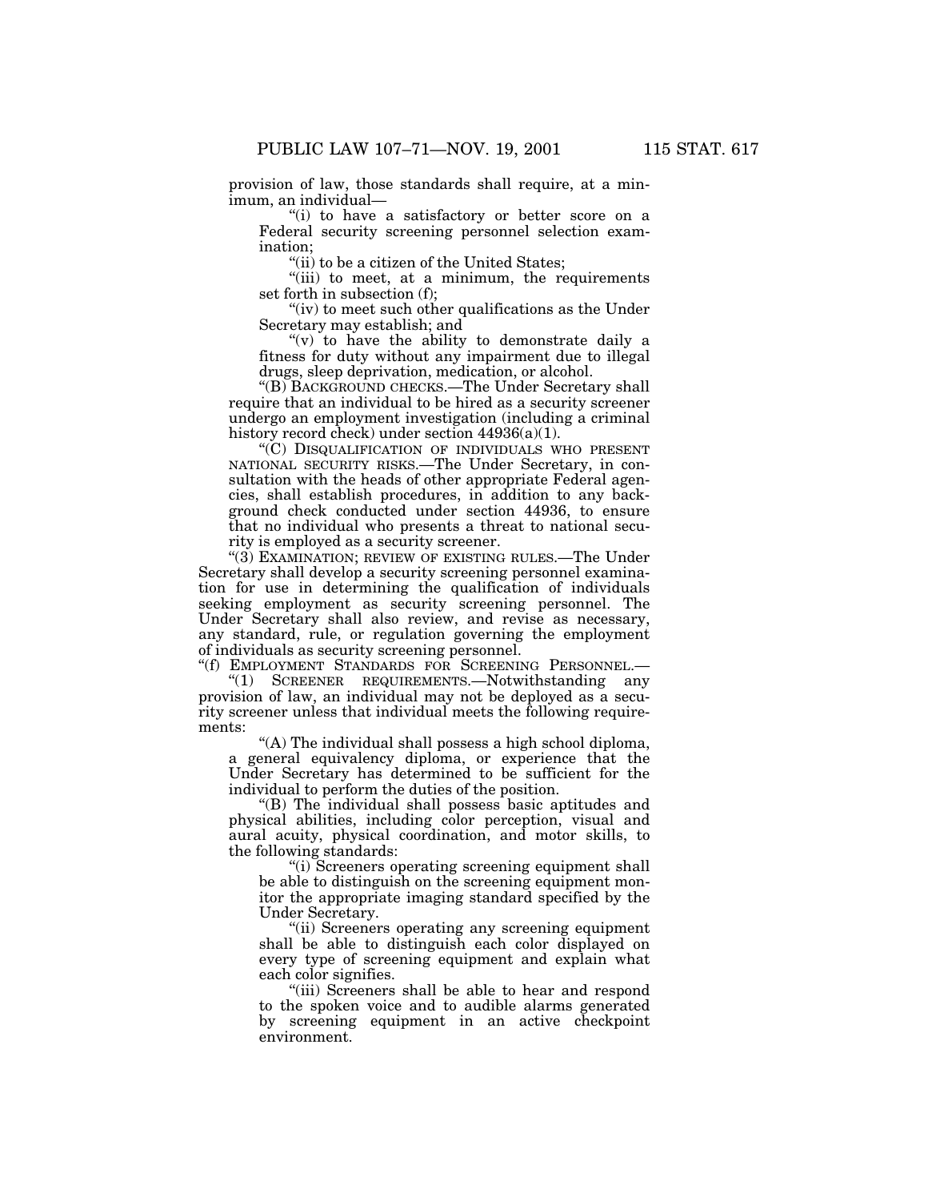provision of law, those standards shall require, at a minimum, an individual—

"(i) to have a satisfactory or better score on a Federal security screening personnel selection examination;

"(ii) to be a citizen of the United States;

"(iii) to meet, at a minimum, the requirements set forth in subsection (f);

"(iv) to meet such other qualifications as the Under Secretary may establish; and

"(v) to have the ability to demonstrate daily a fitness for duty without any impairment due to illegal drugs, sleep deprivation, medication, or alcohol.

"(B) BACKGROUND CHECKS.—The Under Secretary shall require that an individual to be hired as a security screener undergo an employment investigation (including a criminal history record check) under section 44936(a)(1).

"(C) DISQUALIFICATION OF INDIVIDUALS WHO PRESENT NATIONAL SECURITY RISKS.—The Under Secretary, in consultation with the heads of other appropriate Federal agencies, shall establish procedures, in addition to any background check conducted under section 44936, to ensure that no individual who presents a threat to national security is employed as a security screener.

"(3) EXAMINATION; REVIEW OF EXISTING RULES.—The Under Secretary shall develop a security screening personnel examination for use in determining the qualification of individuals seeking employment as security screening personnel. The Under Secretary shall also review, and revise as necessary, any standard, rule, or regulation governing the employment of individuals as security screening personnel.

"(f) EMPLOYMENT STANDARDS FOR SCREENING PERSONNEL.—

"(1) SCREENER REQUIREMENTS.—Notwithstanding any provision of law, an individual may not be deployed as a security screener unless that individual meets the following requirements:

"(A) The individual shall possess a high school diploma, a general equivalency diploma, or experience that the Under Secretary has determined to be sufficient for the individual to perform the duties of the position.

"(B) The individual shall possess basic aptitudes and physical abilities, including color perception, visual and aural acuity, physical coordination, and motor skills, to the following standards:

"(i) Screeners operating screening equipment shall be able to distinguish on the screening equipment monitor the appropriate imaging standard specified by the Under Secretary.

"(ii) Screeners operating any screening equipment shall be able to distinguish each color displayed on every type of screening equipment and explain what each color signifies.

"(iii) Screeners shall be able to hear and respond to the spoken voice and to audible alarms generated by screening equipment in an active checkpoint environment.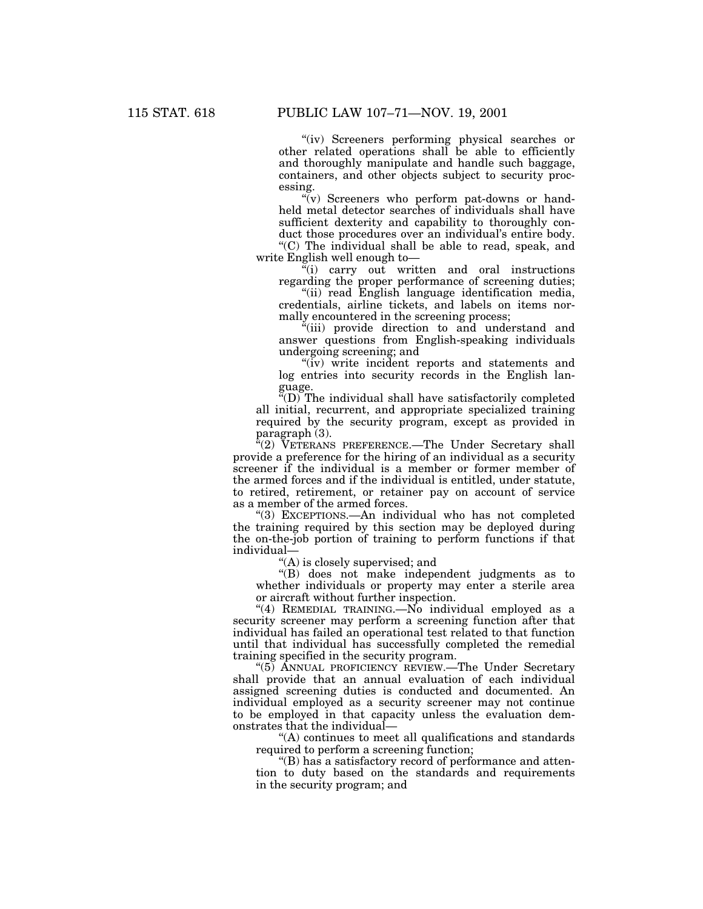"(iv) Screeners performing physical searches or other related operations shall be able to efficiently and thoroughly manipulate and handle such baggage, containers, and other objects subject to security processing.

"(v) Screeners who perform pat-downs or hand-held metal detector searches of individuals shall have sufficient dexterity and capability to thoroughly conduct those procedures over an individual's entire body.

"(C) The individual shall be able to read, speak, and write English well enough to—

"(i) carry out written and oral instructions regarding the proper performance of screening duties;

"(ii) read English language identification media, credentials, airline tickets, and labels on items normally encountered in the screening process;

"(iii) provide direction to and understand and answer questions from English-speaking individuals undergoing screening; and

"(iv) write incident reports and statements and log entries into security records in the English language.

"(D) The individual shall have satisfactorily completed all initial, recurrent, and appropriate specialized training required by the security program, except as provided in paragraph (3).

"(2) VETERANS PREFERENCE.—The Under Secretary shall provide a preference for the hiring of an individual as a security screener if the individual is a member or former member of the armed forces and if the individual is entitled, under statute, to retired, retirement, or retainer pay on account of service as a member of the armed forces.

"(3) EXCEPTIONS.—An individual who has not completed the training required by this section may be deployed during the on-the-job portion of training to perform functions if that individual—

"(A) is closely supervised; and

"(B) does not make independent judgments as to whether individuals or property may enter a sterile area or aircraft without further inspection.

"(4) REMEDIAL TRAINING.—No individual employed as a security screener may perform a screening function after that individual has failed an operational test related to that function until that individual has successfully completed the remedial training specified in the security program.

"(5) ANNUAL PROFICIENCY REVIEW.—The Under Secretary shall provide that an annual evaluation of each individual assigned screening duties is conducted and documented. An individual employed as a security screener may not continue to be employed in that capacity unless the evaluation demonstrates that the individual—

"(A) continues to meet all qualifications and standards required to perform a screening function;

"(B) has a satisfactory record of performance and attention to duty based on the standards and requirements in the security program; and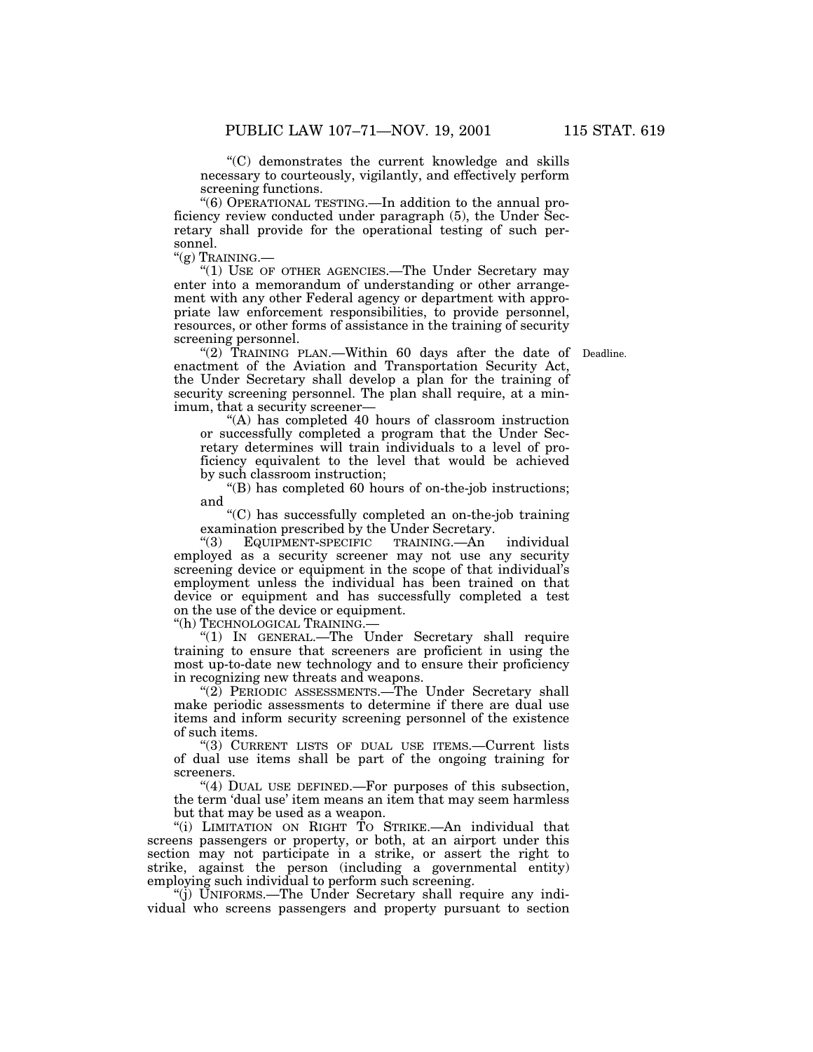"(C) demonstrates the current knowledge and skills necessary to courteously, vigilantly, and effectively perform screening functions.

"(6) OPERATIONAL TESTING.—In addition to the annual proficiency review conducted under paragraph (5), the Under Secretary shall provide for the operational testing of such personnel.

"(g) TRAINING.—

"(1) USE OF OTHER AGENCIES.—The Under Secretary may enter into a memorandum of understanding or other arrangement with any other Federal agency or department with appropriate law enforcement responsibilities, to provide personnel, resources, or other forms of assistance in the training of security screening personnel.

"(2) TRAINING PLAN.—Within 60 days after the date of enactment of the Aviation and Transportation Security Act, the Under Secretary shall develop a plan for the training of security screening personnel. The plan shall require, at a minimum, that a security screener—

Deadline.

"(A) has completed 40 hours of classroom instruction or successfully completed a program that the Under Secretary determines will train individuals to a level of proficiency equivalent to the level that would be achieved by such classroom instruction;

"(B) has completed 60 hours of on-the-job instructions; and

"(C) has successfully completed an on-the-job training examination prescribed by the Under Secretary.

"(3) EQUIPMENT-SPECIFIC TRAINING.—An individual employed as a security screener may not use any security screening device or equipment in the scope of that individual's employment unless the individual has been trained on that device or equipment and has successfully completed a test on the use of the device or equipment.

"(h) TECHNOLOGICAL TRAINING.—

"(1) IN GENERAL.—The Under Secretary shall require training to ensure that screeners are proficient in using the most up-to-date new technology and to ensure their proficiency in recognizing new threats and weapons.

"(2) PERIODIC ASSESSMENTS.—The Under Secretary shall make periodic assessments to determine if there are dual use items and inform security screening personnel of the existence of such items.

"(3) CURRENT LISTS OF DUAL USE ITEMS.—Current lists of dual use items shall be part of the ongoing training for screeners.

"(4) DUAL USE DEFINED.—For purposes of this subsection, the term 'dual use' item means an item that may seem harmless but that may be used as a weapon.

"(i) LIMITATION ON RIGHT TO STRIKE.—An individual that screens passengers or property, or both, at an airport under this section may not participate in a strike, or assert the right to strike, against the person (including a governmental entity) employing such individual to perform such screening.

"(j) UNIFORMS.—The Under Secretary shall require any individual who screens passengers and property pursuant to section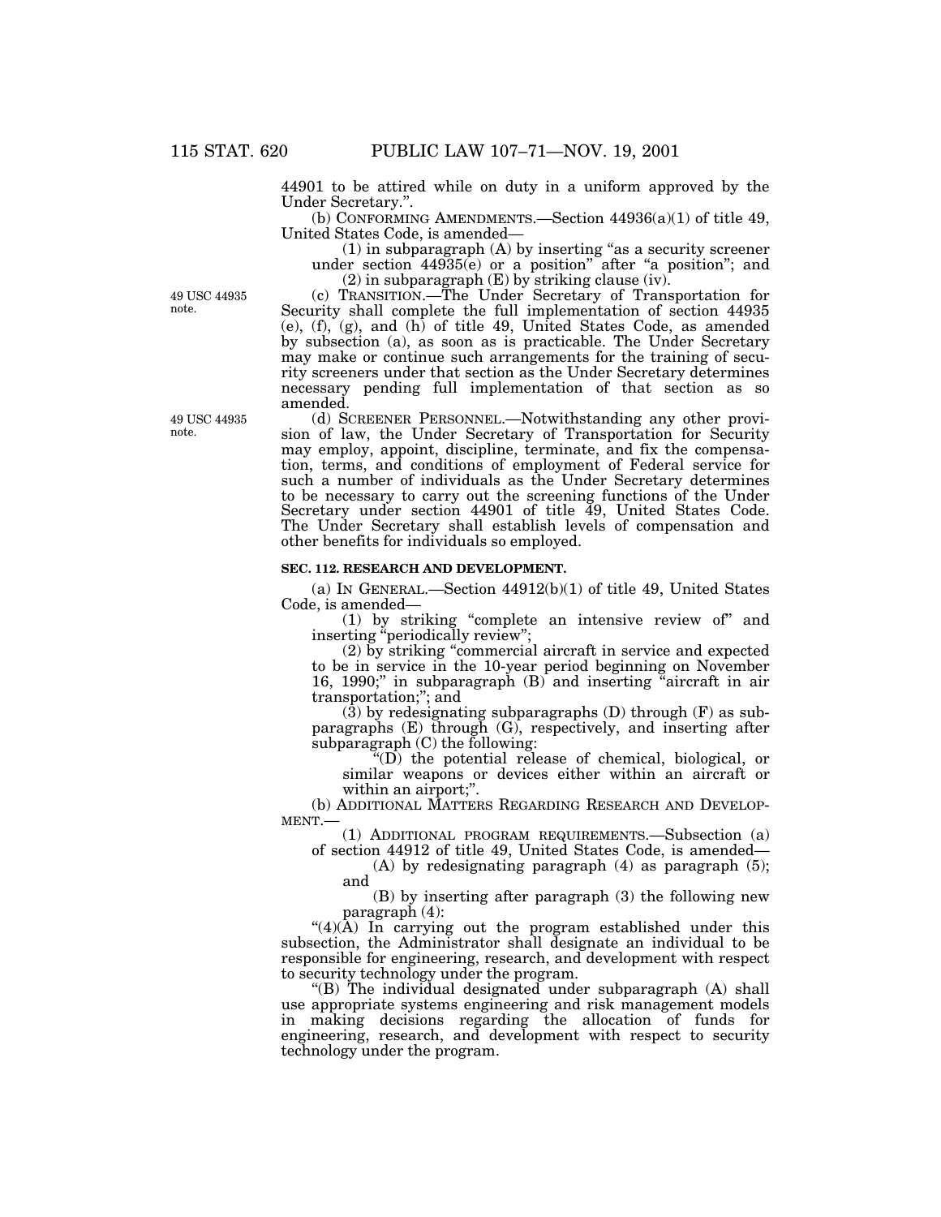44901 to be attired while on duty in a uniform approved by the Under Secretary.".

(b) CONFORMING AMENDMENTS.—Section 44936(a)(1) of title 49, United States Code, is amended—

(1) in subparagraph (A) by inserting "as a security screener under section 44935(e) or a position" after "a position"; and

(2) in subparagraph (E) by striking clause (iv).

49 USC 44935 note.

(c) TRANSITION.—The Under Secretary of Transportation for Security shall complete the full implementation of section 44935 (e), (f), (g), and (h) of title 49, United States Code, as amended by subsection (a), as soon as is practicable. The Under Secretary may make or continue such arrangements for the training of security screeners under that section as the Under Secretary determines necessary pending full implementation of that section as so amended.

49 USC 44935 note.

(d) SCREENER PERSONNEL.—Notwithstanding any other provision of law, the Under Secretary of Transportation for Security may employ, appoint, discipline, terminate, and fix the compensation, terms, and conditions of employment of Federal service for such a number of individuals as the Under Secretary determines to be necessary to carry out the screening functions of the Under Secretary under section 44901 of title 49, United States Code. The Under Secretary shall establish levels of compensation and other benefits for individuals so employed.

**SEC. 112. RESEARCH AND DEVELOPMENT.**

(a) IN GENERAL.—Section 44912(b)(1) of title 49, United States Code, is amended—

(1) by striking "complete an intensive review of" and inserting "periodically review";

(2) by striking "commercial aircraft in service and expected to be in service in the 10-year period beginning on November 16, 1990;" in subparagraph (B) and inserting "aircraft in air transportation;"; and

(3) by redesignating subparagraphs (D) through (F) as subparagraphs (E) through (G), respectively, and inserting after subparagraph (C) the following:

"(D) the potential release of chemical, biological, or similar weapons or devices either within an aircraft or within an airport;".

(b) ADDITIONAL MATTERS REGARDING RESEARCH AND DEVELOPMENT.—

(1) ADDITIONAL PROGRAM REQUIREMENTS.—Subsection (a) of section 44912 of title 49, United States Code, is amended—

(A) by redesignating paragraph (4) as paragraph (5); and

(B) by inserting after paragraph (3) the following new paragraph (4):

"(4)(A) In carrying out the program established under this subsection, the Administrator shall designate an individual to be responsible for engineering, research, and development with respect to security technology under the program.

"(B) The individual designated under subparagraph (A) shall use appropriate systems engineering and risk management models in making decisions regarding the allocation of funds for engineering, research, and development with respect to security technology under the program.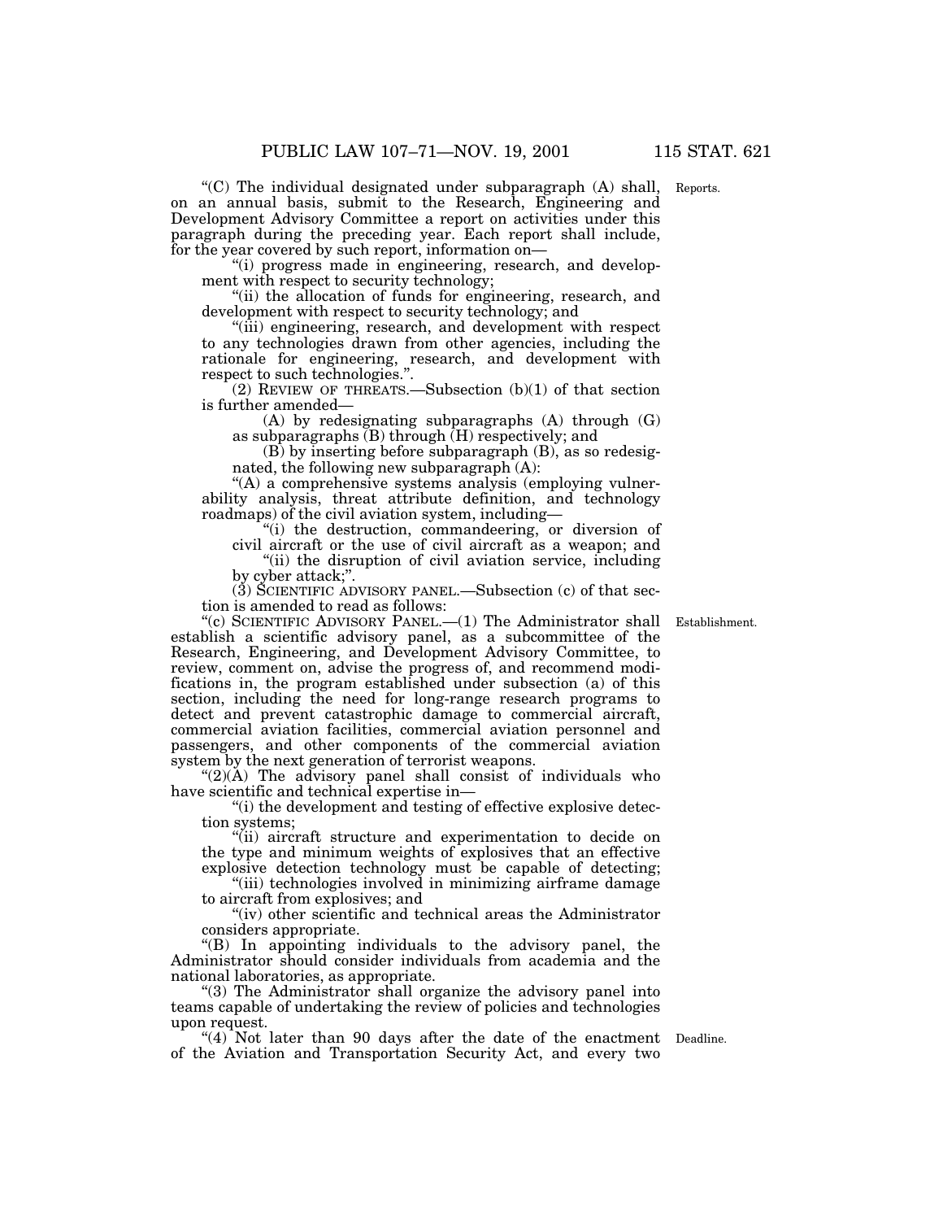"(C) The individual designated under subparagraph (A) shall, on an annual basis, submit to the Research, Engineering and Development Advisory Committee a report on activities under this paragraph during the preceding year. Each report shall include, for the year covered by such report, information on—

"(i) progress made in engineering, research, and development with respect to security technology;

"(ii) the allocation of funds for engineering, research, and development with respect to security technology; and

"(iii) engineering, research, and development with respect to any technologies drawn from other agencies, including the rationale for engineering, research, and development with respect to such technologies.".

(2) REVIEW OF THREATS.—Subsection (b)(1) of that section is further amended—

(A) by redesignating subparagraphs (A) through (G) as subparagraphs (B) through (H) respectively; and

(B) by inserting before subparagraph (B), as so redesignated, the following new subparagraph (A):

"(A) a comprehensive systems analysis (employing vulnerability analysis, threat attribute definition, and technology roadmaps) of the civil aviation system, including—

"(i) the destruction, commandeering, or diversion of civil aircraft or the use of civil aircraft as a weapon; and

"(ii) the disruption of civil aviation service, including by cyber attack;".

(3) SCIENTIFIC ADVISORY PANEL.—Subsection (c) of that section is amended to read as follows:

"(c) SCIENTIFIC ADVISORY PANEL.—(1) The Administrator shall establish a scientific advisory panel, as a subcommittee of the Research, Engineering, and Development Advisory Committee, to review, comment on, advise the progress of, and recommend modifications in, the program established under subsection (a) of this section, including the need for long-range research programs to detect and prevent catastrophic damage to commercial aircraft, commercial aviation facilities, commercial aviation personnel and passengers, and other components of the commercial aviation system by the next generation of terrorist weapons.

"(2)(A) The advisory panel shall consist of individuals who have scientific and technical expertise in—

"(i) the development and testing of effective explosive detection systems;

"(ii) aircraft structure and experimentation to decide on the type and minimum weights of explosives that an effective explosive detection technology must be capable of detecting;

"(iii) technologies involved in minimizing airframe damage to aircraft from explosives; and

"(iv) other scientific and technical areas the Administrator considers appropriate.

"(B) In appointing individuals to the advisory panel, the Administrator should consider individuals from academia and the national laboratories, as appropriate.

"(3) The Administrator shall organize the advisory panel into teams capable of undertaking the review of policies and technologies upon request.

"(4) Not later than 90 days after the date of the enactment of the Aviation and Transportation Security Act, and every two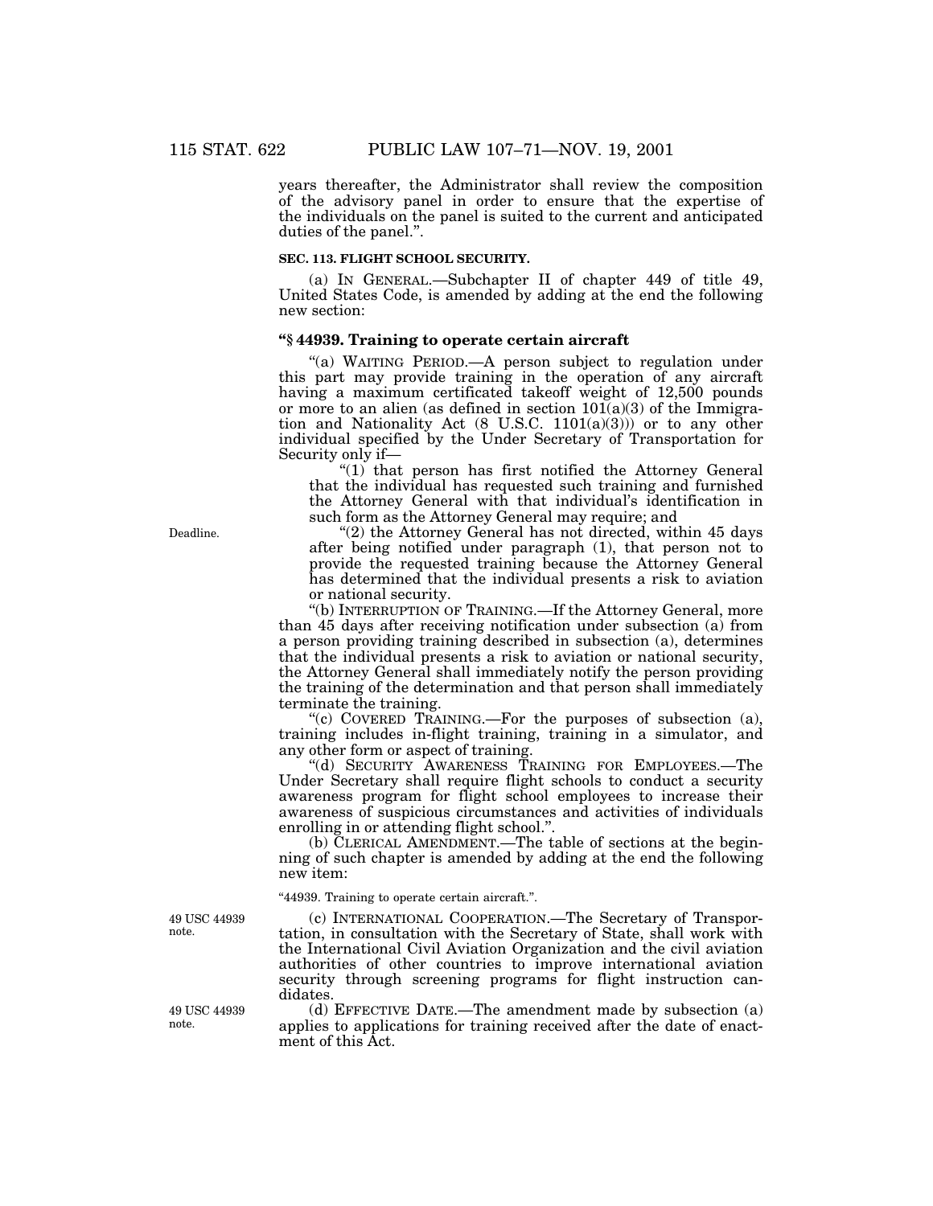years thereafter, the Administrator shall review the composition of the advisory panel in order to ensure that the expertise of the individuals on the panel is suited to the current and anticipated duties of the panel.".

**SEC. 113. FLIGHT SCHOOL SECURITY.**

(a) IN GENERAL.—Subchapter II of chapter 449 of title 49, United States Code, is amended by adding at the end the following new section:

### "§ 44939. Training to operate certain aircraft

"(a) WAITING PERIOD.—A person subject to regulation under this part may provide training in the operation of any aircraft having a maximum certificated takeoff weight of 12,500 pounds or more to an alien (as defined in section 101(a)(3) of the Immigration and Nationality Act (8 U.S.C. 1101(a)(3))) or to any other individual specified by the Under Secretary of Transportation for Security only if—

"(1) that person has first notified the Attorney General that the individual has requested such training and furnished the Attorney General with that individual's identification in such form as the Attorney General may require; and

Deadline.

"(2) the Attorney General has not directed, within 45 days after being notified under paragraph (1), that person not to provide the requested training because the Attorney General has determined that the individual presents a risk to aviation or national security.

"(b) INTERRUPTION OF TRAINING.—If the Attorney General, more than 45 days after receiving notification under subsection (a) from a person providing training described in subsection (a), determines that the individual presents a risk to aviation or national security, the Attorney General shall immediately notify the person providing the training of the determination and that person shall immediately terminate the training.

"(c) COVERED TRAINING.—For the purposes of subsection (a), training includes in-flight training, training in a simulator, and any other form or aspect of training.

"(d) SECURITY AWARENESS TRAINING FOR EMPLOYEES.—The Under Secretary shall require flight schools to conduct a security awareness program for flight school employees to increase their awareness of suspicious circumstances and activities of individuals enrolling in or attending flight school.".

(b) CLERICAL AMENDMENT.—The table of sections at the beginning of such chapter is amended by adding at the end the following new item:

"44939. Training to operate certain aircraft.".

49 USC 44939 note.

(c) INTERNATIONAL COOPERATION.—The Secretary of Transportation, in consultation with the Secretary of State, shall work with the International Civil Aviation Organization and the civil aviation authorities of other countries to improve international aviation security through screening programs for flight instruction candidates.

49 USC 44939 note.

(d) EFFECTIVE DATE.—The amendment made by subsection (a) applies to applications for training received after the date of enactment of this Act.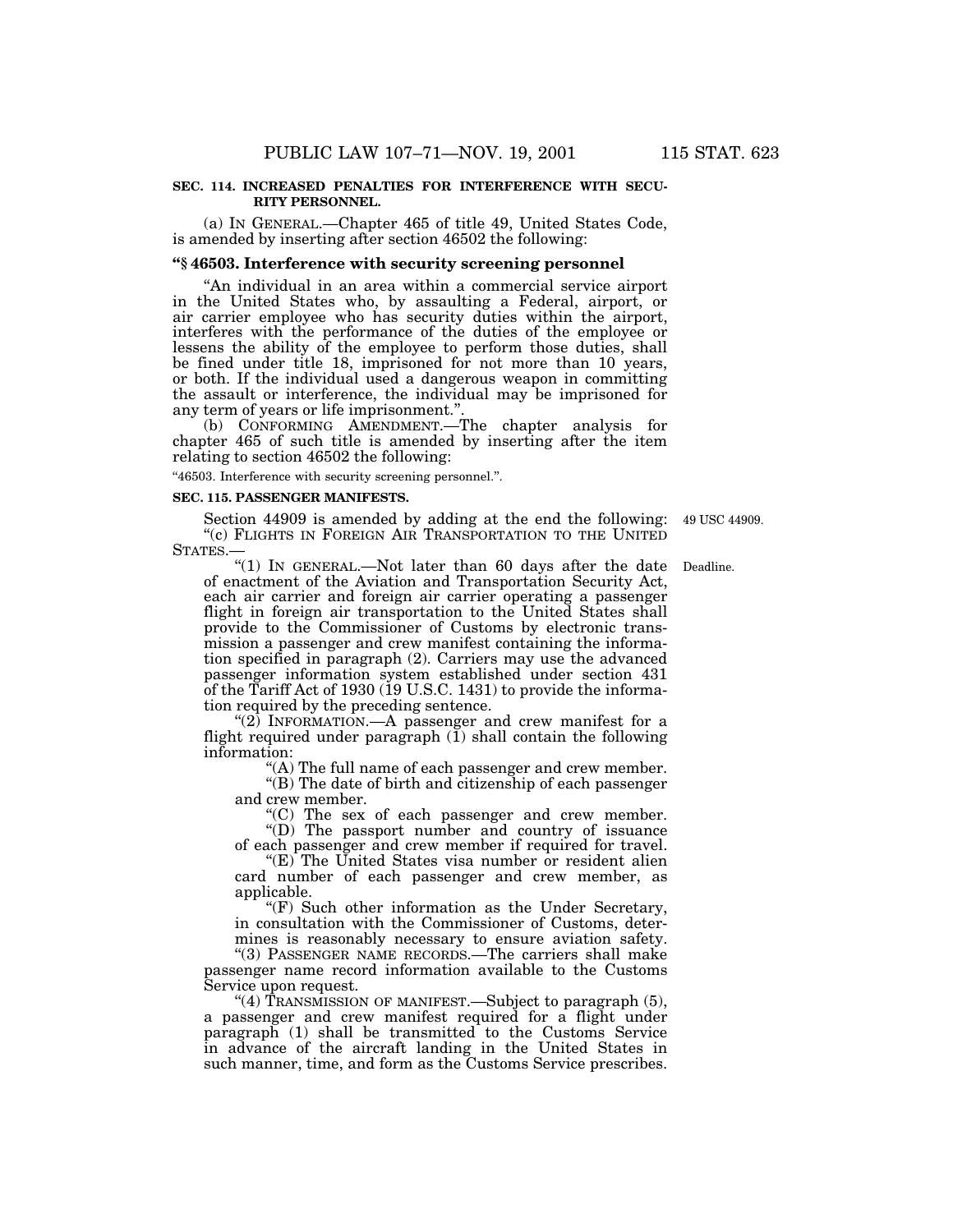**SEC. 114. INCREASED PENALTIES FOR INTERFERENCE WITH SECURITY PERSONNEL.**

(a) IN GENERAL.—Chapter 465 of title 49, United States Code, is amended by inserting after section 46502 the following:

**"§ 46503. Interference with security screening personnel**

"An individual in an area within a commercial service airport in the United States who, by assaulting a Federal, airport, or air carrier employee who has security duties within the airport, interferes with the performance of the duties of the employee or lessens the ability of the employee to perform those duties, shall be fined under title 18, imprisoned for not more than 10 years, or both. If the individual used a dangerous weapon in committing the assault or interference, the individual may be imprisoned for any term of years or life imprisonment.".

(b) CONFORMING AMENDMENT.—The chapter analysis for chapter 465 of such title is amended by inserting after the item relating to section 46502 the following:

"46503. Interference with security screening personnel.".

**SEC. 115. PASSENGER MANIFESTS.**

49 USC 44909.

Section 44909 is amended by adding at the end the following:

"(c) FLIGHTS IN FOREIGN AIR TRANSPORTATION TO THE UNITED STATES.—

Deadline.

"(1) IN GENERAL.—Not later than 60 days after the date of enactment of the Aviation and Transportation Security Act, each air carrier and foreign air carrier operating a passenger flight in foreign air transportation to the United States shall provide to the Commissioner of Customs by electronic transmission a passenger and crew manifest containing the information specified in paragraph (2). Carriers may use the advanced passenger information system established under section 431 of the Tariff Act of 1930 (19 U.S.C. 1431) to provide the information required by the preceding sentence.

"(2) INFORMATION.—A passenger and crew manifest for a flight required under paragraph (1) shall contain the following information:

"(A) The full name of each passenger and crew member.

"(B) The date of birth and citizenship of each passenger and crew member.

"(C) The sex of each passenger and crew member.

"(D) The passport number and country of issuance of each passenger and crew member if required for travel.

"(E) The United States visa number or resident alien card number of each passenger and crew member, as applicable.

"(F) Such other information as the Under Secretary, in consultation with the Commissioner of Customs, determines is reasonably necessary to ensure aviation safety.

"(3) PASSENGER NAME RECORDS.—The carriers shall make passenger name record information available to the Customs Service upon request.

"(4) TRANSMISSION OF MANIFEST.—Subject to paragraph (5), a passenger and crew manifest required for a flight under paragraph (1) shall be transmitted to the Customs Service in advance of the aircraft landing in the United States in such manner, time, and form as the Customs Service prescribes.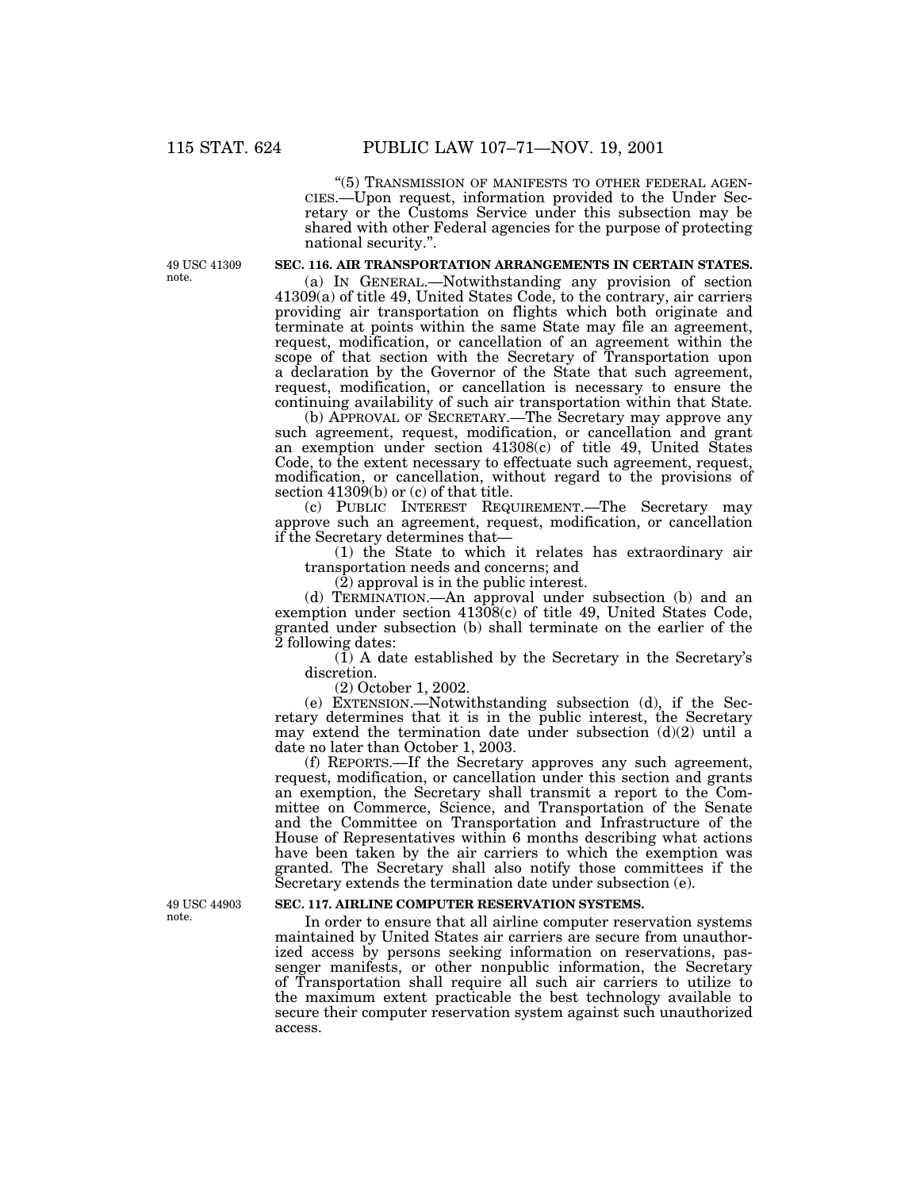"(5) TRANSMISSION OF MANIFESTS TO OTHER FEDERAL AGENCIES.—Upon request, information provided to the Under Secretary or the Customs Service under this subsection may be shared with other Federal agencies for the purpose of protecting national security.".

49 USC 41309 note.

**SEC. 116. AIR TRANSPORTATION ARRANGEMENTS IN CERTAIN STATES.**

(a) IN GENERAL.—Notwithstanding any provision of section 41309(a) of title 49, United States Code, to the contrary, air carriers providing air transportation on flights which both originate and terminate at points within the same State may file an agreement, request, modification, or cancellation of an agreement within the scope of that section with the Secretary of Transportation upon a declaration by the Governor of the State that such agreement, request, modification, or cancellation is necessary to ensure the continuing availability of such air transportation within that State.

(b) APPROVAL OF SECRETARY.—The Secretary may approve any such agreement, request, modification, or cancellation and grant an exemption under section 41308(c) of title 49, United States Code, to the extent necessary to effectuate such agreement, request, modification, or cancellation, without regard to the provisions of section 41309(b) or (c) of that title.

(c) PUBLIC INTEREST REQUIREMENT.—The Secretary may approve such an agreement, request, modification, or cancellation if the Secretary determines that—

(1) the State to which it relates has extraordinary air transportation needs and concerns; and

(2) approval is in the public interest.

(d) TERMINATION.—An approval under subsection (b) and an exemption under section 41308(c) of title 49, United States Code, granted under subsection (b) shall terminate on the earlier of the 2 following dates:

(1) A date established by the Secretary in the Secretary's discretion.

(2) October 1, 2002.

(e) EXTENSION.—Notwithstanding subsection (d), if the Secretary determines that it is in the public interest, the Secretary may extend the termination date under subsection (d)(2) until a date no later than October 1, 2003.

(f) REPORTS.—If the Secretary approves any such agreement, request, modification, or cancellation under this section and grants an exemption, the Secretary shall transmit a report to the Committee on Commerce, Science, and Transportation of the Senate and the Committee on Transportation and Infrastructure of the House of Representatives within 6 months describing what actions have been taken by the air carriers to which the exemption was granted. The Secretary shall also notify those committees if the Secretary extends the termination date under subsection (e).

49 USC 44903 note.

**SEC. 117. AIRLINE COMPUTER RESERVATION SYSTEMS.**

In order to ensure that all airline computer reservation systems maintained by United States air carriers are secure from unauthorized access by persons seeking information on reservations, passenger manifests, or other nonpublic information, the Secretary of Transportation shall require all such air carriers to utilize to the maximum extent practicable the best technology available to secure their computer reservation system against such unauthorized access.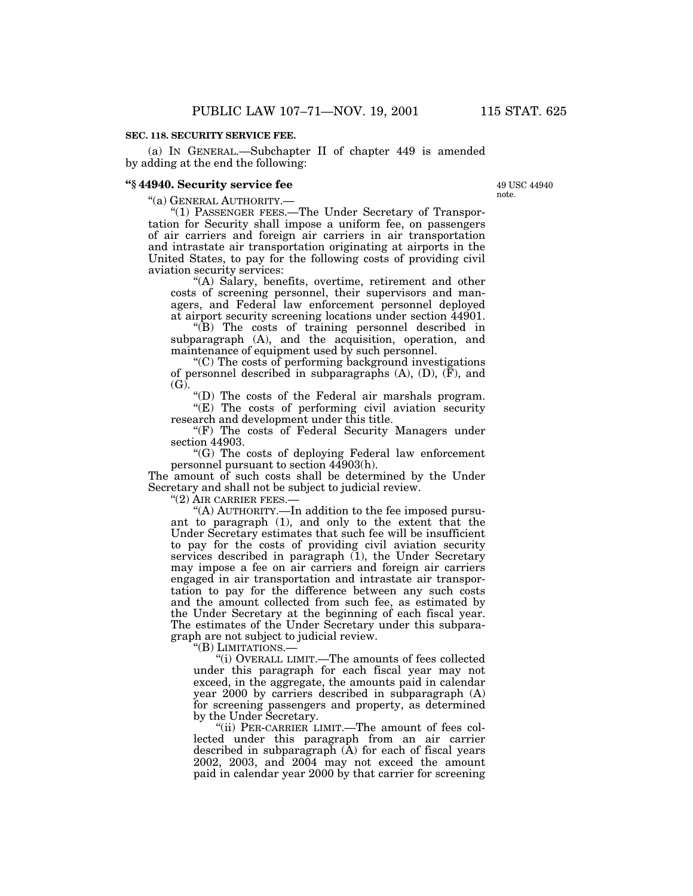**SEC. 118. SECURITY SERVICE FEE.**

(a) IN GENERAL.—Subchapter II of chapter 449 is amended by adding at the end the following:

**"§ 44940. Security service fee**

49 USC 44940 note.

"(a) GENERAL AUTHORITY.—

"(1) PASSENGER FEES.—The Under Secretary of Transportation for Security shall impose a uniform fee, on passengers of air carriers and foreign air carriers in air transportation and intrastate air transportation originating at airports in the United States, to pay for the following costs of providing civil aviation security services:

"(A) Salary, benefits, overtime, retirement and other costs of screening personnel, their supervisors and managers, and Federal law enforcement personnel deployed at airport security screening locations under section 44901.

"(B) The costs of training personnel described in subparagraph (A), and the acquisition, operation, and maintenance of equipment used by such personnel.

"(C) The costs of performing background investigations of personnel described in subparagraphs (A), (D), (F), and (G).

"(D) The costs of the Federal air marshals program.

"(E) The costs of performing civil aviation security research and development under this title.

"(F) The costs of Federal Security Managers under section 44903.

"(G) The costs of deploying Federal law enforcement personnel pursuant to section 44903(h).

The amount of such costs shall be determined by the Under Secretary and shall not be subject to judicial review.

"(2) AIR CARRIER FEES.—

"(A) AUTHORITY.—In addition to the fee imposed pursuant to paragraph (1), and only to the extent that the Under Secretary estimates that such fee will be insufficient to pay for the costs of providing civil aviation security services described in paragraph (1), the Under Secretary may impose a fee on air carriers and foreign air carriers engaged in air transportation and intrastate air transportation to pay for the difference between any such costs and the amount collected from such fee, as estimated by the Under Secretary at the beginning of each fiscal year. The estimates of the Under Secretary under this subparagraph are not subject to judicial review.

"(B) LIMITATIONS.—

"(i) OVERALL LIMIT.—The amounts of fees collected under this paragraph for each fiscal year may not exceed, in the aggregate, the amounts paid in calendar year 2000 by carriers described in subparagraph (A) for screening passengers and property, as determined by the Under Secretary.

"(ii) PER-CARRIER LIMIT.—The amount of fees collected under this paragraph from an air carrier described in subparagraph (A) for each of fiscal years 2002, 2003, and 2004 may not exceed the amount paid in calendar year 2000 by that carrier for screening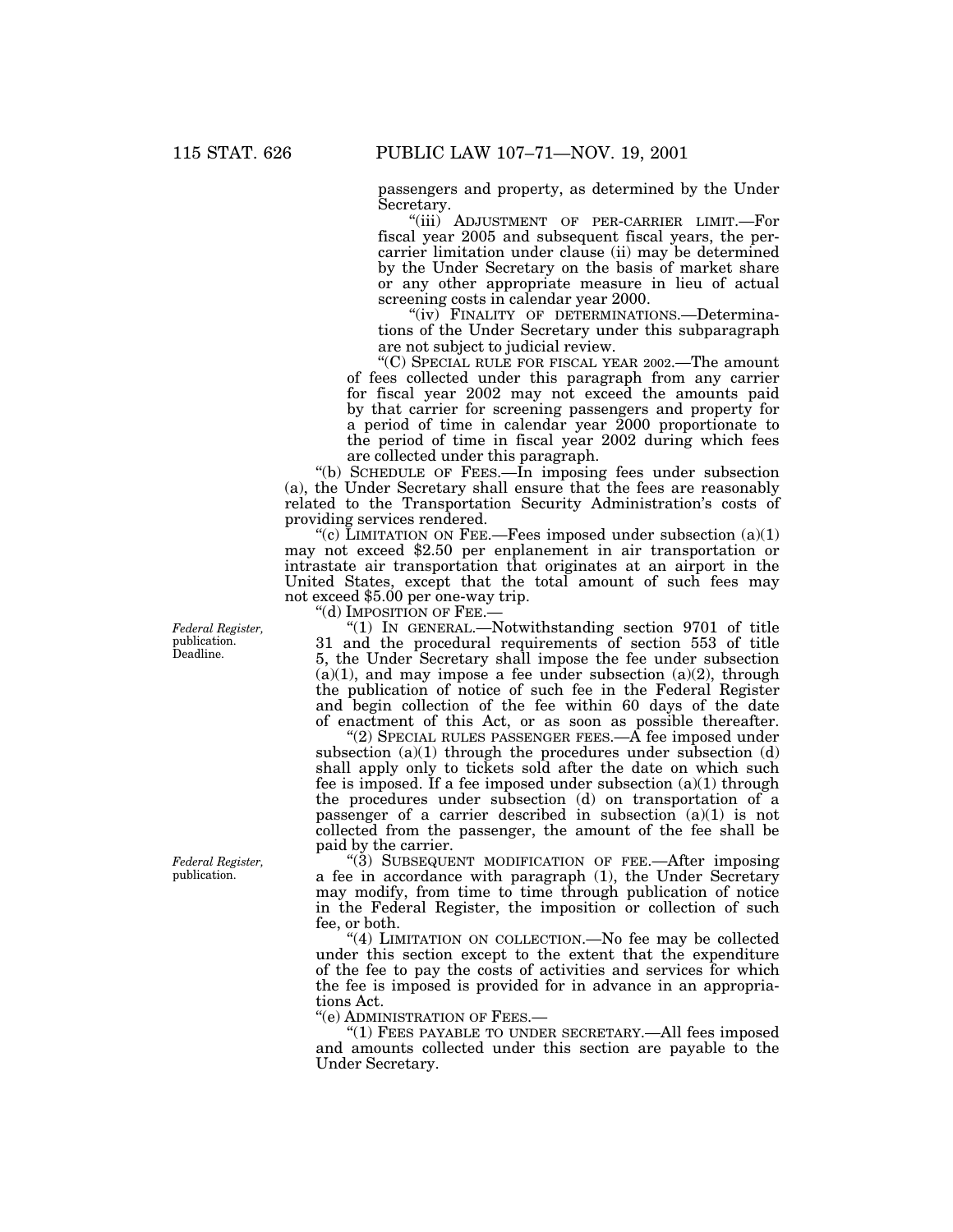passengers and property, as determined by the Under Secretary.

"(iii) ADJUSTMENT OF PER-CARRIER LIMIT.—For fiscal year 2005 and subsequent fiscal years, the per-carrier limitation under clause (ii) may be determined by the Under Secretary on the basis of market share or any other appropriate measure in lieu of actual screening costs in calendar year 2000.

"(iv) FINALITY OF DETERMINATIONS.—Determinations of the Under Secretary under this subparagraph are not subject to judicial review.

"(C) SPECIAL RULE FOR FISCAL YEAR 2002.—The amount of fees collected under this paragraph from any carrier for fiscal year 2002 may not exceed the amounts paid by that carrier for screening passengers and property for a period of time in calendar year 2000 proportionate to the period of time in fiscal year 2002 during which fees are collected under this paragraph.

"(b) SCHEDULE OF FEES.—In imposing fees under subsection (a), the Under Secretary shall ensure that the fees are reasonably related to the Transportation Security Administration's costs of providing services rendered.

"(c) LIMITATION ON FEE.—Fees imposed under subsection (a)(1) may not exceed $2.50 per enplanement in air transportation or intrastate air transportation that originates at an airport in the United States, except that the total amount of such fees may not exceed $5.00 per one-way trip.

"(d) IMPOSITION OF FEE.—

*Federal Register,* publication. Deadline.

"(1) IN GENERAL.—Notwithstanding section 9701 of title 31 and the procedural requirements of section 553 of title 5, the Under Secretary shall impose the fee under subsection (a)(1), and may impose a fee under subsection (a)(2), through the publication of notice of such fee in the Federal Register and begin collection of the fee within 60 days of the date of enactment of this Act, or as soon as possible thereafter.

"(2) SPECIAL RULES PASSENGER FEES.—A fee imposed under subsection (a)(1) through the procedures under subsection (d) shall apply only to tickets sold after the date on which such fee is imposed. If a fee imposed under subsection (a)(1) through the procedures under subsection (d) on transportation of a passenger of a carrier described in subsection (a)(1) is not collected from the passenger, the amount of the fee shall be paid by the carrier.

*Federal Register,* publication.

"(3) SUBSEQUENT MODIFICATION OF FEE.—After imposing a fee in accordance with paragraph (1), the Under Secretary may modify, from time to time through publication of notice in the Federal Register, the imposition or collection of such fee, or both.

"(4) LIMITATION ON COLLECTION.—No fee may be collected under this section except to the extent that the expenditure of the fee to pay the costs of activities and services for which the fee is imposed is provided for in advance in an appropriations Act.

"(e) ADMINISTRATION OF FEES.—

"(1) FEES PAYABLE TO UNDER SECRETARY.—All fees imposed and amounts collected under this section are payable to the Under Secretary.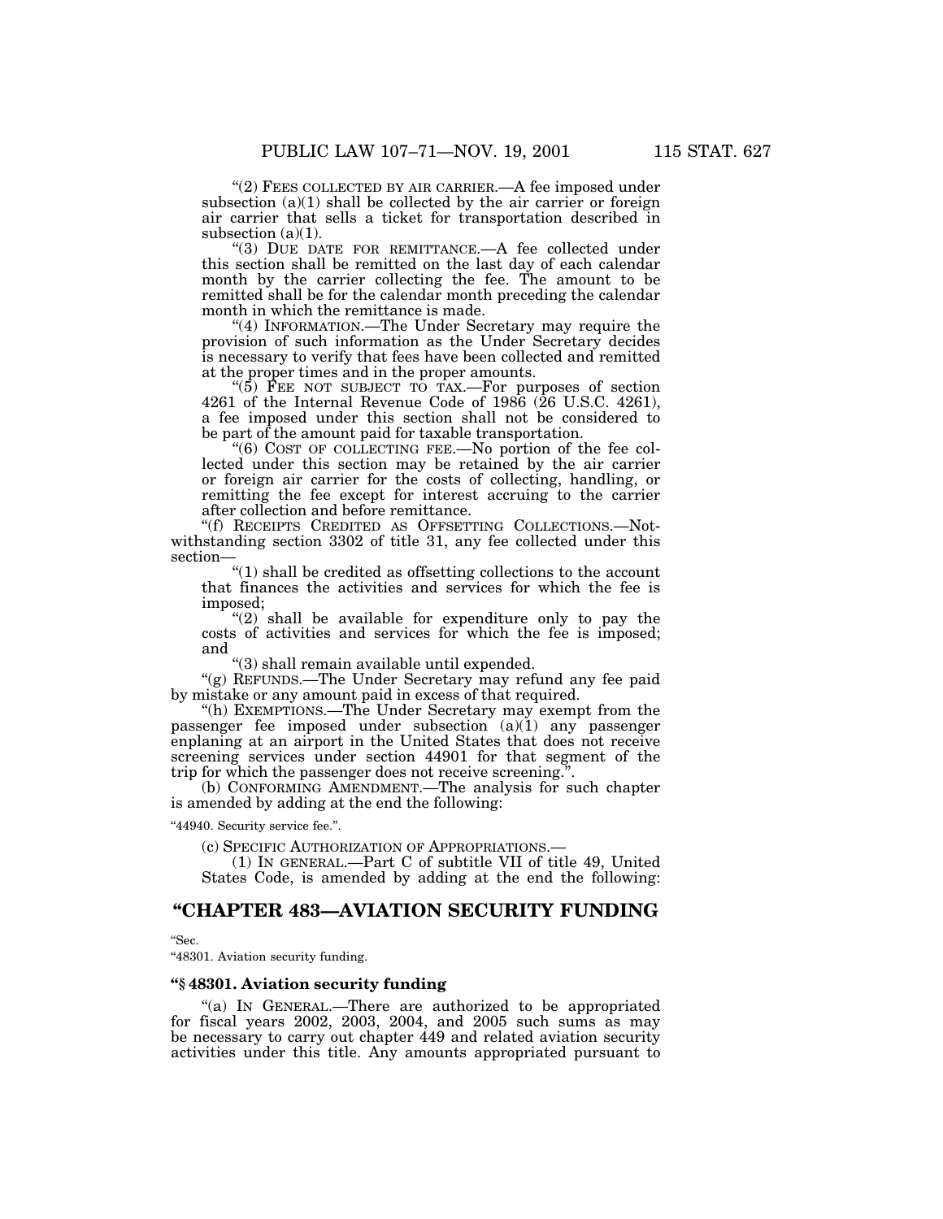"(2) FEES COLLECTED BY AIR CARRIER.—A fee imposed under subsection (a)(1) shall be collected by the air carrier or foreign air carrier that sells a ticket for transportation described in subsection (a)(1).

"(3) DUE DATE FOR REMITTANCE.—A fee collected under this section shall be remitted on the last day of each calendar month by the carrier collecting the fee. The amount to be remitted shall be for the calendar month preceding the calendar month in which the remittance is made.

"(4) INFORMATION.—The Under Secretary may require the provision of such information as the Under Secretary decides is necessary to verify that fees have been collected and remitted at the proper times and in the proper amounts.

"(5) FEE NOT SUBJECT TO TAX.—For purposes of section 4261 of the Internal Revenue Code of 1986 (26 U.S.C. 4261), a fee imposed under this section shall not be considered to be part of the amount paid for taxable transportation.

"(6) COST OF COLLECTING FEE.—No portion of the fee collected under this section may be retained by the air carrier or foreign air carrier for the costs of collecting, handling, or remitting the fee except for interest accruing to the carrier after collection and before remittance.

"(f) RECEIPTS CREDITED AS OFFSETTING COLLECTIONS.—Notwithstanding section 3302 of title 31, any fee collected under this section—

"(1) shall be credited as offsetting collections to the account that finances the activities and services for which the fee is imposed;

"(2) shall be available for expenditure only to pay the costs of activities and services for which the fee is imposed; and

"(3) shall remain available until expended.

"(g) REFUNDS.—The Under Secretary may refund any fee paid by mistake or any amount paid in excess of that required.

"(h) EXEMPTIONS.—The Under Secretary may exempt from the passenger fee imposed under subsection (a)(1) any passenger enplaning at an airport in the United States that does not receive screening services under section 44901 for that segment of the trip for which the passenger does not receive screening.".

(b) CONFORMING AMENDMENT.—The analysis for such chapter is amended by adding at the end the following:

"44940. Security service fee.".

(c) SPECIFIC AUTHORIZATION OF APPROPRIATIONS.—

(1) IN GENERAL.—Part C of subtitle VII of title 49, United States Code, is amended by adding at the end the following:

# "CHAPTER 483—AVIATION SECURITY FUNDING

"Sec.
"48301. Aviation security funding.

### "§ 48301. Aviation security funding

"(a) IN GENERAL.—There are authorized to be appropriated for fiscal years 2002, 2003, 2004, and 2005 such sums as may be necessary to carry out chapter 449 and related aviation security activities under this title. Any amounts appropriated pursuant to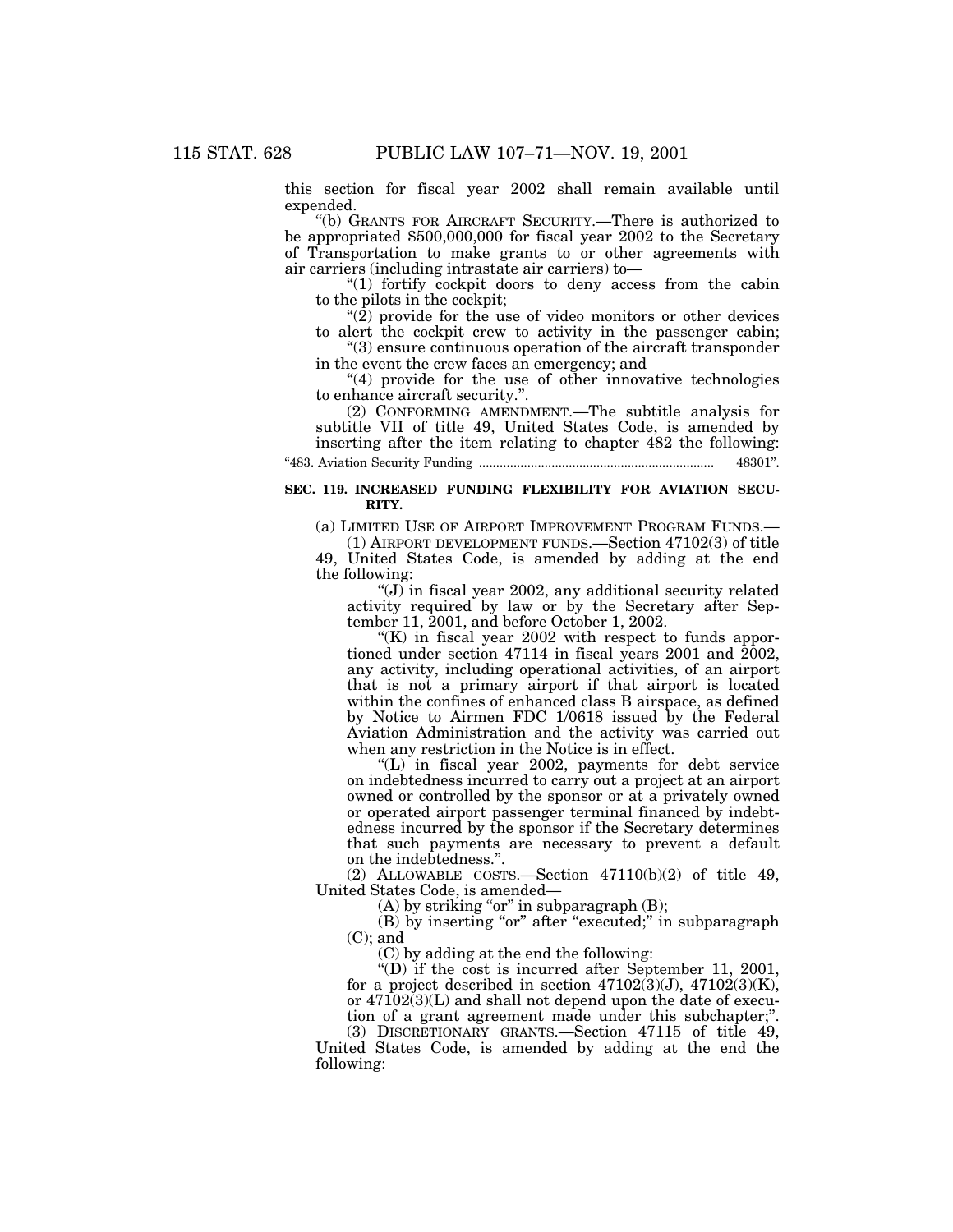this section for fiscal year 2002 shall remain available until expended.

"(b) GRANTS FOR AIRCRAFT SECURITY.—There is authorized to be appropriated $500,000,000 for fiscal year 2002 to the Secretary of Transportation to make grants to or other agreements with air carriers (including intrastate air carriers) to—

"(1) fortify cockpit doors to deny access from the cabin to the pilots in the cockpit;

"(2) provide for the use of video monitors or other devices to alert the cockpit crew to activity in the passenger cabin;

"(3) ensure continuous operation of the aircraft transponder in the event the crew faces an emergency; and

"(4) provide for the use of other innovative technologies to enhance aircraft security.".

(2) CONFORMING AMENDMENT.—The subtitle analysis for subtitle VII of title 49, United States Code, is amended by inserting after the item relating to chapter 482 the following:

"483. Aviation Security Funding .................................................................. 48301".

**SEC. 119. INCREASED FUNDING FLEXIBILITY FOR AVIATION SECURITY.**

(a) LIMITED USE OF AIRPORT IMPROVEMENT PROGRAM FUNDS.—

(1) AIRPORT DEVELOPMENT FUNDS.—Section 47102(3) of title 49, United States Code, is amended by adding at the end the following:

"(J) in fiscal year 2002, any additional security related activity required by law or by the Secretary after September 11, 2001, and before October 1, 2002.

"(K) in fiscal year 2002 with respect to funds apportioned under section 47114 in fiscal years 2001 and 2002, any activity, including operational activities, of an airport that is not a primary airport if that airport is located within the confines of enhanced class B airspace, as defined by Notice to Airmen FDC 1/0618 issued by the Federal Aviation Administration and the activity was carried out when any restriction in the Notice is in effect.

"(L) in fiscal year 2002, payments for debt service on indebtedness incurred to carry out a project at an airport owned or controlled by the sponsor or at a privately owned or operated airport passenger terminal financed by indebtedness incurred by the sponsor if the Secretary determines that such payments are necessary to prevent a default on the indebtedness.".

(2) ALLOWABLE COSTS.—Section 47110(b)(2) of title 49, United States Code, is amended—

(A) by striking "or" in subparagraph (B);

(B) by inserting "or" after "executed;" in subparagraph (C); and

(C) by adding at the end the following:

"(D) if the cost is incurred after September 11, 2001, for a project described in section 47102(3)(J), 47102(3)(K), or 47102(3)(L) and shall not depend upon the date of execution of a grant agreement made under this subchapter;".

(3) DISCRETIONARY GRANTS.—Section 47115 of title 49, United States Code, is amended by adding at the end the following: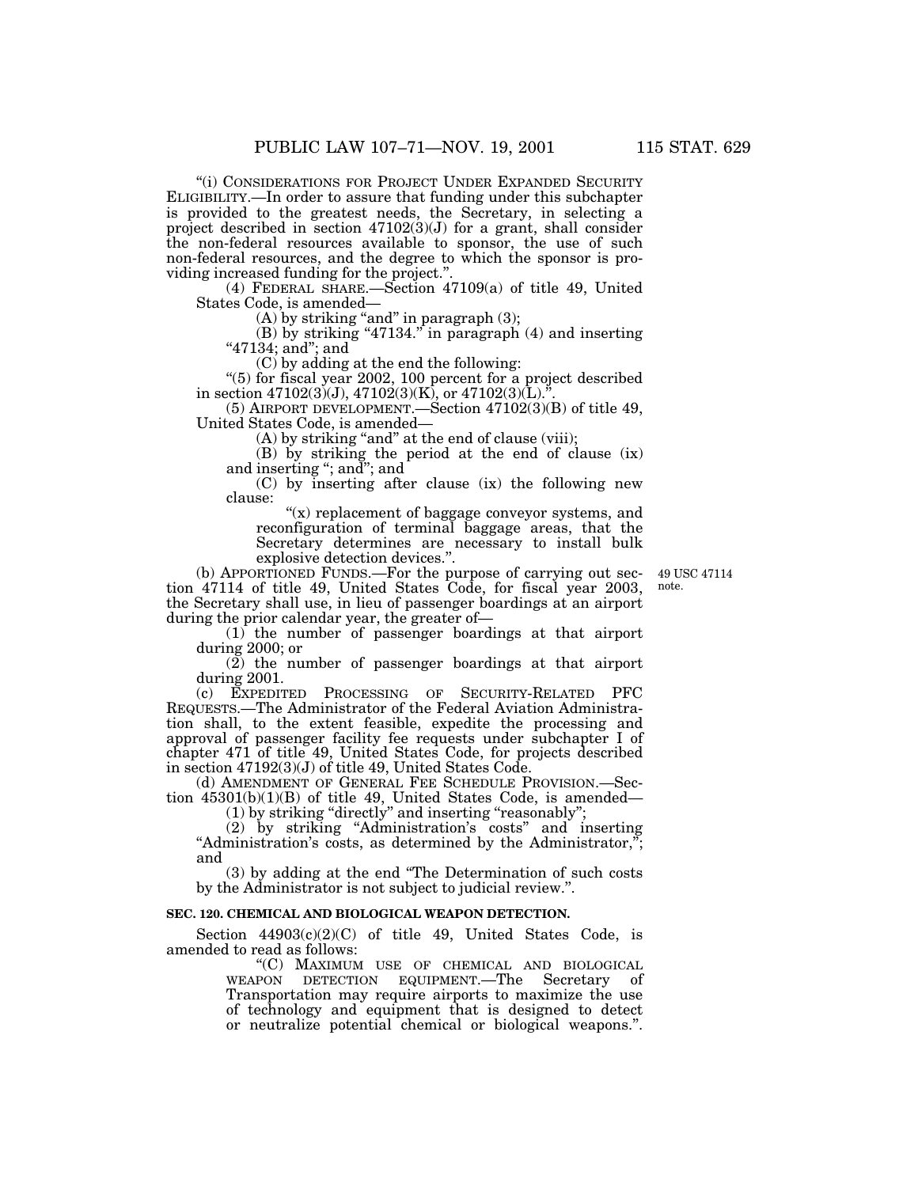"(i) CONSIDERATIONS FOR PROJECT UNDER EXPANDED SECURITY ELIGIBILITY.—In order to assure that funding under this subchapter is provided to the greatest needs, the Secretary, in selecting a project described in section 47102(3)(J) for a grant, shall consider the non-federal resources available to sponsor, the use of such non-federal resources, and the degree to which the sponsor is providing increased funding for the project.".

(4) FEDERAL SHARE.—Section 47109(a) of title 49, United States Code, is amended—

(A) by striking "and" in paragraph (3);

(B) by striking "47134." in paragraph (4) and inserting "47134; and"; and

(C) by adding at the end the following:

"(5) for fiscal year 2002, 100 percent for a project described in section 47102(3)(J), 47102(3)(K), or 47102(3)(L).".

(5) AIRPORT DEVELOPMENT.—Section 47102(3)(B) of title 49, United States Code, is amended—

(A) by striking "and" at the end of clause (viii);

(B) by striking the period at the end of clause (ix) and inserting "; and"; and

(C) by inserting after clause (ix) the following new clause:

"(x) replacement of baggage conveyor systems, and reconfiguration of terminal baggage areas, that the Secretary determines are necessary to install bulk explosive detection devices.".

(b) APPORTIONED FUNDS.—For the purpose of carrying out section 47114 of title 49, United States Code, for fiscal year 2003, the Secretary shall use, in lieu of passenger boardings at an airport during the prior calendar year, the greater of—

49 USC 47114 note.

(1) the number of passenger boardings at that airport during 2000; or

(2) the number of passenger boardings at that airport during 2001.

(c) EXPEDITED PROCESSING OF SECURITY-RELATED PFC REQUESTS.—The Administrator of the Federal Aviation Administration shall, to the extent feasible, expedite the processing and approval of passenger facility fee requests under subchapter I of chapter 471 of title 49, United States Code, for projects described in section 47192(3)(J) of title 49, United States Code.

(d) AMENDMENT OF GENERAL FEE SCHEDULE PROVISION.—Section 45301(b)(1)(B) of title 49, United States Code, is amended—

(1) by striking "directly" and inserting "reasonably";

(2) by striking "Administration's costs" and inserting "Administration's costs, as determined by the Administrator,"; and

(3) by adding at the end "The Determination of such costs by the Administrator is not subject to judicial review.".

**SEC. 120. CHEMICAL AND BIOLOGICAL WEAPON DETECTION.**

Section 44903(c)(2)(C) of title 49, United States Code, is amended to read as follows:

"(C) MAXIMUM USE OF CHEMICAL AND BIOLOGICAL WEAPON DETECTION EQUIPMENT.—The Secretary of Transportation may require airports to maximize the use of technology and equipment that is designed to detect or neutralize potential chemical or biological weapons.".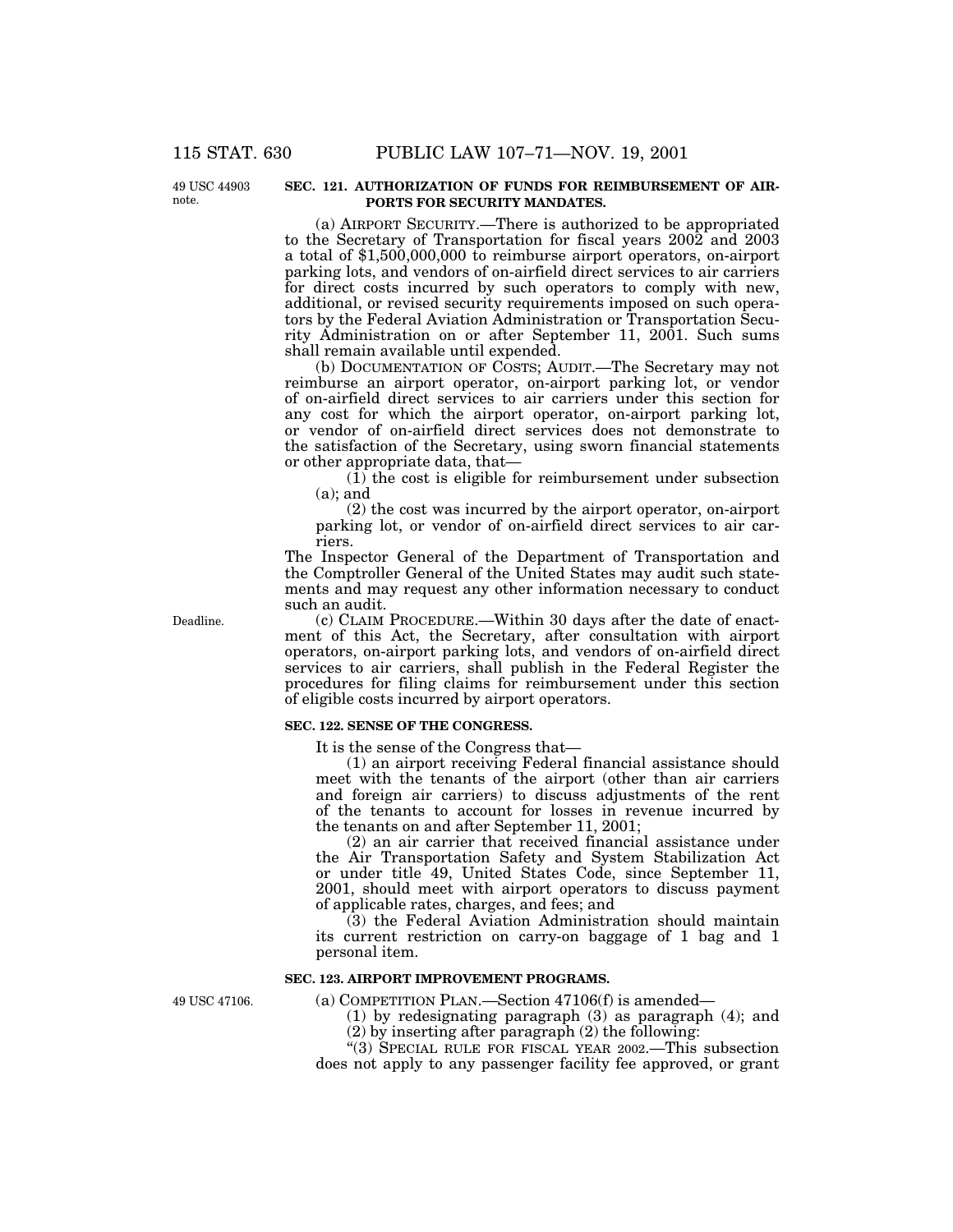49 USC 44903 note.

### SEC. 121. AUTHORIZATION OF FUNDS FOR REIMBURSEMENT OF AIRPORTS FOR SECURITY MANDATES.

(a) AIRPORT SECURITY.—There is authorized to be appropriated to the Secretary of Transportation for fiscal years 2002 and 2003 a total of $1,500,000,000 to reimburse airport operators, on-airport parking lots, and vendors of on-airfield direct services to air carriers for direct costs incurred by such operators to comply with new, additional, or revised security requirements imposed on such operators by the Federal Aviation Administration or Transportation Security Administration on or after September 11, 2001. Such sums shall remain available until expended.

(b) DOCUMENTATION OF COSTS; AUDIT.—The Secretary may not reimburse an airport operator, on-airport parking lot, or vendor of on-airfield direct services to air carriers under this section for any cost for which the airport operator, on-airport parking lot, or vendor of on-airfield direct services does not demonstrate to the satisfaction of the Secretary, using sworn financial statements or other appropriate data, that—

(1) the cost is eligible for reimbursement under subsection (a); and

(2) the cost was incurred by the airport operator, on-airport parking lot, or vendor of on-airfield direct services to air carriers.

The Inspector General of the Department of Transportation and the Comptroller General of the United States may audit such statements and may request any other information necessary to conduct such an audit.

Deadline.

(c) CLAIM PROCEDURE.—Within 30 days after the date of enactment of this Act, the Secretary, after consultation with airport operators, on-airport parking lots, and vendors of on-airfield direct services to air carriers, shall publish in the Federal Register the procedures for filing claims for reimbursement under this section of eligible costs incurred by airport operators.

### SEC. 122. SENSE OF THE CONGRESS.

It is the sense of the Congress that—

(1) an airport receiving Federal financial assistance should meet with the tenants of the airport (other than air carriers and foreign air carriers) to discuss adjustments of the rent of the tenants to account for losses in revenue incurred by the tenants on and after September 11, 2001;

(2) an air carrier that received financial assistance under the Air Transportation Safety and System Stabilization Act or under title 49, United States Code, since September 11, 2001, should meet with airport operators to discuss payment of applicable rates, charges, and fees; and

(3) the Federal Aviation Administration should maintain its current restriction on carry-on baggage of 1 bag and 1 personal item.

### SEC. 123. AIRPORT IMPROVEMENT PROGRAMS.

49 USC 47106.

(a) COMPETITION PLAN.—Section 47106(f) is amended—

(1) by redesignating paragraph (3) as paragraph (4); and

(2) by inserting after paragraph (2) the following:

"(3) SPECIAL RULE FOR FISCAL YEAR 2002.—This subsection does not apply to any passenger facility fee approved, or grant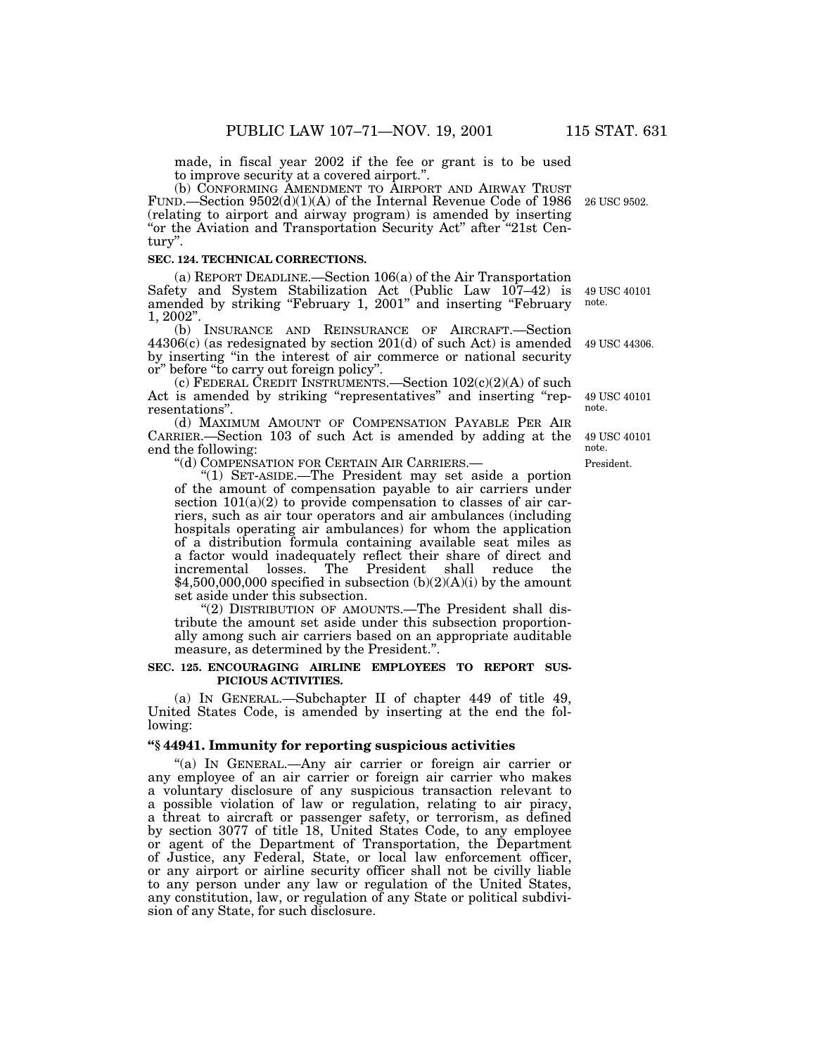made, in fiscal year 2002 if the fee or grant is to be used to improve security at a covered airport.".

(b) CONFORMING AMENDMENT TO AIRPORT AND AIRWAY TRUST FUND.—Section 9502(d)(1)(A) of the Internal Revenue Code of 1986 (relating to airport and airway program) is amended by inserting "or the Aviation and Transportation Security Act" after "21st Century".

26 USC 9502.

**SEC. 124. TECHNICAL CORRECTIONS.**

(a) REPORT DEADLINE.—Section 106(a) of the Air Transportation Safety and System Stabilization Act (Public Law 107–42) is amended by striking "February 1, 2001" and inserting "February 1, 2002".

49 USC 40101 note.

(b) INSURANCE AND REINSURANCE OF AIRCRAFT.—Section 44306(c) (as redesignated by section 201(d) of such Act) is amended by inserting "in the interest of air commerce or national security or" before "to carry out foreign policy".

49 USC 44306.

(c) FEDERAL CREDIT INSTRUMENTS.—Section 102(c)(2)(A) of such Act is amended by striking "representatives" and inserting "representations".

49 USC 40101 note.

(d) MAXIMUM AMOUNT OF COMPENSATION PAYABLE PER AIR CARRIER.—Section 103 of such Act is amended by adding at the end the following:

49 USC 40101 note.

President.

"(d) COMPENSATION FOR CERTAIN AIR CARRIERS.—

"(1) SET-ASIDE.—The President may set aside a portion of the amount of compensation payable to air carriers under section 101(a)(2) to provide compensation to classes of air carriers, such as air tour operators and air ambulances (including hospitals operating air ambulances) for whom the application of a distribution formula containing available seat miles as a factor would inadequately reflect their share of direct and incremental losses. The President shall reduce the $4,500,000,000 specified in subsection (b)(2)(A)(i) by the amount set aside under this subsection.

"(2) DISTRIBUTION OF AMOUNTS.—The President shall distribute the amount set aside under this subsection proportionally among such air carriers based on an appropriate auditable measure, as determined by the President.".

**SEC. 125. ENCOURAGING AIRLINE EMPLOYEES TO REPORT SUSPICIOUS ACTIVITIES.**

(a) IN GENERAL.—Subchapter II of chapter 449 of title 49, United States Code, is amended by inserting at the end the following:

**"§ 44941. Immunity for reporting suspicious activities**

"(a) IN GENERAL.—Any air carrier or foreign air carrier or any employee of an air carrier or foreign air carrier who makes a voluntary disclosure of any suspicious transaction relevant to a possible violation of law or regulation, relating to air piracy, a threat to aircraft or passenger safety, or terrorism, as defined by section 3077 of title 18, United States Code, to any employee or agent of the Department of Transportation, the Department of Justice, any Federal, State, or local law enforcement officer, or any airport or airline security officer shall not be civilly liable to any person under any law or regulation of the United States, any constitution, law, or regulation of any State or political subdivision of any State, for such disclosure.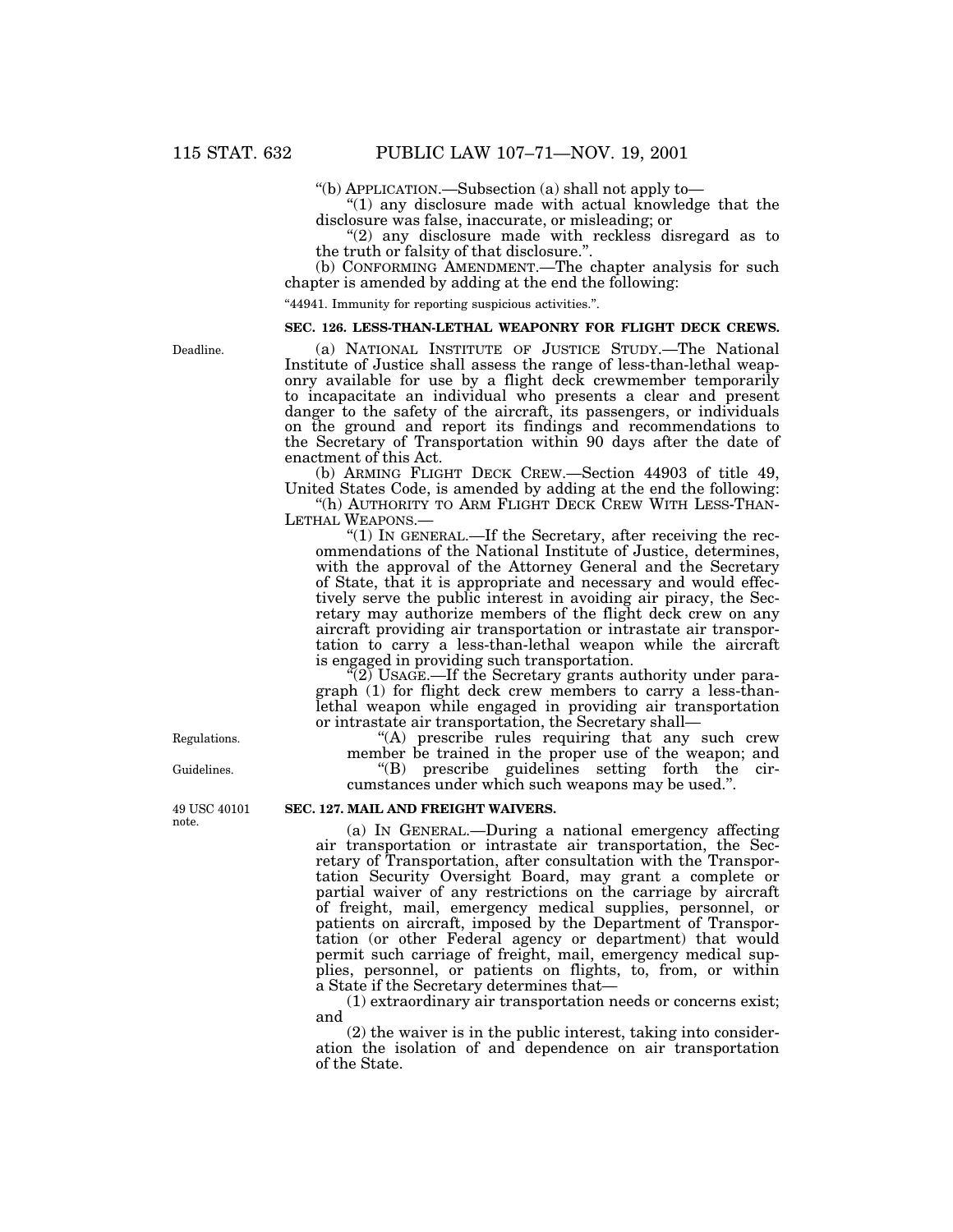"(b) APPLICATION.—Subsection (a) shall not apply to—

"(1) any disclosure made with actual knowledge that the disclosure was false, inaccurate, or misleading; or

"(2) any disclosure made with reckless disregard as to the truth or falsity of that disclosure.".

(b) CONFORMING AMENDMENT.—The chapter analysis for such chapter is amended by adding at the end the following:

"44941. Immunity for reporting suspicious activities.".

**SEC. 126. LESS-THAN-LETHAL WEAPONRY FOR FLIGHT DECK CREWS.**

Deadline.

(a) NATIONAL INSTITUTE OF JUSTICE STUDY.—The National Institute of Justice shall assess the range of less-than-lethal weaponry available for use by a flight deck crewmember temporarily to incapacitate an individual who presents a clear and present danger to the safety of the aircraft, its passengers, or individuals on the ground and report its findings and recommendations to the Secretary of Transportation within 90 days after the date of enactment of this Act.

(b) ARMING FLIGHT DECK CREW.—Section 44903 of title 49, United States Code, is amended by adding at the end the following:

"(h) AUTHORITY TO ARM FLIGHT DECK CREW WITH LESS-THAN-LETHAL WEAPONS.—

"(1) IN GENERAL.—If the Secretary, after receiving the recommendations of the National Institute of Justice, determines, with the approval of the Attorney General and the Secretary of State, that it is appropriate and necessary and would effectively serve the public interest in avoiding air piracy, the Secretary may authorize members of the flight deck crew on any aircraft providing air transportation or intrastate air transportation to carry a less-than-lethal weapon while the aircraft is engaged in providing such transportation.

"(2) USAGE.—If the Secretary grants authority under paragraph (1) for flight deck crew members to carry a less-than-lethal weapon while engaged in providing air transportation or intrastate air transportation, the Secretary shall—

Regulations.

"(A) prescribe rules requiring that any such crew member be trained in the proper use of the weapon; and

Guidelines.

"(B) prescribe guidelines setting forth the circumstances under which such weapons may be used.".

49 USC 40101 note.

**SEC. 127. MAIL AND FREIGHT WAIVERS.**

(a) IN GENERAL.—During a national emergency affecting air transportation or intrastate air transportation, the Secretary of Transportation, after consultation with the Transportation Security Oversight Board, may grant a complete or partial waiver of any restrictions on the carriage by aircraft of freight, mail, emergency medical supplies, personnel, or patients on aircraft, imposed by the Department of Transportation (or other Federal agency or department) that would permit such carriage of freight, mail, emergency medical supplies, personnel, or patients on flights, to, from, or within a State if the Secretary determines that—

(1) extraordinary air transportation needs or concerns exist; and

(2) the waiver is in the public interest, taking into consideration the isolation of and dependence on air transportation of the State.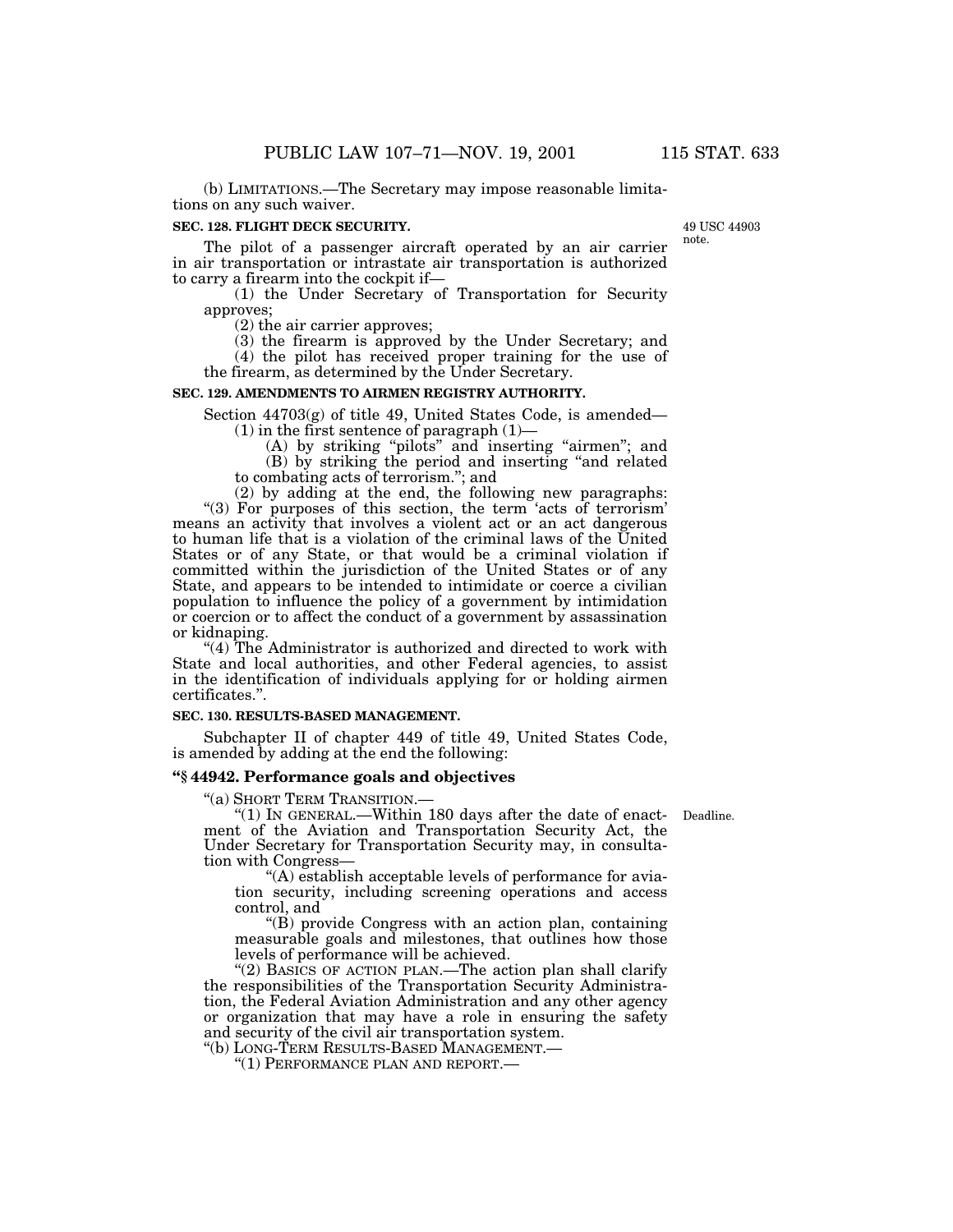(b) LIMITATIONS.—The Secretary may impose reasonable limitations on any such waiver.

**SEC. 128. FLIGHT DECK SECURITY.**

49 USC 44903 note.

The pilot of a passenger aircraft operated by an air carrier in air transportation or intrastate air transportation is authorized to carry a firearm into the cockpit if—

(1) the Under Secretary of Transportation for Security approves;

(2) the air carrier approves;

(3) the firearm is approved by the Under Secretary; and

(4) the pilot has received proper training for the use of the firearm, as determined by the Under Secretary.

**SEC. 129. AMENDMENTS TO AIRMEN REGISTRY AUTHORITY.**

Section 44703(g) of title 49, United States Code, is amended—

(1) in the first sentence of paragraph (1)—

(A) by striking "pilots" and inserting "airmen"; and

(B) by striking the period and inserting "and related to combating acts of terrorism."; and

(2) by adding at the end, the following new paragraphs:

"(3) For purposes of this section, the term 'acts of terrorism' means an activity that involves a violent act or an act dangerous to human life that is a violation of the criminal laws of the United States or of any State, or that would be a criminal violation if committed within the jurisdiction of the United States or of any State, and appears to be intended to intimidate or coerce a civilian population to influence the policy of a government by intimidation or coercion or to affect the conduct of a government by assassination or kidnaping.

"(4) The Administrator is authorized and directed to work with State and local authorities, and other Federal agencies, to assist in the identification of individuals applying for or holding airmen certificates.".

**SEC. 130. RESULTS-BASED MANAGEMENT.**

Subchapter II of chapter 449 of title 49, United States Code, is amended by adding at the end the following:

### "§ 44942. Performance goals and objectives

"(a) SHORT TERM TRANSITION.—

"(1) IN GENERAL.—Within 180 days after the date of enactment of the Aviation and Transportation Security Act, the Under Secretary for Transportation Security may, in consultation with Congress—

Deadline.

"(A) establish acceptable levels of performance for aviation security, including screening operations and access control, and

"(B) provide Congress with an action plan, containing measurable goals and milestones, that outlines how those levels of performance will be achieved.

"(2) BASICS OF ACTION PLAN.—The action plan shall clarify the responsibilities of the Transportation Security Administration, the Federal Aviation Administration and any other agency or organization that may have a role in ensuring the safety and security of the civil air transportation system.

"(b) LONG-TERM RESULTS-BASED MANAGEMENT.—

"(1) PERFORMANCE PLAN AND REPORT.—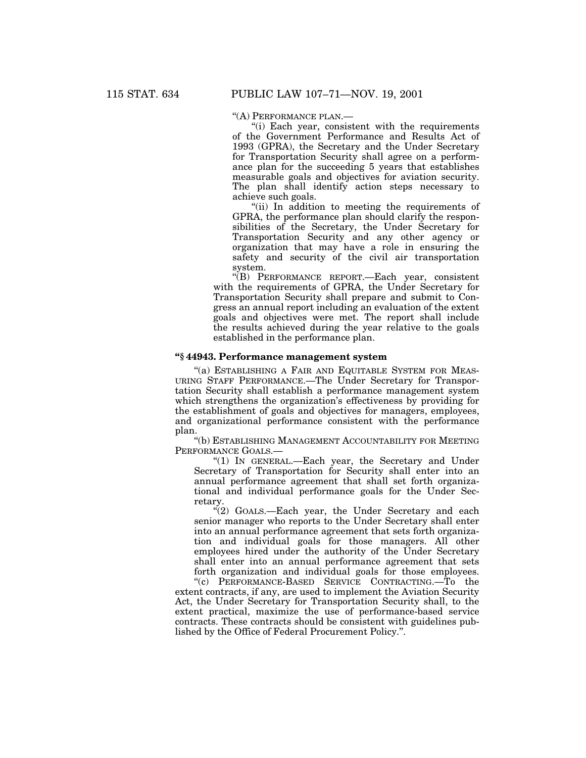"(A) PERFORMANCE PLAN.—

"(i) Each year, consistent with the requirements of the Government Performance and Results Act of 1993 (GPRA), the Secretary and the Under Secretary for Transportation Security shall agree on a performance plan for the succeeding 5 years that establishes measurable goals and objectives for aviation security. The plan shall identify action steps necessary to achieve such goals.

"(ii) In addition to meeting the requirements of GPRA, the performance plan should clarify the responsibilities of the Secretary, the Under Secretary for Transportation Security and any other agency or organization that may have a role in ensuring the safety and security of the civil air transportation system.

"(B) PERFORMANCE REPORT.—Each year, consistent with the requirements of GPRA, the Under Secretary for Transportation Security shall prepare and submit to Congress an annual report including an evaluation of the extent goals and objectives were met. The report shall include the results achieved during the year relative to the goals established in the performance plan.

**"§ 44943. Performance management system**

"(a) ESTABLISHING A FAIR AND EQUITABLE SYSTEM FOR MEASURING STAFF PERFORMANCE.—The Under Secretary for Transportation Security shall establish a performance management system which strengthens the organization's effectiveness by providing for the establishment of goals and objectives for managers, employees, and organizational performance consistent with the performance plan.

"(b) ESTABLISHING MANAGEMENT ACCOUNTABILITY FOR MEETING PERFORMANCE GOALS.—

"(1) IN GENERAL.—Each year, the Secretary and Under Secretary of Transportation for Security shall enter into an annual performance agreement that shall set forth organizational and individual performance goals for the Under Secretary.

"(2) GOALS.—Each year, the Under Secretary and each senior manager who reports to the Under Secretary shall enter into an annual performance agreement that sets forth organization and individual goals for those managers. All other employees hired under the authority of the Under Secretary shall enter into an annual performance agreement that sets forth organization and individual goals for those employees.

"(c) PERFORMANCE-BASED SERVICE CONTRACTING.—To the extent contracts, if any, are used to implement the Aviation Security Act, the Under Secretary for Transportation Security shall, to the extent practical, maximize the use of performance-based service contracts. These contracts should be consistent with guidelines published by the Office of Federal Procurement Policy.".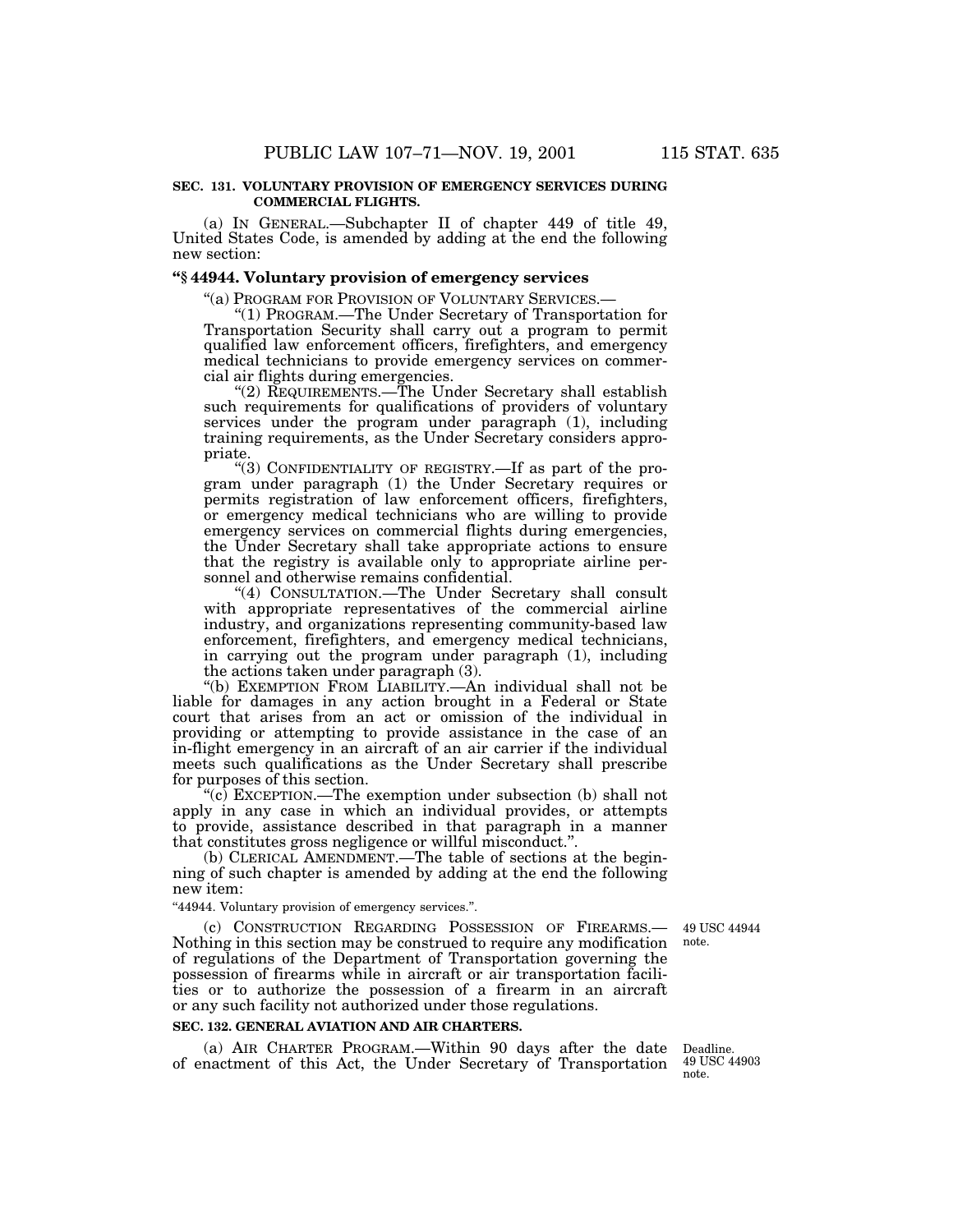**SEC. 131. VOLUNTARY PROVISION OF EMERGENCY SERVICES DURING COMMERCIAL FLIGHTS.**

(a) IN GENERAL.—Subchapter II of chapter 449 of title 49, United States Code, is amended by adding at the end the following new section:

**"§ 44944. Voluntary provision of emergency services**

"(a) PROGRAM FOR PROVISION OF VOLUNTARY SERVICES.—

"(1) PROGRAM.—The Under Secretary of Transportation for Transportation Security shall carry out a program to permit qualified law enforcement officers, firefighters, and emergency medical technicians to provide emergency services on commercial air flights during emergencies.

"(2) REQUIREMENTS.—The Under Secretary shall establish such requirements for qualifications of providers of voluntary services under the program under paragraph (1), including training requirements, as the Under Secretary considers appropriate.

"(3) CONFIDENTIALITY OF REGISTRY.—If as part of the program under paragraph (1) the Under Secretary requires or permits registration of law enforcement officers, firefighters, or emergency medical technicians who are willing to provide emergency services on commercial flights during emergencies, the Under Secretary shall take appropriate actions to ensure that the registry is available only to appropriate airline personnel and otherwise remains confidential.

"(4) CONSULTATION.—The Under Secretary shall consult with appropriate representatives of the commercial airline industry, and organizations representing community-based law enforcement, firefighters, and emergency medical technicians, in carrying out the program under paragraph (1), including the actions taken under paragraph (3).

"(b) EXEMPTION FROM LIABILITY.—An individual shall not be liable for damages in any action brought in a Federal or State court that arises from an act or omission of the individual in providing or attempting to provide assistance in the case of an in-flight emergency in an aircraft of an air carrier if the individual meets such qualifications as the Under Secretary shall prescribe for purposes of this section.

"(c) EXCEPTION.—The exemption under subsection (b) shall not apply in any case in which an individual provides, or attempts to provide, assistance described in that paragraph in a manner that constitutes gross negligence or willful misconduct.".

(b) CLERICAL AMENDMENT.—The table of sections at the beginning of such chapter is amended by adding at the end the following new item:

"44944. Voluntary provision of emergency services.".

(c) CONSTRUCTION REGARDING POSSESSION OF FIREARMS.—Nothing in this section may be construed to require any modification of regulations of the Department of Transportation governing the possession of firearms while in aircraft or air transportation facilities or to authorize the possession of a firearm in an aircraft or any such facility not authorized under those regulations.

49 USC 44944 note.

**SEC. 132. GENERAL AVIATION AND AIR CHARTERS.**

(a) AIR CHARTER PROGRAM.—Within 90 days after the date of enactment of this Act, the Under Secretary of Transportation

Deadline. 49 USC 44903 note.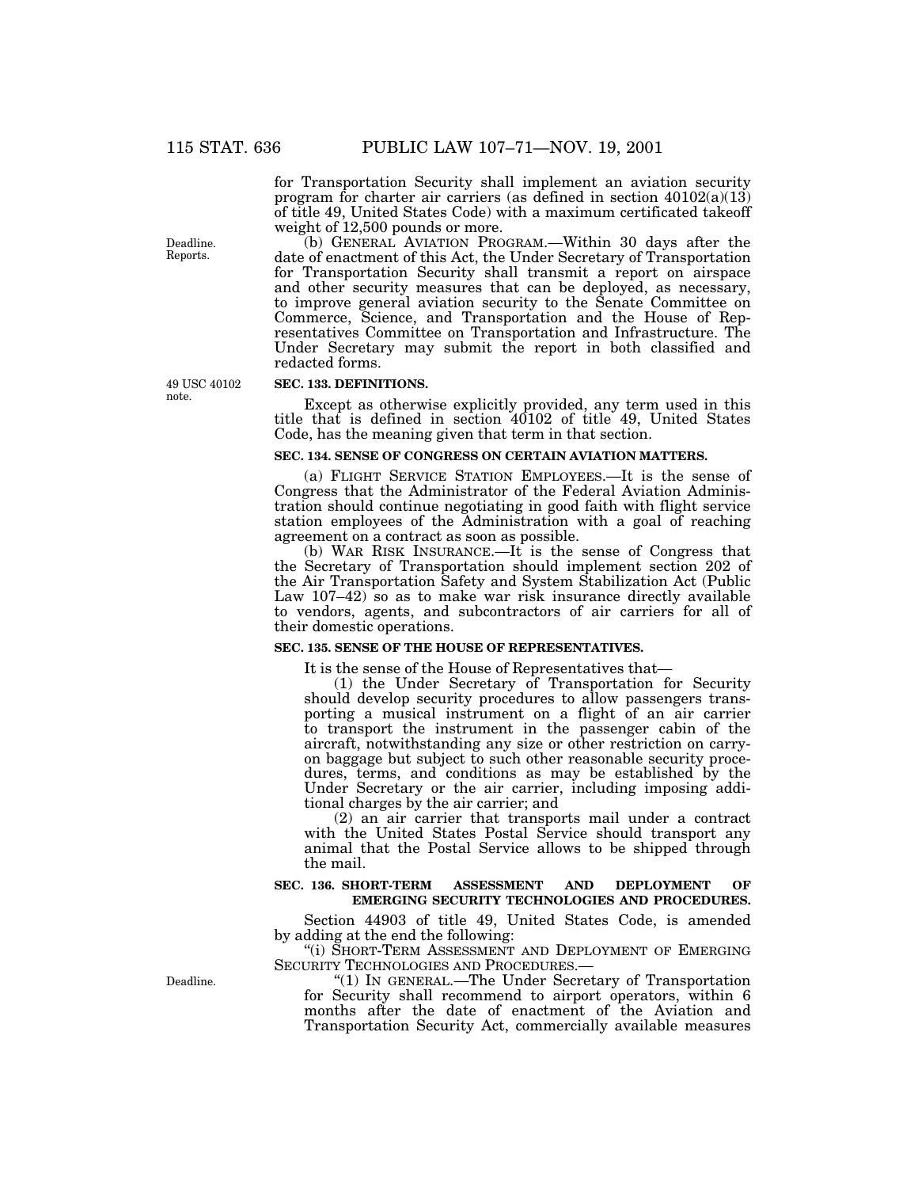for Transportation Security shall implement an aviation security program for charter air carriers (as defined in section 40102(a)(13) of title 49, United States Code) with a maximum certificated takeoff weight of 12,500 pounds or more.

Deadline. Reports.

(b) GENERAL AVIATION PROGRAM.—Within 30 days after the date of enactment of this Act, the Under Secretary of Transportation for Transportation Security shall transmit a report on airspace and other security measures that can be deployed, as necessary, to improve general aviation security to the Senate Committee on Commerce, Science, and Transportation and the House of Representatives Committee on Transportation and Infrastructure. The Under Secretary may submit the report in both classified and redacted forms.

49 USC 40102 note.

**SEC. 133. DEFINITIONS.**

Except as otherwise explicitly provided, any term used in this title that is defined in section 40102 of title 49, United States Code, has the meaning given that term in that section.

**SEC. 134. SENSE OF CONGRESS ON CERTAIN AVIATION MATTERS.**

(a) FLIGHT SERVICE STATION EMPLOYEES.—It is the sense of Congress that the Administrator of the Federal Aviation Administration should continue negotiating in good faith with flight service station employees of the Administration with a goal of reaching agreement on a contract as soon as possible.

(b) WAR RISK INSURANCE.—It is the sense of Congress that the Secretary of Transportation should implement section 202 of the Air Transportation Safety and System Stabilization Act (Public Law 107–42) so as to make war risk insurance directly available to vendors, agents, and subcontractors of air carriers for all of their domestic operations.

**SEC. 135. SENSE OF THE HOUSE OF REPRESENTATIVES.**

It is the sense of the House of Representatives that—

(1) the Under Secretary of Transportation for Security should develop security procedures to allow passengers transporting a musical instrument on a flight of an air carrier to transport the instrument in the passenger cabin of the aircraft, notwithstanding any size or other restriction on carry-on baggage but subject to such other reasonable security procedures, terms, and conditions as may be established by the Under Secretary or the air carrier, including imposing additional charges by the air carrier; and

(2) an air carrier that transports mail under a contract with the United States Postal Service should transport any animal that the Postal Service allows to be shipped through the mail.

**SEC. 136. SHORT-TERM ASSESSMENT AND DEPLOYMENT OF EMERGING SECURITY TECHNOLOGIES AND PROCEDURES.**

Section 44903 of title 49, United States Code, is amended by adding at the end the following:

"(i) SHORT-TERM ASSESSMENT AND DEPLOYMENT OF EMERGING SECURITY TECHNOLOGIES AND PROCEDURES.—

Deadline.

"(1) IN GENERAL.—The Under Secretary of Transportation for Security shall recommend to airport operators, within 6 months after the date of enactment of the Aviation and Transportation Security Act, commercially available measures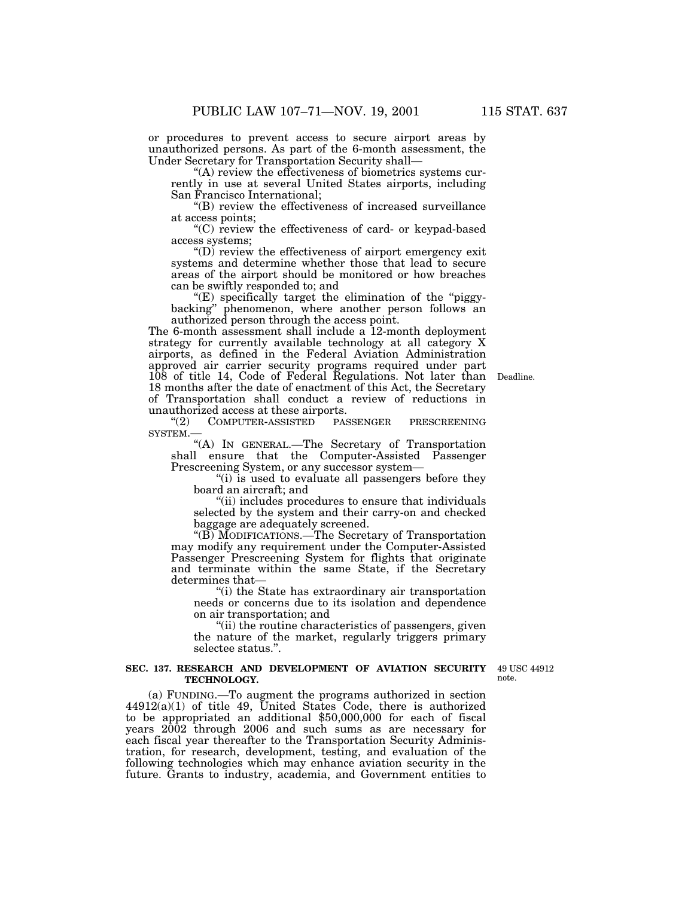or procedures to prevent access to secure airport areas by unauthorized persons. As part of the 6-month assessment, the Under Secretary for Transportation Security shall—

"(A) review the effectiveness of biometrics systems currently in use at several United States airports, including San Francisco International;

"(B) review the effectiveness of increased surveillance at access points;

"(C) review the effectiveness of card- or keypad-based access systems;

"(D) review the effectiveness of airport emergency exit systems and determine whether those that lead to secure areas of the airport should be monitored or how breaches can be swiftly responded to; and

"(E) specifically target the elimination of the "piggy-backing" phenomenon, where another person follows an authorized person through the access point.

The 6-month assessment shall include a 12-month deployment strategy for currently available technology at all category X airports, as defined in the Federal Aviation Administration approved air carrier security programs required under part 108 of title 14, Code of Federal Regulations. Not later than 18 months after the date of enactment of this Act, the Secretary of Transportation shall conduct a review of reductions in unauthorized access at these airports.

Deadline.

"(2) COMPUTER-ASSISTED PASSENGER PRESCREENING SYSTEM.—

"(A) IN GENERAL.—The Secretary of Transportation shall ensure that the Computer-Assisted Passenger Prescreening System, or any successor system—

"(i) is used to evaluate all passengers before they board an aircraft; and

"(ii) includes procedures to ensure that individuals selected by the system and their carry-on and checked baggage are adequately screened.

"(B) MODIFICATIONS.—The Secretary of Transportation may modify any requirement under the Computer-Assisted Passenger Prescreening System for flights that originate and terminate within the same State, if the Secretary determines that—

"(i) the State has extraordinary air transportation needs or concerns due to its isolation and dependence on air transportation; and

"(ii) the routine characteristics of passengers, given the nature of the market, regularly triggers primary selectee status.".

**SEC. 137. RESEARCH AND DEVELOPMENT OF AVIATION SECURITY TECHNOLOGY.**

49 USC 44912 note.

(a) FUNDING.—To augment the programs authorized in section 44912(a)(1) of title 49, United States Code, there is authorized to be appropriated an additional $50,000,000 for each of fiscal years 2002 through 2006 and such sums as are necessary for each fiscal year thereafter to the Transportation Security Administration, for research, development, testing, and evaluation of the following technologies which may enhance aviation security in the future. Grants to industry, academia, and Government entities to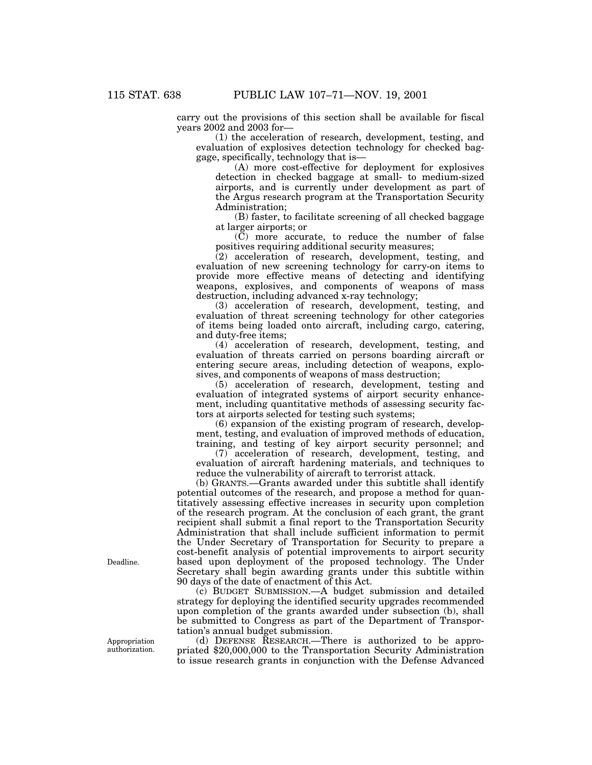carry out the provisions of this section shall be available for fiscal years 2002 and 2003 for—

(1) the acceleration of research, development, testing, and evaluation of explosives detection technology for checked baggage, specifically, technology that is—

(A) more cost-effective for deployment for explosives detection in checked baggage at small- to medium-sized airports, and is currently under development as part of the Argus research program at the Transportation Security Administration;

(B) faster, to facilitate screening of all checked baggage at larger airports; or

(C) more accurate, to reduce the number of false positives requiring additional security measures;

(2) acceleration of research, development, testing, and evaluation of new screening technology for carry-on items to provide more effective means of detecting and identifying weapons, explosives, and components of weapons of mass destruction, including advanced x-ray technology;

(3) acceleration of research, development, testing, and evaluation of threat screening technology for other categories of items being loaded onto aircraft, including cargo, catering, and duty-free items;

(4) acceleration of research, development, testing, and evaluation of threats carried on persons boarding aircraft or entering secure areas, including detection of weapons, explosives, and components of weapons of mass destruction;

(5) acceleration of research, development, testing and evaluation of integrated systems of airport security enhancement, including quantitative methods of assessing security factors at airports selected for testing such systems;

(6) expansion of the existing program of research, development, testing, and evaluation of improved methods of education, training, and testing of key airport security personnel; and

(7) acceleration of research, development, testing, and evaluation of aircraft hardening materials, and techniques to reduce the vulnerability of aircraft to terrorist attack.

(b) GRANTS.—Grants awarded under this subtitle shall identify potential outcomes of the research, and propose a method for quantitatively assessing effective increases in security upon completion of the research program. At the conclusion of each grant, the grant recipient shall submit a final report to the Transportation Security Administration that shall include sufficient information to permit the Under Secretary of Transportation for Security to prepare a cost-benefit analysis of potential improvements to airport security based upon deployment of the proposed technology. The Under Secretary shall begin awarding grants under this subtitle within 90 days of the date of enactment of this Act.

Deadline.

(c) BUDGET SUBMISSION.—A budget submission and detailed strategy for deploying the identified security upgrades recommended upon completion of the grants awarded under subsection (b), shall be submitted to Congress as part of the Department of Transportation's annual budget submission.

Appropriation authorization.

(d) DEFENSE RESEARCH.—There is authorized to be appropriated $20,000,000 to the Transportation Security Administration to issue research grants in conjunction with the Defense Advanced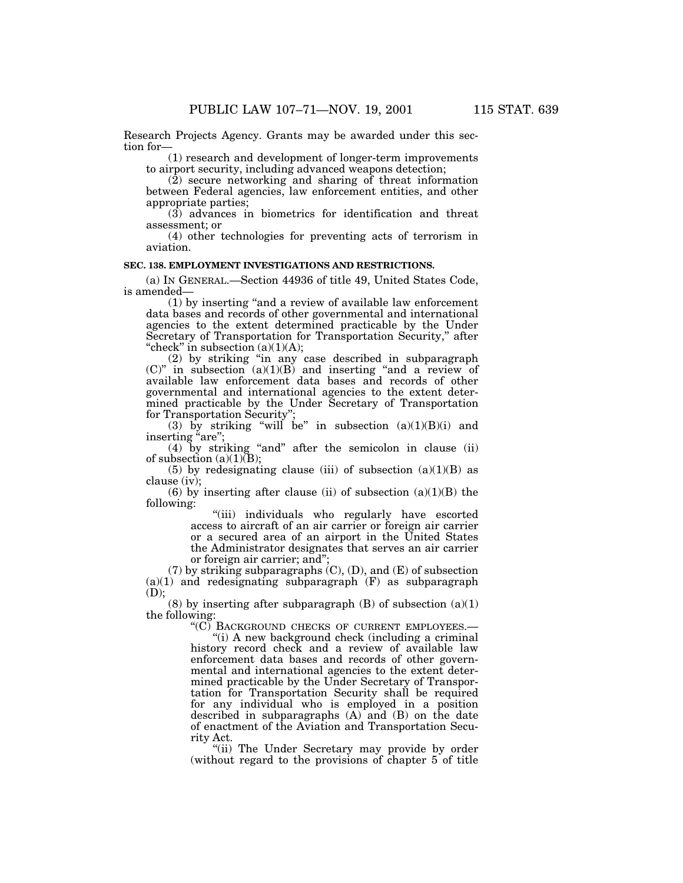Research Projects Agency. Grants may be awarded under this section for—

(1) research and development of longer-term improvements to airport security, including advanced weapons detection;

(2) secure networking and sharing of threat information between Federal agencies, law enforcement entities, and other appropriate parties;

(3) advances in biometrics for identification and threat assessment; or

(4) other technologies for preventing acts of terrorism in aviation.

**SEC. 138. EMPLOYMENT INVESTIGATIONS AND RESTRICTIONS.**

(a) IN GENERAL.—Section 44936 of title 49, United States Code, is amended—

(1) by inserting "and a review of available law enforcement data bases and records of other governmental and international agencies to the extent determined practicable by the Under Secretary of Transportation for Transportation Security," after "check" in subsection (a)(1)(A);

(2) by striking "in any case described in subparagraph (C)" in subsection (a)(1)(B) and inserting "and a review of available law enforcement data bases and records of other governmental and international agencies to the extent determined practicable by the Under Secretary of Transportation for Transportation Security";

(3) by striking "will be" in subsection (a)(1)(B)(i) and inserting "are";

(4) by striking "and" after the semicolon in clause (ii) of subsection (a)(1)(B);

(5) by redesignating clause (iii) of subsection (a)(1)(B) as clause (iv);

(6) by inserting after clause (ii) of subsection (a)(1)(B) the following:

"(iii) individuals who regularly have escorted access to aircraft of an air carrier or foreign air carrier or a secured area of an airport in the United States the Administrator designates that serves an air carrier or foreign air carrier; and";

(7) by striking subparagraphs (C), (D), and (E) of subsection (a)(1) and redesignating subparagraph (F) as subparagraph (D);

(8) by inserting after subparagraph (B) of subsection (a)(1) the following:

"(C) BACKGROUND CHECKS OF CURRENT EMPLOYEES.—

"(i) A new background check (including a criminal history record check and a review of available law enforcement data bases and records of other governmental and international agencies to the extent determined practicable by the Under Secretary of Transportation for Transportation Security shall be required for any individual who is employed in a position described in subparagraphs (A) and (B) on the date of enactment of the Aviation and Transportation Security Act.

"(ii) The Under Secretary may provide by order (without regard to the provisions of chapter 5 of title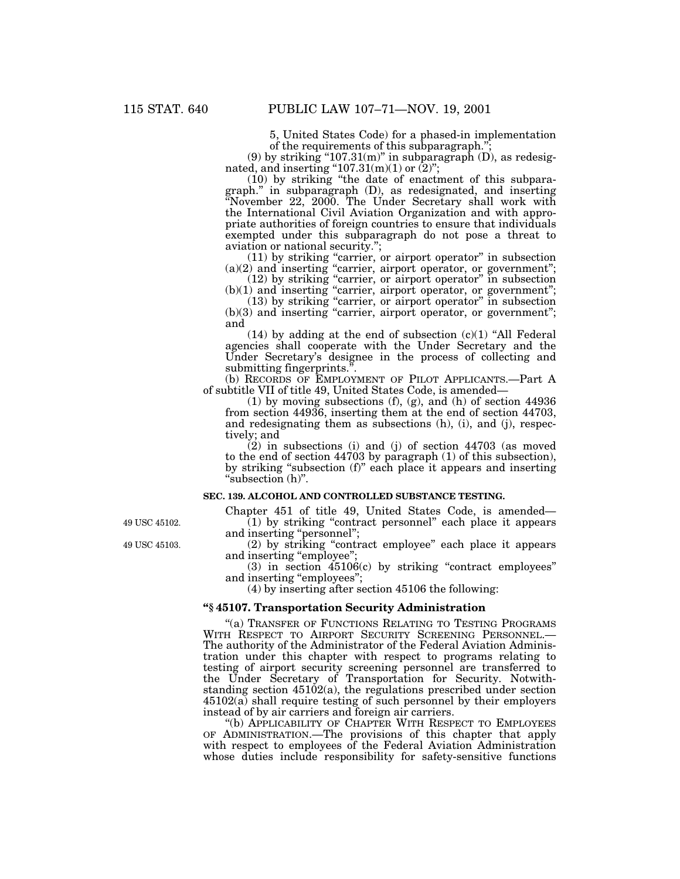5, United States Code) for a phased-in implementation of the requirements of this subparagraph.";

(9) by striking "107.31(m)" in subparagraph (D), as redesignated, and inserting "107.31(m)(1) or (2)";

(10) by striking "the date of enactment of this subparagraph." in subparagraph (D), as redesignated, and inserting "November 22, 2000. The Under Secretary shall work with the International Civil Aviation Organization and with appropriate authorities of foreign countries to ensure that individuals exempted under this subparagraph do not pose a threat to aviation or national security.";

(11) by striking "carrier, or airport operator" in subsection (a)(2) and inserting "carrier, airport operator, or government";

(12) by striking "carrier, or airport operator" in subsection (b)(1) and inserting "carrier, airport operator, or government";

(13) by striking "carrier, or airport operator" in subsection (b)(3) and inserting "carrier, airport operator, or government"; and

(14) by adding at the end of subsection (c)(1) "All Federal agencies shall cooperate with the Under Secretary and the Under Secretary's designee in the process of collecting and submitting fingerprints.".

(b) RECORDS OF EMPLOYMENT OF PILOT APPLICANTS.—Part A of subtitle VII of title 49, United States Code, is amended—

(1) by moving subsections (f), (g), and (h) of section 44936 from section 44936, inserting them at the end of section 44703, and redesignating them as subsections (h), (i), and (j), respectively; and

(2) in subsections (i) and (j) of section 44703 (as moved to the end of section 44703 by paragraph (1) of this subsection), by striking "subsection (f)" each place it appears and inserting "subsection (h)".

**SEC. 139. ALCOHOL AND CONTROLLED SUBSTANCE TESTING.**

Chapter 451 of title 49, United States Code, is amended—

49 USC 45102.

(1) by striking "contract personnel" each place it appears and inserting "personnel";

49 USC 45103.

(2) by striking "contract employee" each place it appears and inserting "employee";

(3) in section 45106(c) by striking "contract employees" and inserting "employees";

(4) by inserting after section 45106 the following:

**"§ 45107. Transportation Security Administration**

"(a) TRANSFER OF FUNCTIONS RELATING TO TESTING PROGRAMS WITH RESPECT TO AIRPORT SECURITY SCREENING PERSONNEL.—The authority of the Administrator of the Federal Aviation Administration under this chapter with respect to programs relating to testing of airport security screening personnel are transferred to the Under Secretary of Transportation for Security. Notwithstanding section 45102(a), the regulations prescribed under section 45102(a) shall require testing of such personnel by their employers instead of by air carriers and foreign air carriers.

"(b) APPLICABILITY OF CHAPTER WITH RESPECT TO EMPLOYEES OF ADMINISTRATION.—The provisions of this chapter that apply with respect to employees of the Federal Aviation Administration whose duties include responsibility for safety-sensitive functions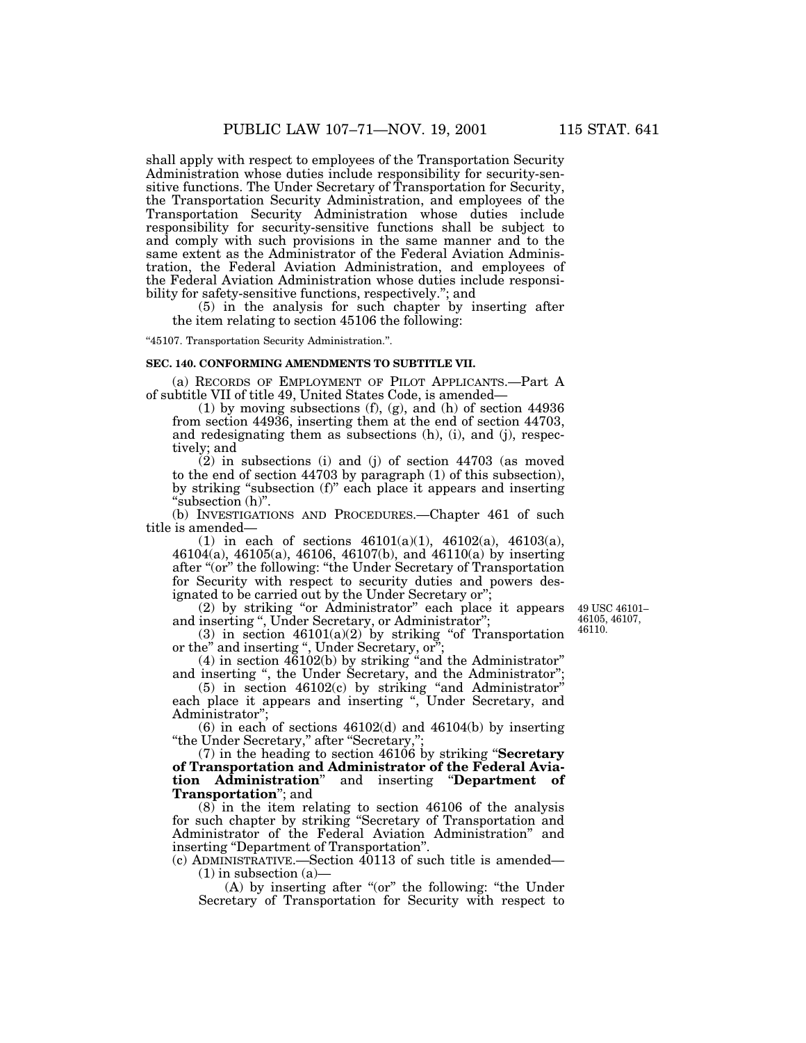shall apply with respect to employees of the Transportation Security Administration whose duties include responsibility for security-sensitive functions. The Under Secretary of Transportation for Security, the Transportation Security Administration, and employees of the Transportation Security Administration whose duties include responsibility for security-sensitive functions shall be subject to and comply with such provisions in the same manner and to the same extent as the Administrator of the Federal Aviation Administration, the Federal Aviation Administration, and employees of the Federal Aviation Administration whose duties include responsibility for safety-sensitive functions, respectively."; and

(5) in the analysis for such chapter by inserting after the item relating to section 45106 the following:

"45107. Transportation Security Administration.".

**SEC. 140. CONFORMING AMENDMENTS TO SUBTITLE VII.**

(a) RECORDS OF EMPLOYMENT OF PILOT APPLICANTS.—Part A of subtitle VII of title 49, United States Code, is amended—

(1) by moving subsections (f), (g), and (h) of section 44936 from section 44936, inserting them at the end of section 44703, and redesignating them as subsections (h), (i), and (j), respectively; and

(2) in subsections (i) and (j) of section 44703 (as moved to the end of section 44703 by paragraph (1) of this subsection), by striking "subsection (f)" each place it appears and inserting "subsection (h)".

(b) INVESTIGATIONS AND PROCEDURES.—Chapter 461 of such title is amended—

(1) in each of sections 46101(a)(1), 46102(a), 46103(a), 46104(a), 46105(a), 46106, 46107(b), and 46110(a) by inserting after "(or" the following: "the Under Secretary of Transportation for Security with respect to security duties and powers designated to be carried out by the Under Secretary or";

49 USC 46101–46105, 46107, 46110.

(2) by striking "or Administrator" each place it appears and inserting ", Under Secretary, or Administrator";

(3) in section 46101(a)(2) by striking "of Transportation or the" and inserting ", Under Secretary, or";

(4) in section 46102(b) by striking "and the Administrator" and inserting ", the Under Secretary, and the Administrator";

(5) in section 46102(c) by striking "and Administrator" each place it appears and inserting ", Under Secretary, and Administrator";

(6) in each of sections 46102(d) and 46104(b) by inserting "the Under Secretary," after "Secretary,";

(7) in the heading to section 46106 by striking "**Secretary of Transportation and Administrator of the Federal Aviation Administration**" and inserting "**Department of Transportation**"; and

(8) in the item relating to section 46106 of the analysis for such chapter by striking "Secretary of Transportation and Administrator of the Federal Aviation Administration" and inserting "Department of Transportation".

(c) ADMINISTRATIVE.—Section 40113 of such title is amended—

(1) in subsection (a)—

(A) by inserting after "(or" the following: "the Under Secretary of Transportation for Security with respect to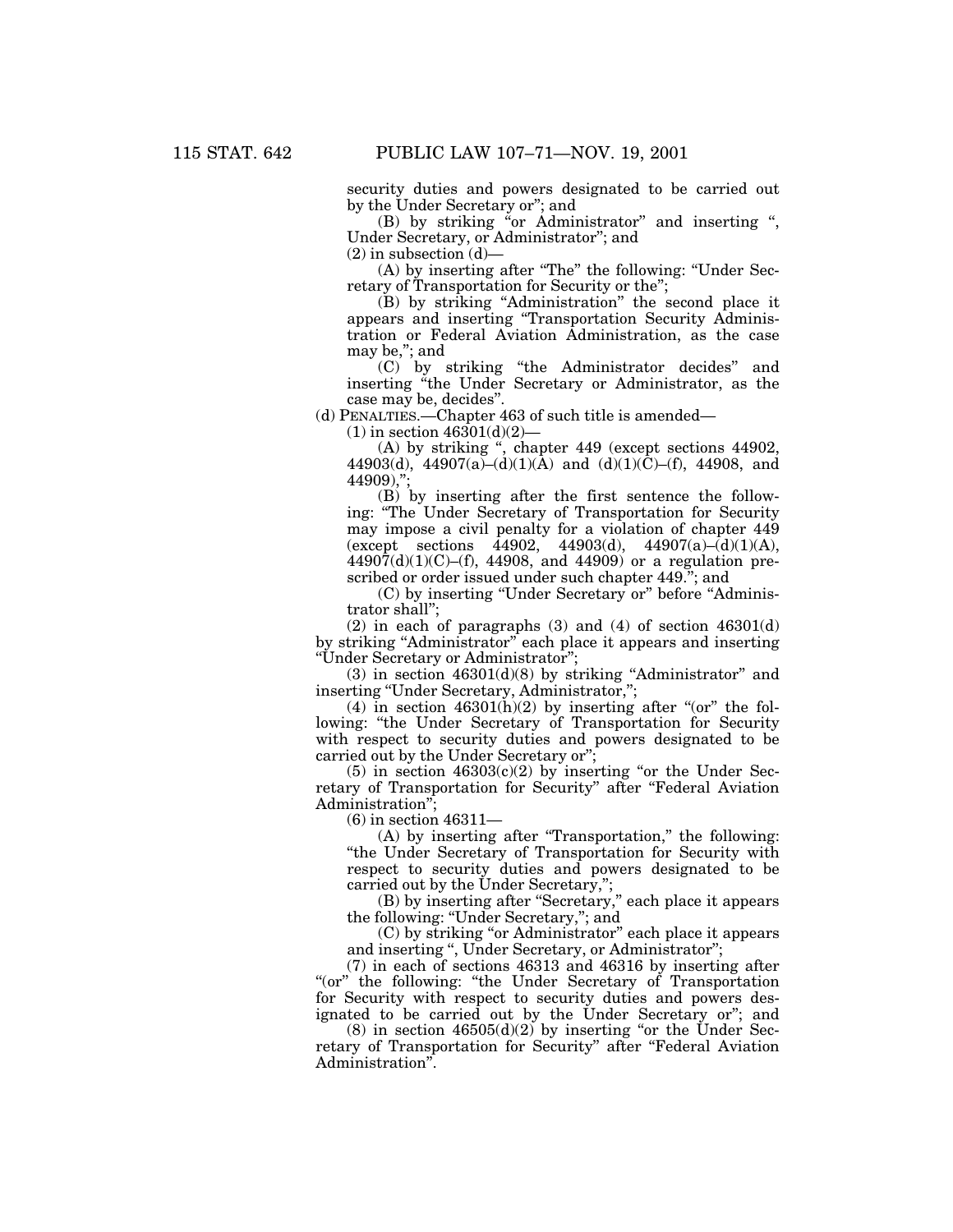security duties and powers designated to be carried out by the Under Secretary or"; and

(B) by striking "or Administrator" and inserting ", Under Secretary, or Administrator"; and

(2) in subsection (d)—

(A) by inserting after "The" the following: "Under Secretary of Transportation for Security or the";

(B) by striking "Administration" the second place it appears and inserting "Transportation Security Administration or Federal Aviation Administration, as the case may be,"; and

(C) by striking "the Administrator decides" and inserting "the Under Secretary or Administrator, as the case may be, decides".

(d) PENALTIES.—Chapter 463 of such title is amended—

(1) in section 46301(d)(2)—

(A) by striking ", chapter 449 (except sections 44902, 44903(d), 44907(a)–(d)(1)(A) and (d)(1)(C)–(f), 44908, and 44909),";

(B) by inserting after the first sentence the following: "The Under Secretary of Transportation for Security may impose a civil penalty for a violation of chapter 449 (except sections 44902, 44903(d), 44907(a)–(d)(1)(A), 44907(d)(1)(C)–(f), 44908, and 44909) or a regulation prescribed or order issued under such chapter 449."; and

(C) by inserting "Under Secretary or" before "Administrator shall";

(2) in each of paragraphs (3) and (4) of section 46301(d) by striking "Administrator" each place it appears and inserting "Under Secretary or Administrator";

(3) in section 46301(d)(8) by striking "Administrator" and inserting "Under Secretary, Administrator,";

(4) in section 46301(h)(2) by inserting after "(or" the following: "the Under Secretary of Transportation for Security with respect to security duties and powers designated to be carried out by the Under Secretary or";

(5) in section 46303(c)(2) by inserting "or the Under Secretary of Transportation for Security" after "Federal Aviation Administration";

(6) in section 46311—

(A) by inserting after "Transportation," the following: "the Under Secretary of Transportation for Security with respect to security duties and powers designated to be carried out by the Under Secretary,";

(B) by inserting after "Secretary," each place it appears the following: "Under Secretary,"; and

(C) by striking "or Administrator" each place it appears and inserting ", Under Secretary, or Administrator";

(7) in each of sections 46313 and 46316 by inserting after "(or" the following: "the Under Secretary of Transportation for Security with respect to security duties and powers designated to be carried out by the Under Secretary or"; and

(8) in section 46505(d)(2) by inserting "or the Under Secretary of Transportation for Security" after "Federal Aviation Administration".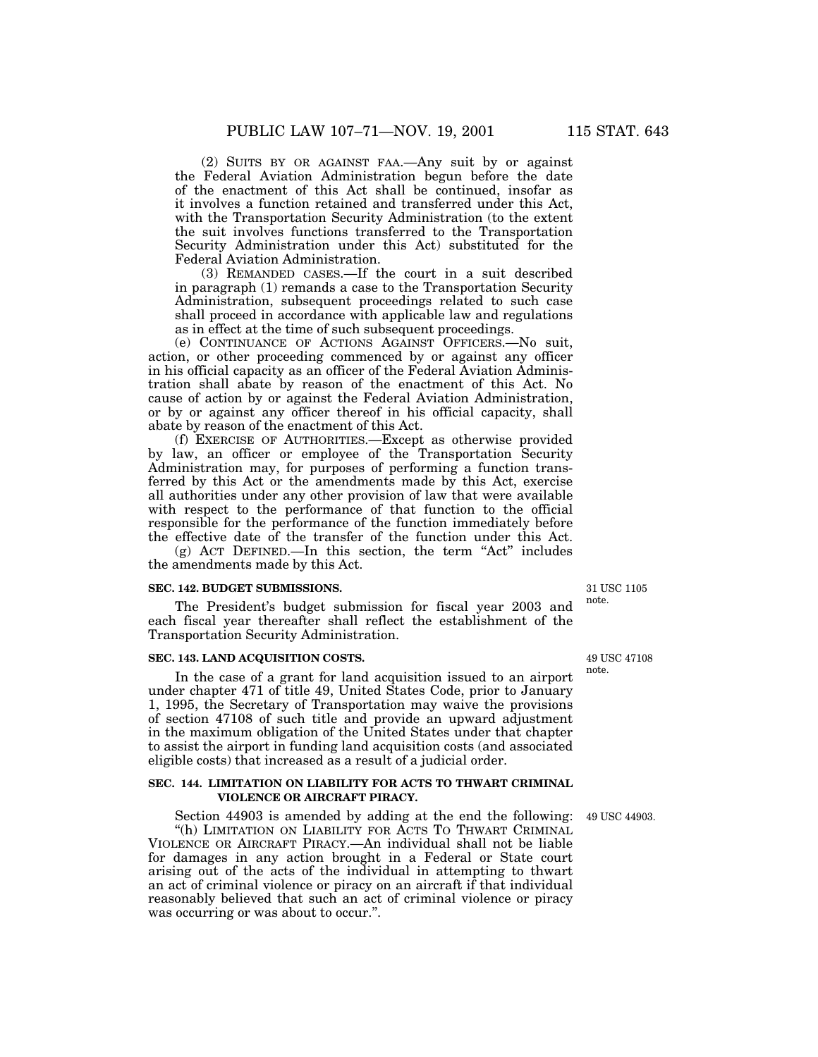(2) SUITS BY OR AGAINST FAA.—Any suit by or against the Federal Aviation Administration begun before the date of the enactment of this Act shall be continued, insofar as it involves a function retained and transferred under this Act, with the Transportation Security Administration (to the extent the suit involves functions transferred to the Transportation Security Administration under this Act) substituted for the Federal Aviation Administration.

(3) REMANDED CASES.—If the court in a suit described in paragraph (1) remands a case to the Transportation Security Administration, subsequent proceedings related to such case shall proceed in accordance with applicable law and regulations as in effect at the time of such subsequent proceedings.

(e) CONTINUANCE OF ACTIONS AGAINST OFFICERS.—No suit, action, or other proceeding commenced by or against any officer in his official capacity as an officer of the Federal Aviation Administration shall abate by reason of the enactment of this Act. No cause of action by or against the Federal Aviation Administration, or by or against any officer thereof in his official capacity, shall abate by reason of the enactment of this Act.

(f) EXERCISE OF AUTHORITIES.—Except as otherwise provided by law, an officer or employee of the Transportation Security Administration may, for purposes of performing a function transferred by this Act or the amendments made by this Act, exercise all authorities under any other provision of law that were available with respect to the performance of that function to the official responsible for the performance of the function immediately before the effective date of the transfer of the function under this Act.

(g) ACT DEFINED.—In this section, the term "Act" includes the amendments made by this Act.

**SEC. 142. BUDGET SUBMISSIONS.**

31 USC 1105 note.

The President's budget submission for fiscal year 2003 and each fiscal year thereafter shall reflect the establishment of the Transportation Security Administration.

**SEC. 143. LAND ACQUISITION COSTS.**

49 USC 47108 note.

In the case of a grant for land acquisition issued to an airport under chapter 471 of title 49, United States Code, prior to January 1, 1995, the Secretary of Transportation may waive the provisions of section 47108 of such title and provide an upward adjustment in the maximum obligation of the United States under that chapter to assist the airport in funding land acquisition costs (and associated eligible costs) that increased as a result of a judicial order.

**SEC. 144. LIMITATION ON LIABILITY FOR ACTS TO THWART CRIMINAL VIOLENCE OR AIRCRAFT PIRACY.**

49 USC 44903.

Section 44903 is amended by adding at the end the following:

"(h) LIMITATION ON LIABILITY FOR ACTS TO THWART CRIMINAL VIOLENCE OR AIRCRAFT PIRACY.—An individual shall not be liable for damages in any action brought in a Federal or State court arising out of the acts of the individual in attempting to thwart an act of criminal violence or piracy on an aircraft if that individual reasonably believed that such an act of criminal violence or piracy was occurring or was about to occur.".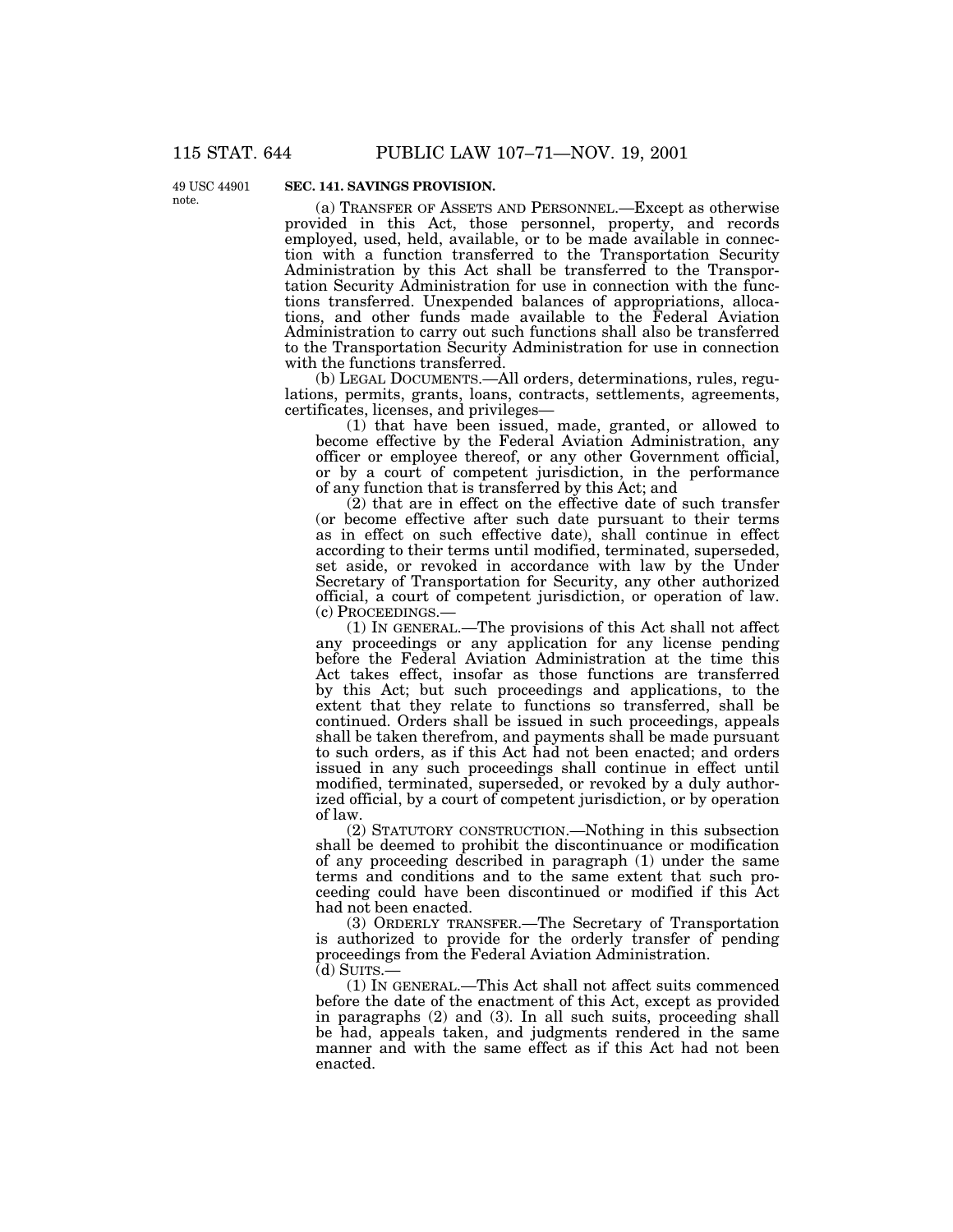**SEC. 141. SAVINGS PROVISION.**

49 USC 44901 note.

(a) TRANSFER OF ASSETS AND PERSONNEL.—Except as otherwise provided in this Act, those personnel, property, and records employed, used, held, available, or to be made available in connection with a function transferred to the Transportation Security Administration by this Act shall be transferred to the Transportation Security Administration for use in connection with the functions transferred. Unexpended balances of appropriations, allocations, and other funds made available to the Federal Aviation Administration to carry out such functions shall also be transferred to the Transportation Security Administration for use in connection with the functions transferred.

(b) LEGAL DOCUMENTS.—All orders, determinations, rules, regulations, permits, grants, loans, contracts, settlements, agreements, certificates, licenses, and privileges—

(1) that have been issued, made, granted, or allowed to become effective by the Federal Aviation Administration, any officer or employee thereof, or any other Government official, or by a court of competent jurisdiction, in the performance of any function that is transferred by this Act; and

(2) that are in effect on the effective date of such transfer (or become effective after such date pursuant to their terms as in effect on such effective date), shall continue in effect according to their terms until modified, terminated, superseded, set aside, or revoked in accordance with law by the Under Secretary of Transportation for Security, any other authorized official, a court of competent jurisdiction, or operation of law.

(c) PROCEEDINGS.—

(1) IN GENERAL.—The provisions of this Act shall not affect any proceedings or any application for any license pending before the Federal Aviation Administration at the time this Act takes effect, insofar as those functions are transferred by this Act; but such proceedings and applications, to the extent that they relate to functions so transferred, shall be continued. Orders shall be issued in such proceedings, appeals shall be taken therefrom, and payments shall be made pursuant to such orders, as if this Act had not been enacted; and orders issued in any such proceedings shall continue in effect until modified, terminated, superseded, or revoked by a duly authorized official, by a court of competent jurisdiction, or by operation of law.

(2) STATUTORY CONSTRUCTION.—Nothing in this subsection shall be deemed to prohibit the discontinuance or modification of any proceeding described in paragraph (1) under the same terms and conditions and to the same extent that such proceeding could have been discontinued or modified if this Act had not been enacted.

(3) ORDERLY TRANSFER.—The Secretary of Transportation is authorized to provide for the orderly transfer of pending proceedings from the Federal Aviation Administration.

(d) SUITS.—

(1) IN GENERAL.—This Act shall not affect suits commenced before the date of the enactment of this Act, except as provided in paragraphs (2) and (3). In all such suits, proceeding shall be had, appeals taken, and judgments rendered in the same manner and with the same effect as if this Act had not been enacted.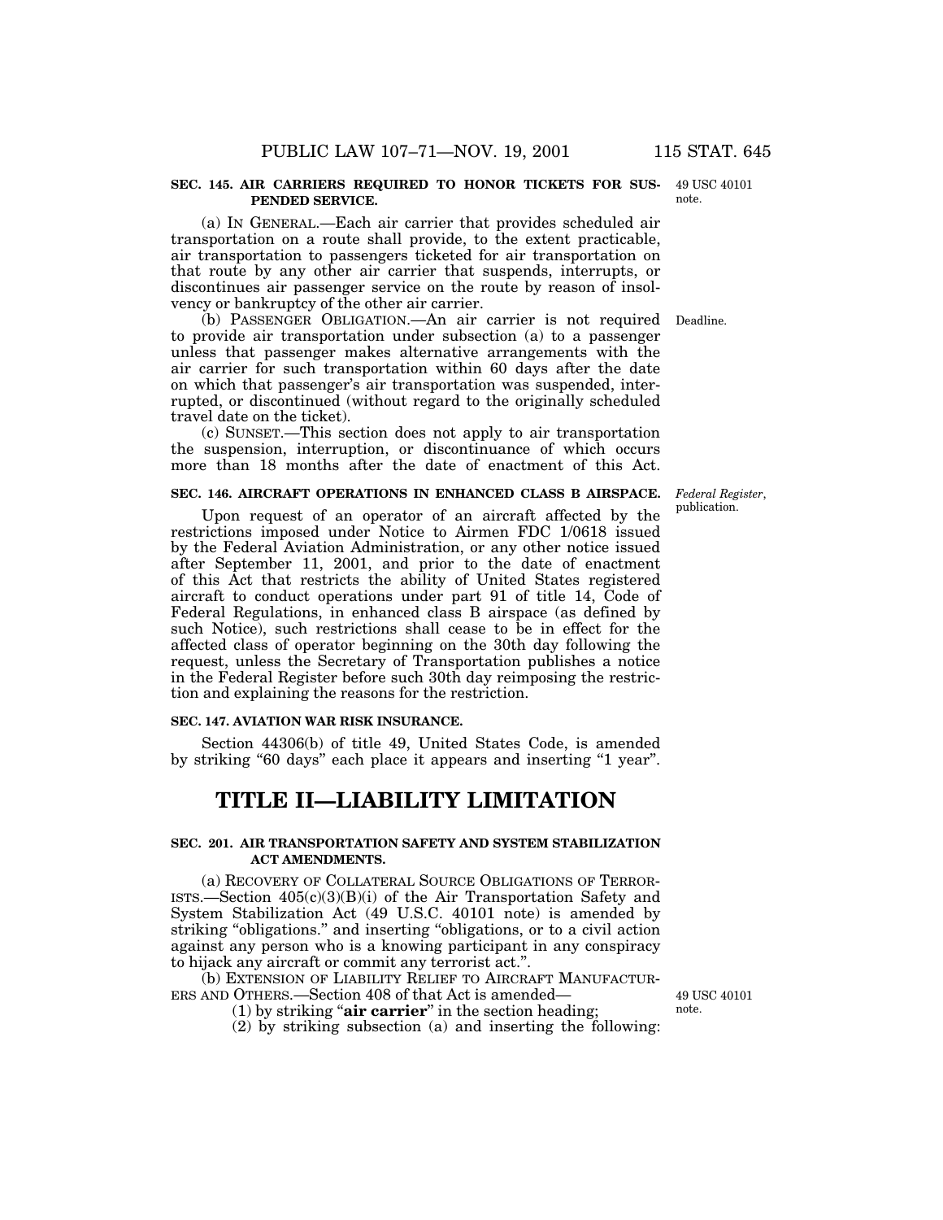**SEC. 145. AIR CARRIERS REQUIRED TO HONOR TICKETS FOR SUSPENDED SERVICE.**

49 USC 40101 note.

(a) IN GENERAL.—Each air carrier that provides scheduled air transportation on a route shall provide, to the extent practicable, air transportation to passengers ticketed for air transportation on that route by any other air carrier that suspends, interrupts, or discontinues air passenger service on the route by reason of insolvency or bankruptcy of the other air carrier.

Deadline.

(b) PASSENGER OBLIGATION.—An air carrier is not required to provide air transportation under subsection (a) to a passenger unless that passenger makes alternative arrangements with the air carrier for such transportation within 60 days after the date on which that passenger's air transportation was suspended, interrupted, or discontinued (without regard to the originally scheduled travel date on the ticket).

(c) SUNSET.—This section does not apply to air transportation the suspension, interruption, or discontinuance of which occurs more than 18 months after the date of enactment of this Act.

**SEC. 146. AIRCRAFT OPERATIONS IN ENHANCED CLASS B AIRSPACE.**

*Federal Register*, publication.

Upon request of an operator of an aircraft affected by the restrictions imposed under Notice to Airmen FDC 1/0618 issued by the Federal Aviation Administration, or any other notice issued after September 11, 2001, and prior to the date of enactment of this Act that restricts the ability of United States registered aircraft to conduct operations under part 91 of title 14, Code of Federal Regulations, in enhanced class B airspace (as defined by such Notice), such restrictions shall cease to be in effect for the affected class of operator beginning on the 30th day following the request, unless the Secretary of Transportation publishes a notice in the Federal Register before such 30th day reimposing the restriction and explaining the reasons for the restriction.

**SEC. 147. AVIATION WAR RISK INSURANCE.**

Section 44306(b) of title 49, United States Code, is amended by striking "60 days" each place it appears and inserting "1 year".

# TITLE II—LIABILITY LIMITATION

**SEC. 201. AIR TRANSPORTATION SAFETY AND SYSTEM STABILIZATION ACT AMENDMENTS.**

(a) RECOVERY OF COLLATERAL SOURCE OBLIGATIONS OF TERRORISTS.—Section 405(c)(3)(B)(i) of the Air Transportation Safety and System Stabilization Act (49 U.S.C. 40101 note) is amended by striking "obligations." and inserting "obligations, or to a civil action against any person who is a knowing participant in any conspiracy to hijack any aircraft or commit any terrorist act.".

(b) EXTENSION OF LIABILITY RELIEF TO AIRCRAFT MANUFACTURERS AND OTHERS.—Section 408 of that Act is amended—

49 USC 40101 note.

(1) by striking "**air carrier**" in the section heading;

(2) by striking subsection (a) and inserting the following: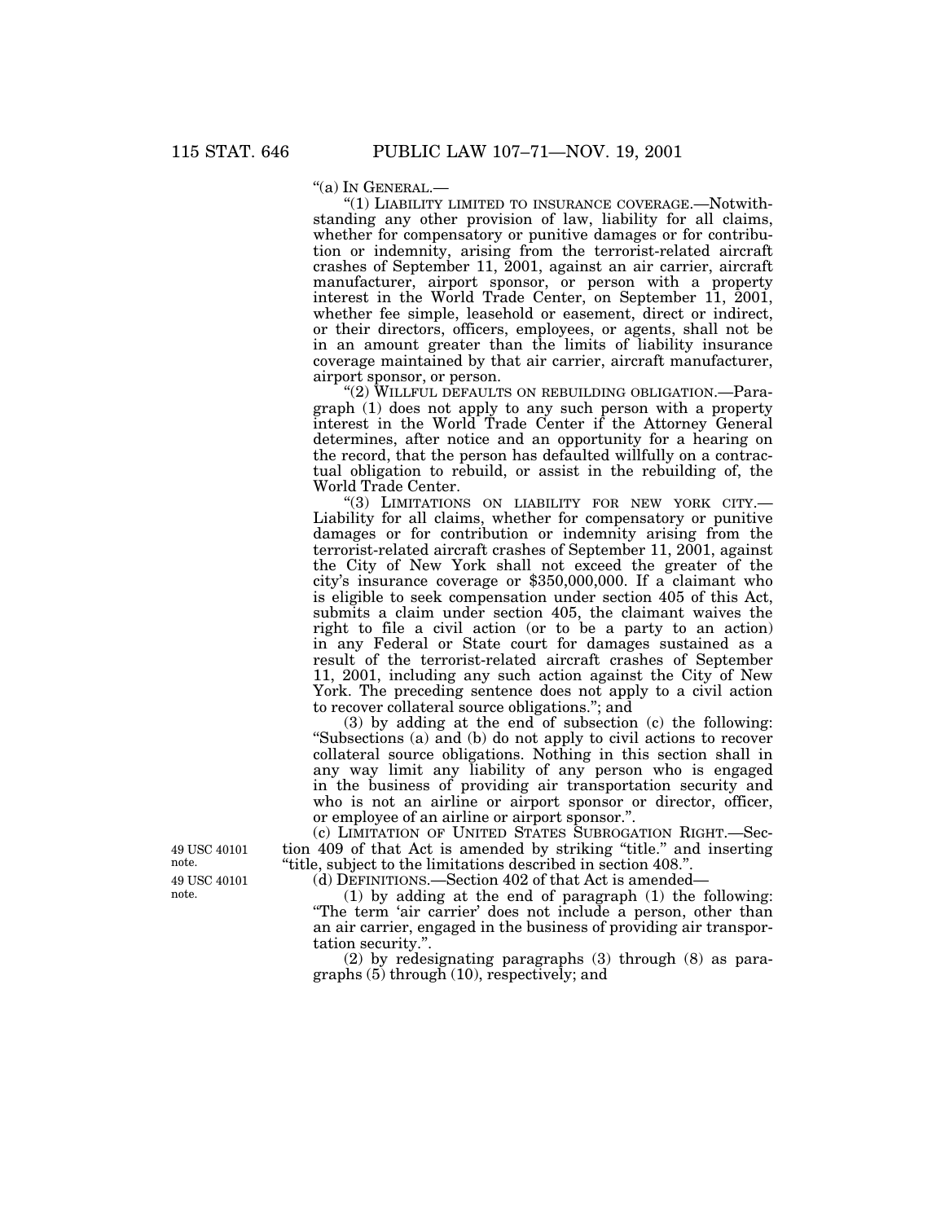"(a) IN GENERAL.—

"(1) LIABILITY LIMITED TO INSURANCE COVERAGE.—Notwithstanding any other provision of law, liability for all claims, whether for compensatory or punitive damages or for contribution or indemnity, arising from the terrorist-related aircraft crashes of September 11, 2001, against an air carrier, aircraft manufacturer, airport sponsor, or person with a property interest in the World Trade Center, on September 11, 2001, whether fee simple, leasehold or easement, direct or indirect, or their directors, officers, employees, or agents, shall not be in an amount greater than the limits of liability insurance coverage maintained by that air carrier, aircraft manufacturer, airport sponsor, or person.

"(2) WILLFUL DEFAULTS ON REBUILDING OBLIGATION.—Paragraph (1) does not apply to any such person with a property interest in the World Trade Center if the Attorney General determines, after notice and an opportunity for a hearing on the record, that the person has defaulted willfully on a contractual obligation to rebuild, or assist in the rebuilding of, the World Trade Center.

"(3) LIMITATIONS ON LIABILITY FOR NEW YORK CITY.—Liability for all claims, whether for compensatory or punitive damages or for contribution or indemnity arising from the terrorist-related aircraft crashes of September 11, 2001, against the City of New York shall not exceed the greater of the city's insurance coverage or $350,000,000. If a claimant who is eligible to seek compensation under section 405 of this Act, submits a claim under section 405, the claimant waives the right to file a civil action (or to be a party to an action) in any Federal or State court for damages sustained as a result of the terrorist-related aircraft crashes of September 11, 2001, including any such action against the City of New York. The preceding sentence does not apply to a civil action to recover collateral source obligations."; and

(3) by adding at the end of subsection (c) the following: "Subsections (a) and (b) do not apply to civil actions to recover collateral source obligations. Nothing in this section shall in any way limit any liability of any person who is engaged in the business of providing air transportation security and who is not an airline or airport sponsor or director, officer, or employee of an airline or airport sponsor.".

49 USC 40101 note.

(c) LIMITATION OF UNITED STATES SUBROGATION RIGHT.—Section 409 of that Act is amended by striking "title." and inserting "title, subject to the limitations described in section 408.".

49 USC 40101 note.

(d) DEFINITIONS.—Section 402 of that Act is amended—

(1) by adding at the end of paragraph (1) the following: "The term 'air carrier' does not include a person, other than an air carrier, engaged in the business of providing air transportation security.".

(2) by redesignating paragraphs (3) through (8) as paragraphs (5) through (10), respectively; and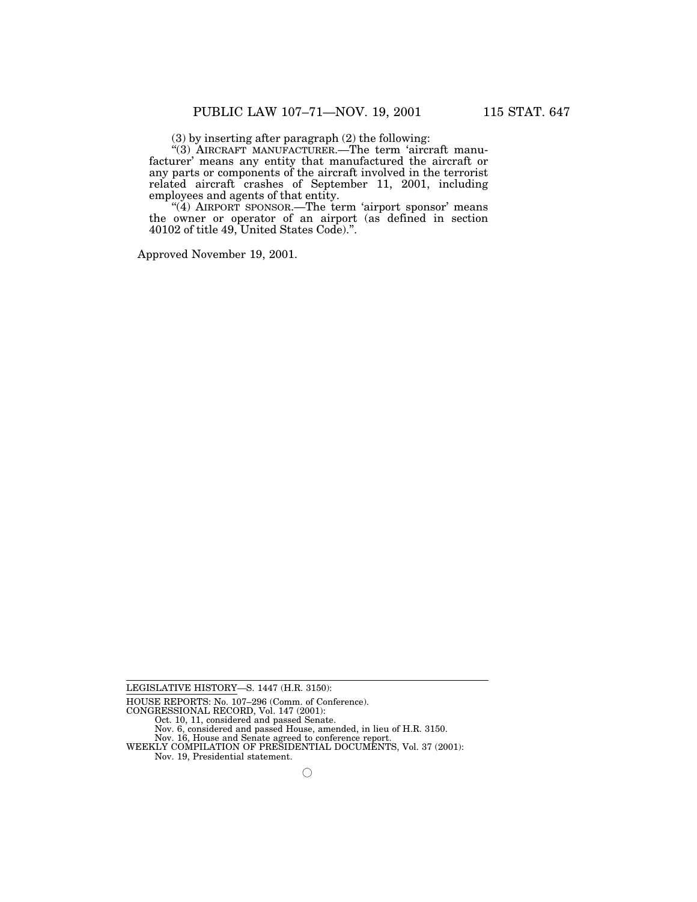(3) by inserting after paragraph (2) the following:

"(3) AIRCRAFT MANUFACTURER.—The term 'aircraft manufacturer' means any entity that manufactured the aircraft or any parts or components of the aircraft involved in the terrorist related aircraft crashes of September 11, 2001, including employees and agents of that entity.

"(4) AIRPORT SPONSOR.—The term 'airport sponsor' means the owner or operator of an airport (as defined in section 40102 of title 49, United States Code).".

Approved November 19, 2001.

---

LEGISLATIVE HISTORY—S. 1447 (H.R. 3150):

HOUSE REPORTS: No. 107–296 (Comm. of Conference).

CONGRESSIONAL RECORD, Vol. 147 (2001):

- Oct. 10, 11, considered and passed Senate.
- Nov. 6, considered and passed House, amended, in lieu of H.R. 3150.
- Nov. 16, House and Senate agreed to conference report.

WEEKLY COMPILATION OF PRESIDENTIAL DOCUMENTS, Vol. 37 (2001):

- Nov. 19, Presidential statement.